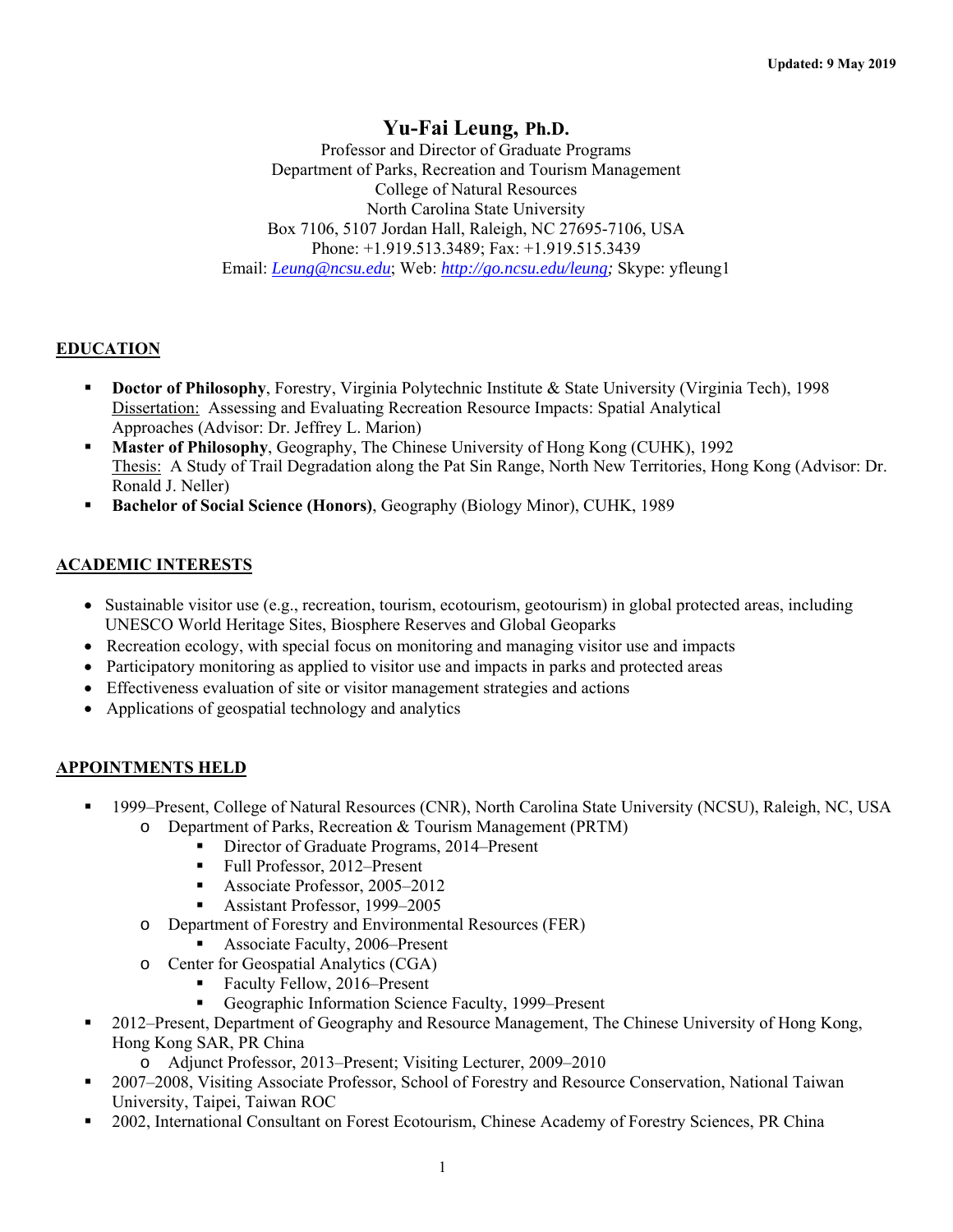**Updated: 9 May 2019**

# Yu-Fai Leung, Ph.D.

Professor and Director of Graduate Programs
Department of Parks, Recreation and Tourism Management
College of Natural Resources
North Carolina State University
Box 7106, 5107 Jordan Hall, Raleigh, NC 27695-7106, USA
Phone: +1.919.513.3489; Fax: +1.919.515.3439
Email: *Leung@ncsu.edu*; Web: *http://go.ncsu.edu/leung*; Skype: yfleung1

## EDUCATION

- **Doctor of Philosophy**, Forestry, Virginia Polytechnic Institute & State University (Virginia Tech), 1998
  Dissertation: Assessing and Evaluating Recreation Resource Impacts: Spatial Analytical Approaches (Advisor: Dr. Jeffrey L. Marion)
- **Master of Philosophy**, Geography, The Chinese University of Hong Kong (CUHK), 1992
  Thesis: A Study of Trail Degradation along the Pat Sin Range, North New Territories, Hong Kong (Advisor: Dr. Ronald J. Neller)
- **Bachelor of Social Science (Honors)**, Geography (Biology Minor), CUHK, 1989

## ACADEMIC INTERESTS

- Sustainable visitor use (e.g., recreation, tourism, ecotourism, geotourism) in global protected areas, including UNESCO World Heritage Sites, Biosphere Reserves and Global Geoparks
- Recreation ecology, with special focus on monitoring and managing visitor use and impacts
- Participatory monitoring as applied to visitor use and impacts in parks and protected areas
- Effectiveness evaluation of site or visitor management strategies and actions
- Applications of geospatial technology and analytics

## APPOINTMENTS HELD

- 1999–Present, College of Natural Resources (CNR), North Carolina State University (NCSU), Raleigh, NC, USA
  - Department of Parks, Recreation & Tourism Management (PRTM)
    - Director of Graduate Programs, 2014–Present
    - Full Professor, 2012–Present
    - Associate Professor, 2005–2012
    - Assistant Professor, 1999–2005
  - Department of Forestry and Environmental Resources (FER)
    - Associate Faculty, 2006–Present
  - Center for Geospatial Analytics (CGA)
    - Faculty Fellow, 2016–Present
    - Geographic Information Science Faculty, 1999–Present
- 2012–Present, Department of Geography and Resource Management, The Chinese University of Hong Kong, Hong Kong SAR, PR China
  - Adjunct Professor, 2013–Present; Visiting Lecturer, 2009–2010
- 2007–2008, Visiting Associate Professor, School of Forestry and Resource Conservation, National Taiwan University, Taipei, Taiwan ROC
- 2002, International Consultant on Forest Ecotourism, Chinese Academy of Forestry Sciences, PR China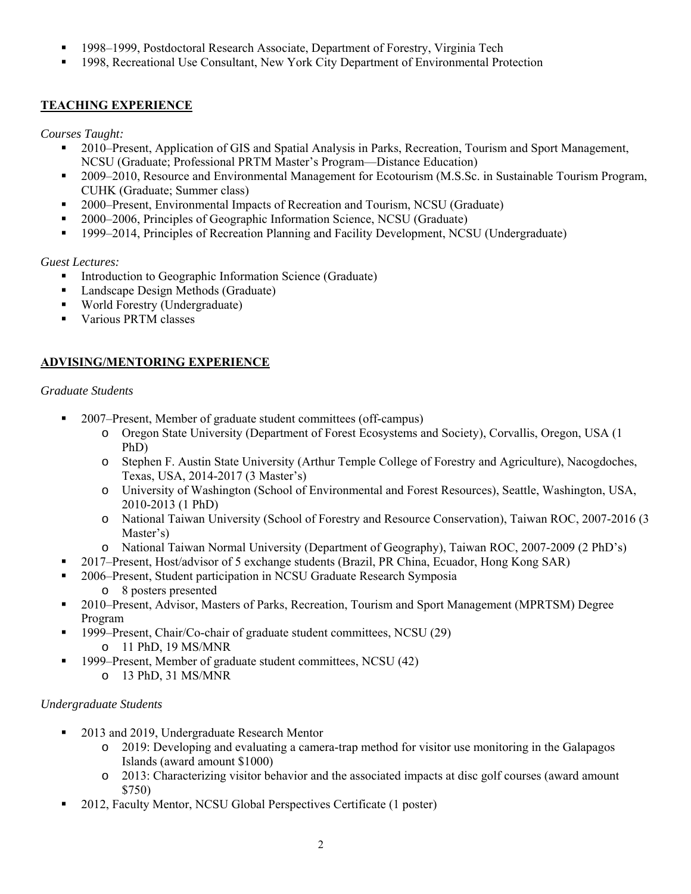- 1998–1999, Postdoctoral Research Associate, Department of Forestry, Virginia Tech
- 1998, Recreational Use Consultant, New York City Department of Environmental Protection

## TEACHING EXPERIENCE

*Courses Taught:*

- 2010–Present, Application of GIS and Spatial Analysis in Parks, Recreation, Tourism and Sport Management, NCSU (Graduate; Professional PRTM Master's Program—Distance Education)
- 2009–2010, Resource and Environmental Management for Ecotourism (M.S.Sc. in Sustainable Tourism Program, CUHK (Graduate; Summer class)
- 2000–Present, Environmental Impacts of Recreation and Tourism, NCSU (Graduate)
- 2000–2006, Principles of Geographic Information Science, NCSU (Graduate)
- 1999–2014, Principles of Recreation Planning and Facility Development, NCSU (Undergraduate)

*Guest Lectures:*

- Introduction to Geographic Information Science (Graduate)
- Landscape Design Methods (Graduate)
- World Forestry (Undergraduate)
- Various PRTM classes

## ADVISING/MENTORING EXPERIENCE

*Graduate Students*

- 2007–Present, Member of graduate student committees (off-campus)
  - Oregon State University (Department of Forest Ecosystems and Society), Corvallis, Oregon, USA (1 PhD)
  - Stephen F. Austin State University (Arthur Temple College of Forestry and Agriculture), Nacogdoches, Texas, USA, 2014-2017 (3 Master's)
  - University of Washington (School of Environmental and Forest Resources), Seattle, Washington, USA, 2010-2013 (1 PhD)
  - National Taiwan University (School of Forestry and Resource Conservation), Taiwan ROC, 2007-2016 (3 Master's)
  - National Taiwan Normal University (Department of Geography), Taiwan ROC, 2007-2009 (2 PhD's)
- 2017–Present, Host/advisor of 5 exchange students (Brazil, PR China, Ecuador, Hong Kong SAR)
- 2006–Present, Student participation in NCSU Graduate Research Symposia
  - 8 posters presented
- 2010–Present, Advisor, Masters of Parks, Recreation, Tourism and Sport Management (MPRTSM) Degree Program
- 1999–Present, Chair/Co-chair of graduate student committees, NCSU (29)
  - 11 PhD, 19 MS/MNR
- 1999–Present, Member of graduate student committees, NCSU (42)
  - 13 PhD, 31 MS/MNR

*Undergraduate Students*

- 2013 and 2019, Undergraduate Research Mentor
  - 2019: Developing and evaluating a camera-trap method for visitor use monitoring in the Galapagos Islands (award amount $1000)
  - 2013: Characterizing visitor behavior and the associated impacts at disc golf courses (award amount $750)
- 2012, Faculty Mentor, NCSU Global Perspectives Certificate (1 poster)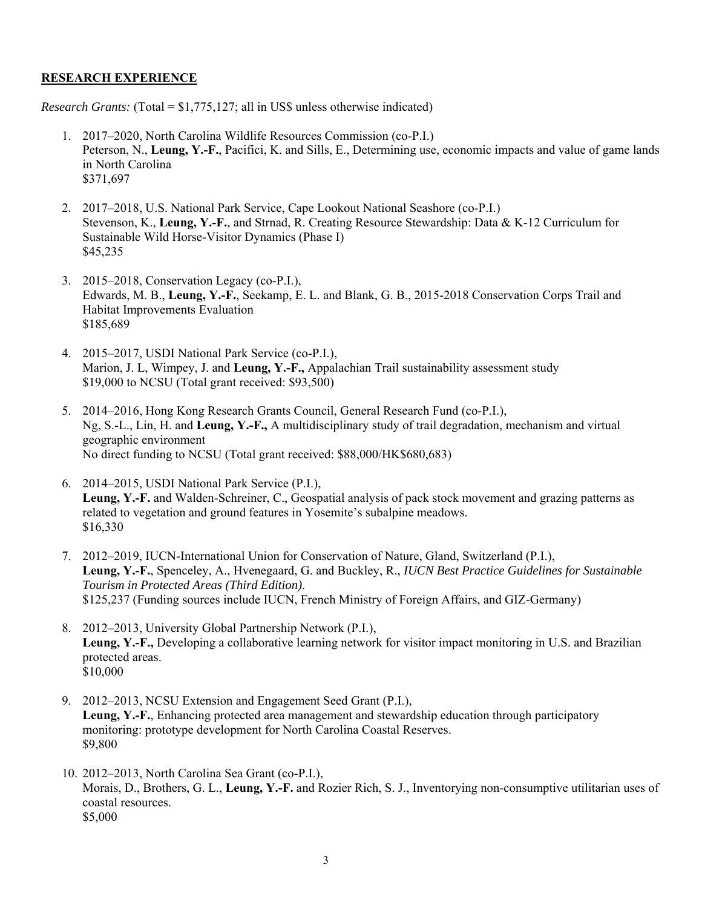## RESEARCH EXPERIENCE

*Research Grants:* (Total = $1,775,127; all in US$ unless otherwise indicated)

1. 2017–2020, North Carolina Wildlife Resources Commission (co-P.I.)
   Peterson, N., **Leung, Y.-F.**, Pacifici, K. and Sills, E., Determining use, economic impacts and value of game lands in North Carolina
   $371,697

2. 2017–2018, U.S. National Park Service, Cape Lookout National Seashore (co-P.I.)
   Stevenson, K., **Leung, Y.-F.**, and Strnad, R. Creating Resource Stewardship: Data & K-12 Curriculum for Sustainable Wild Horse-Visitor Dynamics (Phase I)
   $45,235

3. 2015–2018, Conservation Legacy (co-P.I.),
   Edwards, M. B., **Leung, Y.-F.**, Seekamp, E. L. and Blank, G. B., 2015-2018 Conservation Corps Trail and Habitat Improvements Evaluation
   $185,689

4. 2015–2017, USDI National Park Service (co-P.I.),
   Marion, J. L, Wimpey, J. and **Leung, Y.-F.,** Appalachian Trail sustainability assessment study
   $19,000 to NCSU (Total grant received: $93,500)

5. 2014–2016, Hong Kong Research Grants Council, General Research Fund (co-P.I.),
   Ng, S.-L., Lin, H. and **Leung, Y.-F.,** A multidisciplinary study of trail degradation, mechanism and virtual geographic environment
   No direct funding to NCSU (Total grant received: $88,000/HK$680,683)

6. 2014–2015, USDI National Park Service (P.I.),
   **Leung, Y.-F.** and Walden-Schreiner, C., Geospatial analysis of pack stock movement and grazing patterns as related to vegetation and ground features in Yosemite's subalpine meadows.
   $16,330

7. 2012–2019, IUCN-International Union for Conservation of Nature, Gland, Switzerland (P.I.),
   **Leung, Y.-F.**, Spenceley, A., Hvenegaard, G. and Buckley, R., *IUCN Best Practice Guidelines for Sustainable Tourism in Protected Areas (Third Edition)*.
   $125,237 (Funding sources include IUCN, French Ministry of Foreign Affairs, and GIZ-Germany)

8. 2012–2013, University Global Partnership Network (P.I.),
   **Leung, Y.-F.,** Developing a collaborative learning network for visitor impact monitoring in U.S. and Brazilian protected areas.
   $10,000

9. 2012–2013, NCSU Extension and Engagement Seed Grant (P.I.),
   **Leung, Y.-F.**, Enhancing protected area management and stewardship education through participatory monitoring: prototype development for North Carolina Coastal Reserves.
   $9,800

10. 2012–2013, North Carolina Sea Grant (co-P.I.),
    Morais, D., Brothers, G. L., **Leung, Y.-F.** and Rozier Rich, S. J., Inventorying non-consumptive utilitarian uses of coastal resources.
    $5,000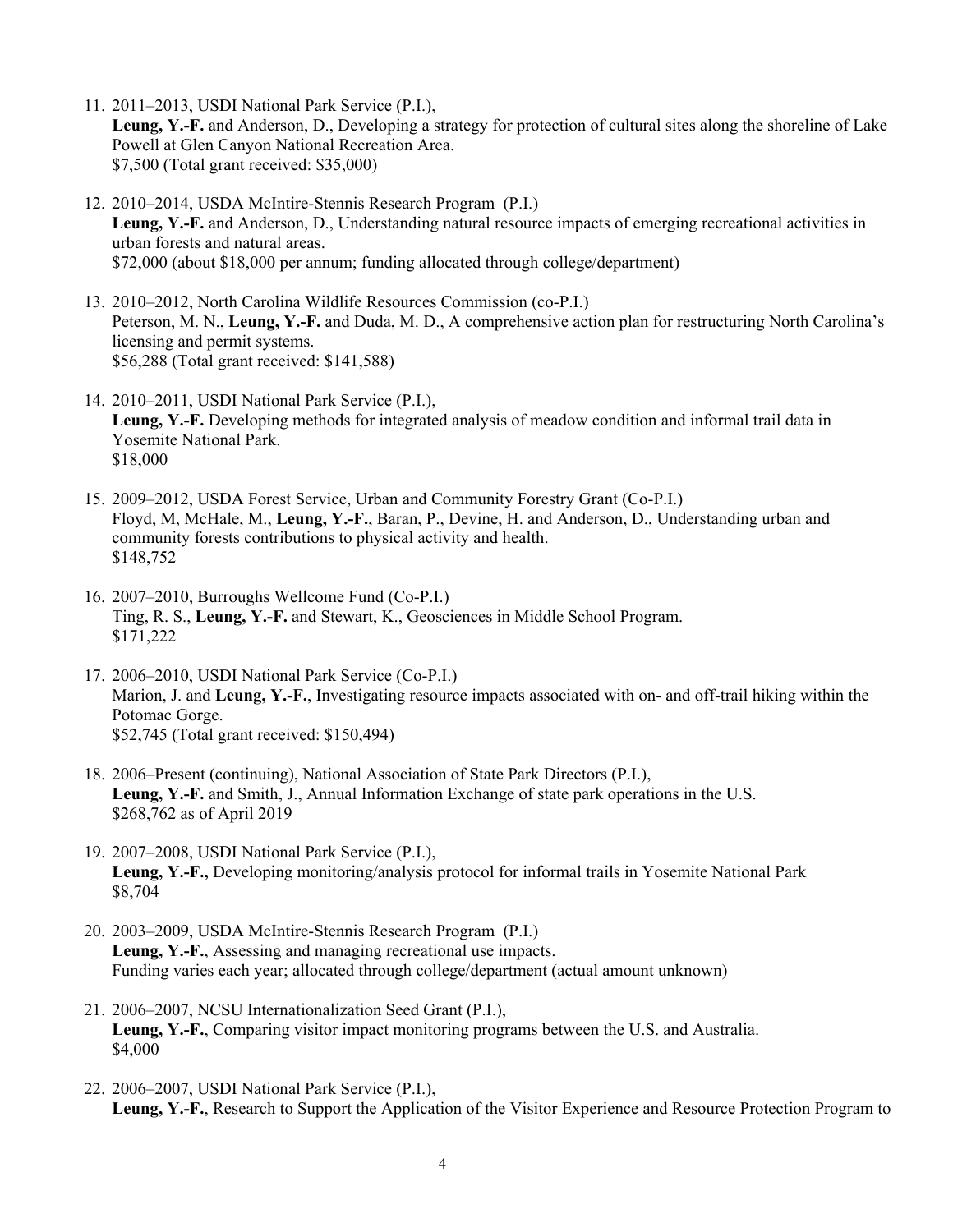11. 2011–2013, USDI National Park Service (P.I.),
    **Leung, Y.-F.** and Anderson, D., Developing a strategy for protection of cultural sites along the shoreline of Lake Powell at Glen Canyon National Recreation Area.
    $7,500 (Total grant received: $35,000)

12. 2010–2014, USDA McIntire-Stennis Research Program (P.I.)
    **Leung, Y.-F.** and Anderson, D., Understanding natural resource impacts of emerging recreational activities in urban forests and natural areas.
    $72,000 (about $18,000 per annum; funding allocated through college/department)

13. 2010–2012, North Carolina Wildlife Resources Commission (co-P.I.)
    Peterson, M. N., **Leung, Y.-F.** and Duda, M. D., A comprehensive action plan for restructuring North Carolina's licensing and permit systems.
    $56,288 (Total grant received: $141,588)

14. 2010–2011, USDI National Park Service (P.I.),
    **Leung, Y.-F.** Developing methods for integrated analysis of meadow condition and informal trail data in Yosemite National Park.
    $18,000

15. 2009–2012, USDA Forest Service, Urban and Community Forestry Grant (Co-P.I.)
    Floyd, M, McHale, M., **Leung, Y.-F.**, Baran, P., Devine, H. and Anderson, D., Understanding urban and community forests contributions to physical activity and health.
    $148,752

16. 2007–2010, Burroughs Wellcome Fund (Co-P.I.)
    Ting, R. S., **Leung, Y.-F.** and Stewart, K., Geosciences in Middle School Program.
    $171,222

17. 2006–2010, USDI National Park Service (Co-P.I.)
    Marion, J. and **Leung, Y.-F.**, Investigating resource impacts associated with on- and off-trail hiking within the Potomac Gorge.
    $52,745 (Total grant received: $150,494)

18. 2006–Present (continuing), National Association of State Park Directors (P.I.),
    **Leung, Y.-F.** and Smith, J., Annual Information Exchange of state park operations in the U.S.
    $268,762 as of April 2019

19. 2007–2008, USDI National Park Service (P.I.),
    **Leung, Y.-F.,** Developing monitoring/analysis protocol for informal trails in Yosemite National Park
    $8,704

20. 2003–2009, USDA McIntire-Stennis Research Program (P.I.)
    **Leung, Y.-F.**, Assessing and managing recreational use impacts.
    Funding varies each year; allocated through college/department (actual amount unknown)

21. 2006–2007, NCSU Internationalization Seed Grant (P.I.),
    **Leung, Y.-F.**, Comparing visitor impact monitoring programs between the U.S. and Australia.
    $4,000

22. 2006–2007, USDI National Park Service (P.I.),
    **Leung, Y.-F.**, Research to Support the Application of the Visitor Experience and Resource Protection Program to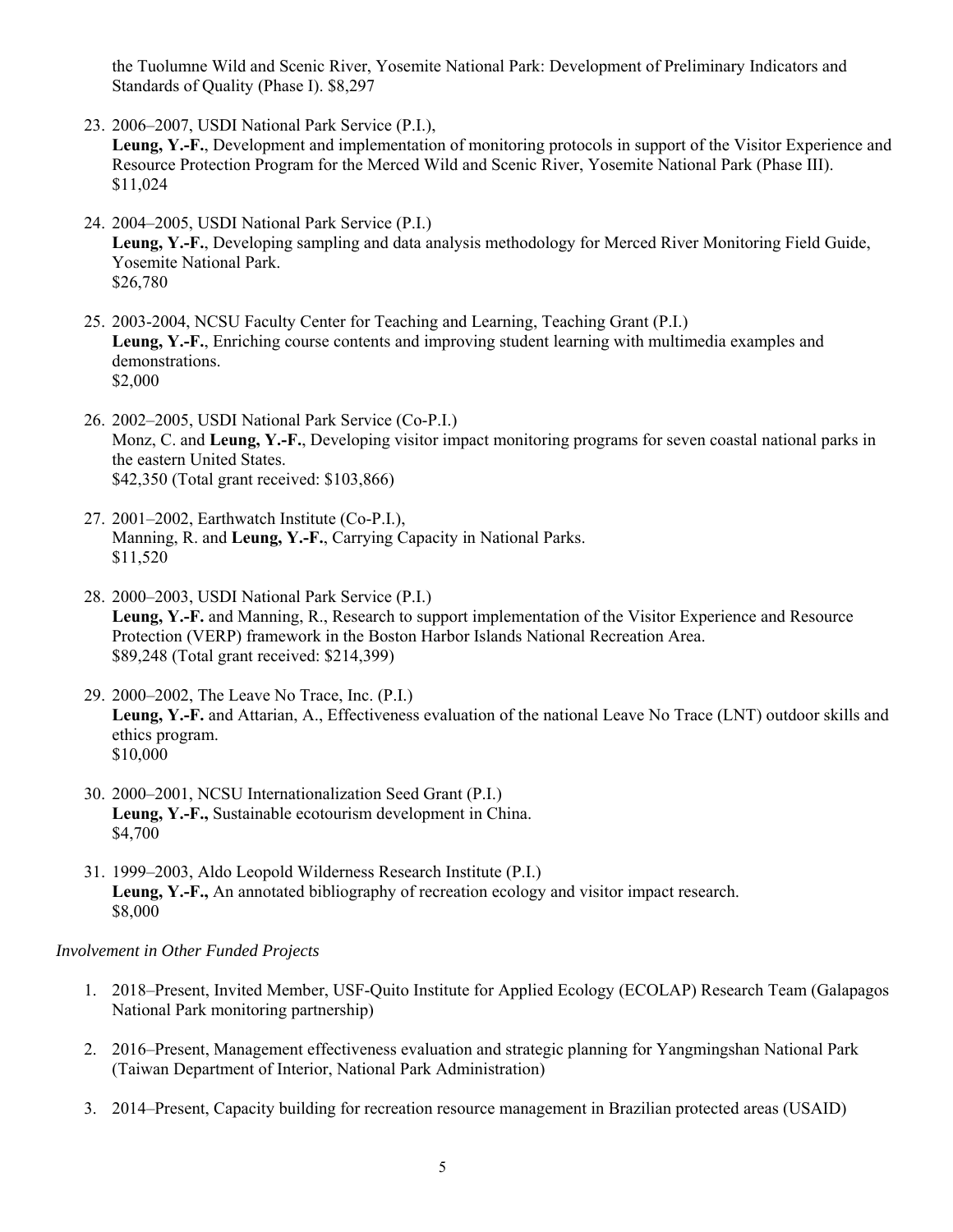the Tuolumne Wild and Scenic River, Yosemite National Park: Development of Preliminary Indicators and Standards of Quality (Phase I). $8,297

23. 2006–2007, USDI National Park Service (P.I.),
    **Leung, Y.-F.**, Development and implementation of monitoring protocols in support of the Visitor Experience and Resource Protection Program for the Merced Wild and Scenic River, Yosemite National Park (Phase III). $11,024

24. 2004–2005, USDI National Park Service (P.I.)
    **Leung, Y.-F.**, Developing sampling and data analysis methodology for Merced River Monitoring Field Guide, Yosemite National Park.
    $26,780

25. 2003-2004, NCSU Faculty Center for Teaching and Learning, Teaching Grant (P.I.)
    **Leung, Y.-F.**, Enriching course contents and improving student learning with multimedia examples and demonstrations.
    $2,000

26. 2002–2005, USDI National Park Service (Co-P.I.)
    Monz, C. and **Leung, Y.-F.**, Developing visitor impact monitoring programs for seven coastal national parks in the eastern United States.
    $42,350 (Total grant received: $103,866)

27. 2001–2002, Earthwatch Institute (Co-P.I.),
    Manning, R. and **Leung, Y.-F.**, Carrying Capacity in National Parks.
    $11,520

28. 2000–2003, USDI National Park Service (P.I.)
    **Leung, Y.-F.** and Manning, R., Research to support implementation of the Visitor Experience and Resource Protection (VERP) framework in the Boston Harbor Islands National Recreation Area.
    $89,248 (Total grant received: $214,399)

29. 2000–2002, The Leave No Trace, Inc. (P.I.)
    **Leung, Y.-F.** and Attarian, A., Effectiveness evaluation of the national Leave No Trace (LNT) outdoor skills and ethics program.
    $10,000

30. 2000–2001, NCSU Internationalization Seed Grant (P.I.)
    **Leung, Y.-F.,** Sustainable ecotourism development in China.
    $4,700

31. 1999–2003, Aldo Leopold Wilderness Research Institute (P.I.)
    **Leung, Y.-F.,** An annotated bibliography of recreation ecology and visitor impact research.
    $8,000

*Involvement in Other Funded Projects*

1. 2018–Present, Invited Member, USF-Quito Institute for Applied Ecology (ECOLAP) Research Team (Galapagos National Park monitoring partnership)

2. 2016–Present, Management effectiveness evaluation and strategic planning for Yangmingshan National Park (Taiwan Department of Interior, National Park Administration)

3. 2014–Present, Capacity building for recreation resource management in Brazilian protected areas (USAID)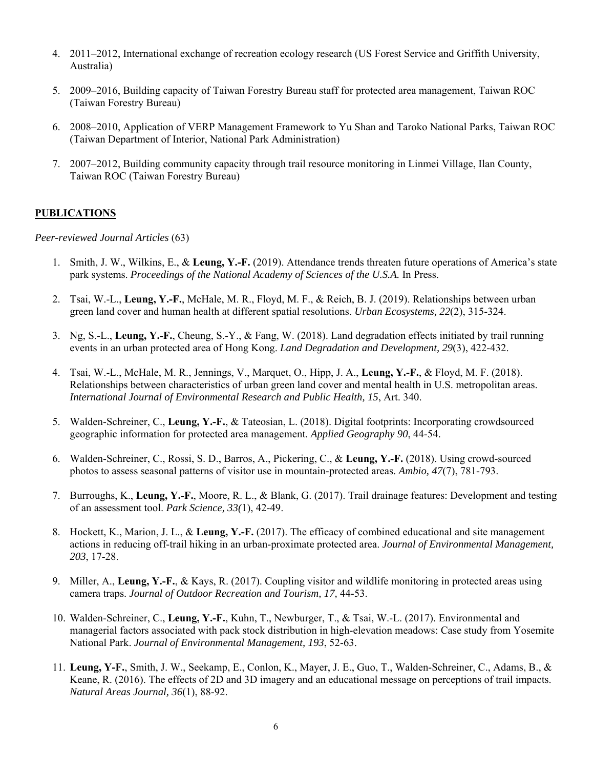4. 2011–2012, International exchange of recreation ecology research (US Forest Service and Griffith University, Australia)

5. 2009–2016, Building capacity of Taiwan Forestry Bureau staff for protected area management, Taiwan ROC (Taiwan Forestry Bureau)

6. 2008–2010, Application of VERP Management Framework to Yu Shan and Taroko National Parks, Taiwan ROC (Taiwan Department of Interior, National Park Administration)

7. 2007–2012, Building community capacity through trail resource monitoring in Linmei Village, Ilan County, Taiwan ROC (Taiwan Forestry Bureau)

## PUBLICATIONS

*Peer-reviewed Journal Articles* (63)

1. Smith, J. W., Wilkins, E., & **Leung, Y.-F.** (2019). Attendance trends threaten future operations of America's state park systems. *Proceedings of the National Academy of Sciences of the U.S.A.* In Press.

2. Tsai, W.-L., **Leung, Y.-F.**, McHale, M. R., Floyd, M. F., & Reich, B. J. (2019). Relationships between urban green land cover and human health at different spatial resolutions. *Urban Ecosystems, 22*(2), 315-324.

3. Ng, S.-L., **Leung, Y.-F.**, Cheung, S.-Y., & Fang, W. (2018). Land degradation effects initiated by trail running events in an urban protected area of Hong Kong. *Land Degradation and Development, 29*(3), 422-432.

4. Tsai, W.-L., McHale, M. R., Jennings, V., Marquet, O., Hipp, J. A., **Leung, Y.-F.**, & Floyd, M. F. (2018). Relationships between characteristics of urban green land cover and mental health in U.S. metropolitan areas. *International Journal of Environmental Research and Public Health, 15*, Art. 340.

5. Walden-Schreiner, C., **Leung, Y.-F.**, & Tateosian, L. (2018). Digital footprints: Incorporating crowdsourced geographic information for protected area management. *Applied Geography 90*, 44-54.

6. Walden-Schreiner, C., Rossi, S. D., Barros, A., Pickering, C., & **Leung, Y.-F.** (2018). Using crowd-sourced photos to assess seasonal patterns of visitor use in mountain-protected areas. *Ambio, 47*(7), 781-793.

7. Burroughs, K., **Leung, Y.-F.**, Moore, R. L., & Blank, G. (2017). Trail drainage features: Development and testing of an assessment tool. *Park Science, 33(*1), 42-49.

8. Hockett, K., Marion, J. L., & **Leung, Y.-F.** (2017). The efficacy of combined educational and site management actions in reducing off-trail hiking in an urban-proximate protected area. *Journal of Environmental Management, 203*, 17-28.

9. Miller, A., **Leung, Y.-F.**, & Kays, R. (2017). Coupling visitor and wildlife monitoring in protected areas using camera traps. *Journal of Outdoor Recreation and Tourism, 17,* 44-53.

10. Walden-Schreiner, C., **Leung, Y.-F.**, Kuhn, T., Newburger, T., & Tsai, W.-L. (2017). Environmental and managerial factors associated with pack stock distribution in high-elevation meadows: Case study from Yosemite National Park. *Journal of Environmental Management, 193*, 52-63.

11. **Leung, Y-F.**, Smith, J. W., Seekamp, E., Conlon, K., Mayer, J. E., Guo, T., Walden-Schreiner, C., Adams, B., & Keane, R. (2016). The effects of 2D and 3D imagery and an educational message on perceptions of trail impacts. *Natural Areas Journal, 36*(1), 88-92.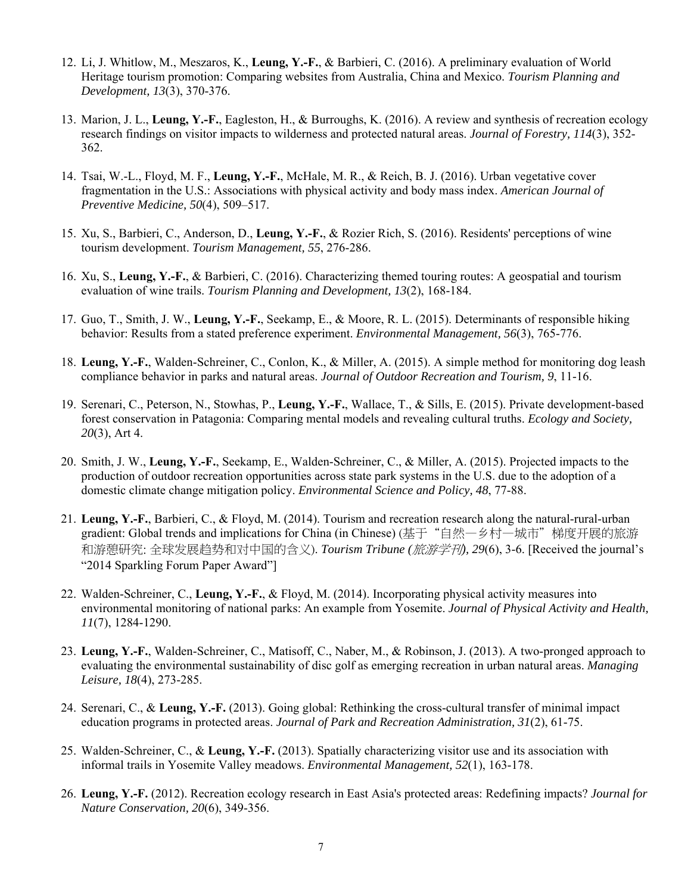12. Li, J. Whitlow, M., Meszaros, K., **Leung, Y.-F.**, & Barbieri, C. (2016). A preliminary evaluation of World Heritage tourism promotion: Comparing websites from Australia, China and Mexico. *Tourism Planning and Development, 13*(3), 370-376.

13. Marion, J. L., **Leung, Y.-F.**, Eagleston, H., & Burroughs, K. (2016). A review and synthesis of recreation ecology research findings on visitor impacts to wilderness and protected natural areas. *Journal of Forestry, 114*(3), 352-362.

14. Tsai, W.-L., Floyd, M. F., **Leung, Y.-F.**, McHale, M. R., & Reich, B. J. (2016). Urban vegetative cover fragmentation in the U.S.: Associations with physical activity and body mass index. *American Journal of Preventive Medicine, 50*(4), 509–517.

15. Xu, S., Barbieri, C., Anderson, D., **Leung, Y.-F.**, & Rozier Rich, S. (2016). Residents' perceptions of wine tourism development. *Tourism Management, 55*, 276-286.

16. Xu, S., **Leung, Y.-F.**, & Barbieri, C. (2016). Characterizing themed touring routes: A geospatial and tourism evaluation of wine trails. *Tourism Planning and Development, 13*(2), 168-184.

17. Guo, T., Smith, J. W., **Leung, Y.-F.**, Seekamp, E., & Moore, R. L. (2015). Determinants of responsible hiking behavior: Results from a stated preference experiment. *Environmental Management, 56*(3), 765-776.

18. **Leung, Y.-F.**, Walden-Schreiner, C., Conlon, K., & Miller, A. (2015). A simple method for monitoring dog leash compliance behavior in parks and natural areas. *Journal of Outdoor Recreation and Tourism, 9*, 11-16.

19. Serenari, C., Peterson, N., Stowhas, P., **Leung, Y.-F.**, Wallace, T., & Sills, E. (2015). Private development-based forest conservation in Patagonia: Comparing mental models and revealing cultural truths. *Ecology and Society, 20*(3), Art 4.

20. Smith, J. W., **Leung, Y.-F.**, Seekamp, E., Walden-Schreiner, C., & Miller, A. (2015). Projected impacts to the production of outdoor recreation opportunities across state park systems in the U.S. due to the adoption of a domestic climate change mitigation policy. *Environmental Science and Policy, 48*, 77-88.

21. **Leung, Y.-F.**, Barbieri, C., & Floyd, M. (2014). Tourism and recreation research along the natural-rural-urban gradient: Global trends and implications for China (in Chinese) (基于"自然—乡村—城市"梯度开展的旅游和游憩研究: 全球发展趋势和对中国的含义). *Tourism Tribune (旅游学刊), 29*(6), 3-6. [Received the journal's "2014 Sparkling Forum Paper Award"]

22. Walden-Schreiner, C., **Leung, Y.-F.**, & Floyd, M. (2014). Incorporating physical activity measures into environmental monitoring of national parks: An example from Yosemite. *Journal of Physical Activity and Health, 11*(7), 1284-1290.

23. **Leung, Y.-F.**, Walden-Schreiner, C., Matisoff, C., Naber, M., & Robinson, J. (2013). A two-pronged approach to evaluating the environmental sustainability of disc golf as emerging recreation in urban natural areas. *Managing Leisure, 18*(4), 273-285.

24. Serenari, C., & **Leung, Y.-F.** (2013). Going global: Rethinking the cross-cultural transfer of minimal impact education programs in protected areas. *Journal of Park and Recreation Administration, 31*(2), 61-75.

25. Walden-Schreiner, C., & **Leung, Y.-F.** (2013). Spatially characterizing visitor use and its association with informal trails in Yosemite Valley meadows. *Environmental Management, 52*(1), 163-178.

26. **Leung, Y.-F.** (2012). Recreation ecology research in East Asia's protected areas: Redefining impacts? *Journal for Nature Conservation, 20*(6), 349-356.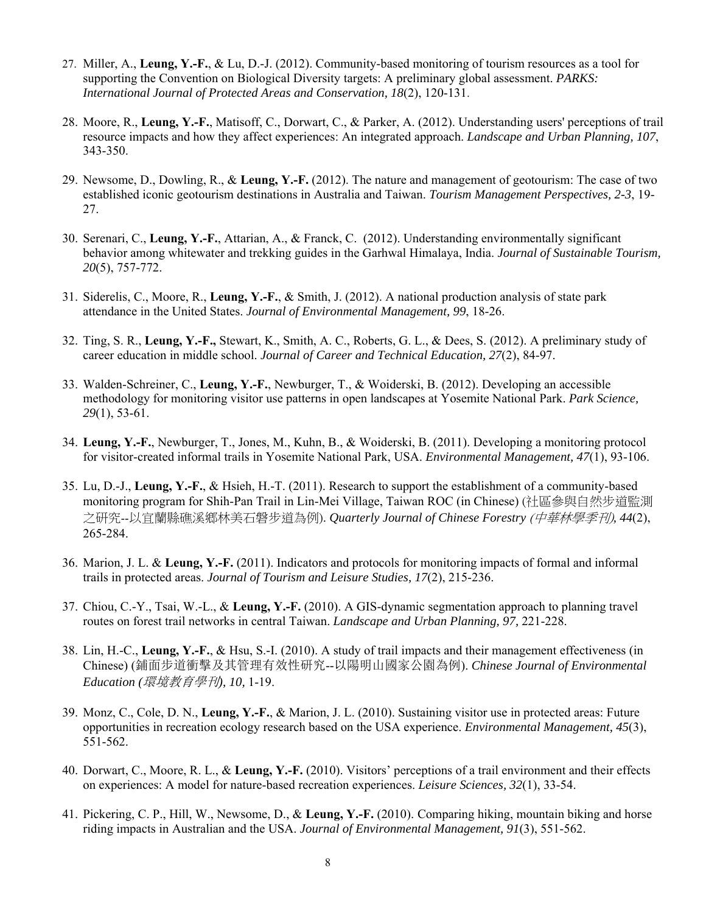27. Miller, A., **Leung, Y.-F.**, & Lu, D.-J. (2012). Community-based monitoring of tourism resources as a tool for supporting the Convention on Biological Diversity targets: A preliminary global assessment. *PARKS: International Journal of Protected Areas and Conservation, 18*(2), 120-131.

28. Moore, R., **Leung, Y.-F.**, Matisoff, C., Dorwart, C., & Parker, A. (2012). Understanding users' perceptions of trail resource impacts and how they affect experiences: An integrated approach. *Landscape and Urban Planning, 107*, 343-350.

29. Newsome, D., Dowling, R., & **Leung, Y.-F.** (2012). The nature and management of geotourism: The case of two established iconic geotourism destinations in Australia and Taiwan. *Tourism Management Perspectives, 2-3*, 19-27.

30. Serenari, C., **Leung, Y.-F.**, Attarian, A., & Franck, C. (2012). Understanding environmentally significant behavior among whitewater and trekking guides in the Garhwal Himalaya, India. *Journal of Sustainable Tourism, 20*(5), 757-772.

31. Siderelis, C., Moore, R., **Leung, Y.-F.**, & Smith, J. (2012). A national production analysis of state park attendance in the United States. *Journal of Environmental Management, 99*, 18-26.

32. Ting, S. R., **Leung, Y.-F.,** Stewart, K., Smith, A. C., Roberts, G. L., & Dees, S. (2012). A preliminary study of career education in middle school. *Journal of Career and Technical Education, 27*(2), 84-97.

33. Walden-Schreiner, C., **Leung, Y.-F.**, Newburger, T., & Woiderski, B. (2012). Developing an accessible methodology for monitoring visitor use patterns in open landscapes at Yosemite National Park. *Park Science, 29*(1), 53-61.

34. **Leung, Y.-F.**, Newburger, T., Jones, M., Kuhn, B., & Woiderski, B. (2011). Developing a monitoring protocol for visitor-created informal trails in Yosemite National Park, USA. *Environmental Management, 47*(1), 93-106.

35. Lu, D.-J., **Leung, Y.-F.**, & Hsieh, H.-T. (2011). Research to support the establishment of a community-based monitoring program for Shih-Pan Trail in Lin-Mei Village, Taiwan ROC (in Chinese) (社區參與自然步道監測之研究--以宜蘭縣礁溪鄉林美石磐步道為例). *Quarterly Journal of Chinese Forestry (中華林學季刊), 44*(2), 265-284.

36. Marion, J. L. & **Leung, Y.-F.** (2011). Indicators and protocols for monitoring impacts of formal and informal trails in protected areas. *Journal of Tourism and Leisure Studies, 17*(2), 215-236.

37. Chiou, C.-Y., Tsai, W.-L., & **Leung, Y.-F.** (2010). A GIS-dynamic segmentation approach to planning travel routes on forest trail networks in central Taiwan. *Landscape and Urban Planning, 97,* 221-228.

38. Lin, H.-C., **Leung, Y.-F.**, & Hsu, S.-I. (2010). A study of trail impacts and their management effectiveness (in Chinese) (鋪面步道衝擊及其管理有效性研究--以陽明山國家公園為例). *Chinese Journal of Environmental Education (環境教育學刊), 10,* 1-19.

39. Monz, C., Cole, D. N., **Leung, Y.-F.**, & Marion, J. L. (2010). Sustaining visitor use in protected areas: Future opportunities in recreation ecology research based on the USA experience. *Environmental Management, 45*(3), 551-562.

40. Dorwart, C., Moore, R. L., & **Leung, Y.-F.** (2010). Visitors' perceptions of a trail environment and their effects on experiences: A model for nature-based recreation experiences. *Leisure Sciences, 32*(1), 33-54.

41. Pickering, C. P., Hill, W., Newsome, D., & **Leung, Y.-F.** (2010). Comparing hiking, mountain biking and horse riding impacts in Australian and the USA. *Journal of Environmental Management, 91*(3), 551-562.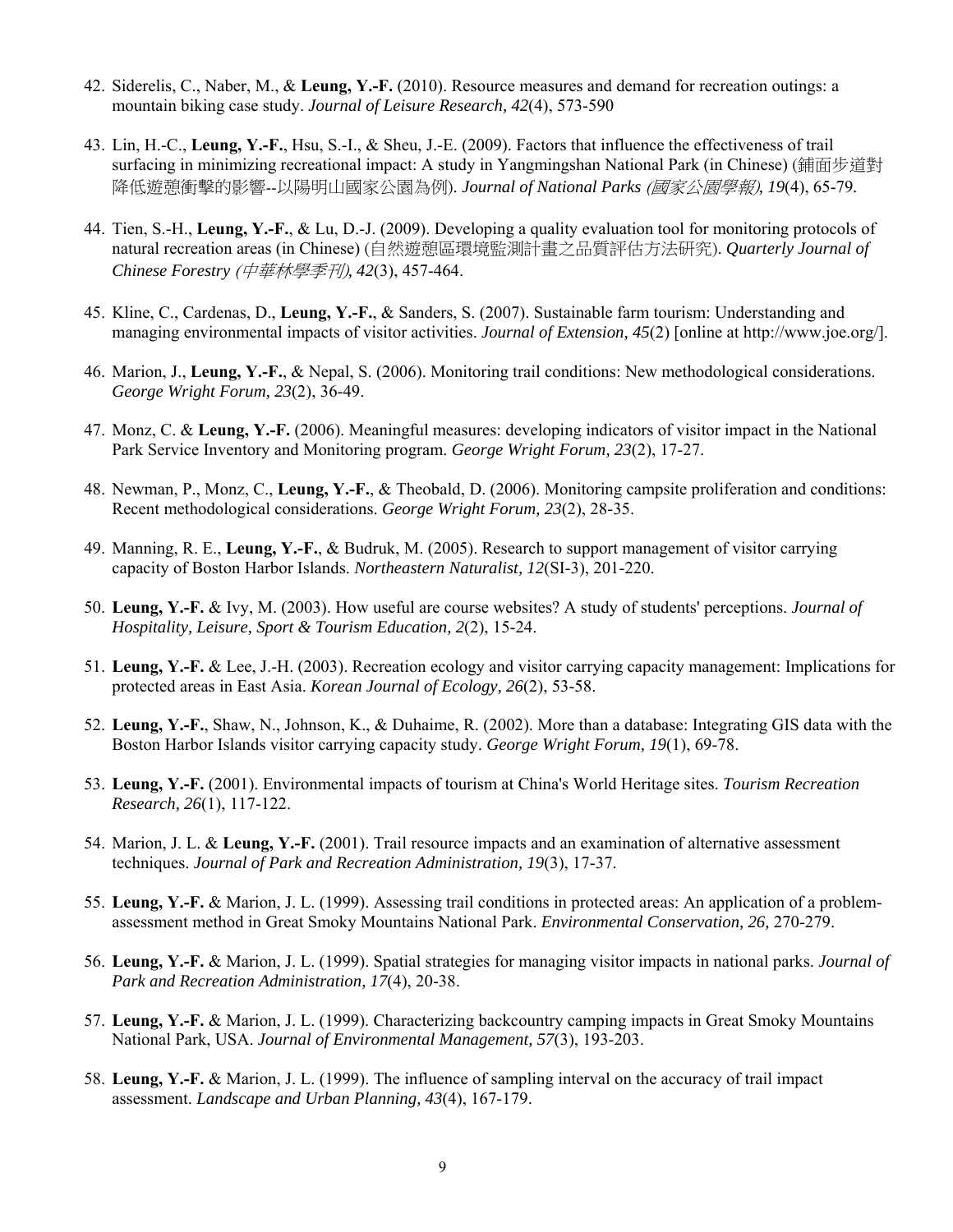42. Siderelis, C., Naber, M., & **Leung, Y.-F.** (2010). Resource measures and demand for recreation outings: a mountain biking case study. *Journal of Leisure Research, 42*(4), 573-590

43. Lin, H.-C., **Leung, Y.-F.**, Hsu, S.-I., & Sheu, J.-E. (2009). Factors that influence the effectiveness of trail surfacing in minimizing recreational impact: A study in Yangmingshan National Park (in Chinese) (鋪面步道對降低遊憩衝擊的影響--以陽明山國家公園為例). *Journal of National Parks (國家公園學報), 19*(4), 65-79.

44. Tien, S.-H., **Leung, Y.-F.**, & Lu, D.-J. (2009). Developing a quality evaluation tool for monitoring protocols of natural recreation areas (in Chinese) (自然遊憩區環境監測計畫之品質評估方法研究). *Quarterly Journal of Chinese Forestry (中華林學季刊), 42*(3), 457-464.

45. Kline, C., Cardenas, D., **Leung, Y.-F.**, & Sanders, S. (2007). Sustainable farm tourism: Understanding and managing environmental impacts of visitor activities. *Journal of Extension, 45*(2) [online at http://www.joe.org/].

46. Marion, J., **Leung, Y.-F.**, & Nepal, S. (2006). Monitoring trail conditions: New methodological considerations. *George Wright Forum, 23*(2), 36-49.

47. Monz, C. & **Leung, Y.-F.** (2006). Meaningful measures: developing indicators of visitor impact in the National Park Service Inventory and Monitoring program. *George Wright Forum, 23*(2), 17-27.

48. Newman, P., Monz, C., **Leung, Y.-F.**, & Theobald, D. (2006). Monitoring campsite proliferation and conditions: Recent methodological considerations. *George Wright Forum, 23*(2), 28-35.

49. Manning, R. E., **Leung, Y.-F.**, & Budruk, M. (2005). Research to support management of visitor carrying capacity of Boston Harbor Islands. *Northeastern Naturalist, 12*(SI-3), 201-220.

50. **Leung, Y.-F.** & Ivy, M. (2003). How useful are course websites? A study of students' perceptions. *Journal of Hospitality, Leisure, Sport & Tourism Education, 2*(2), 15-24.

51. **Leung, Y.-F.** & Lee, J.-H. (2003). Recreation ecology and visitor carrying capacity management: Implications for protected areas in East Asia. *Korean Journal of Ecology, 26*(2), 53-58.

52. **Leung, Y.-F.**, Shaw, N., Johnson, K., & Duhaime, R. (2002). More than a database: Integrating GIS data with the Boston Harbor Islands visitor carrying capacity study. *George Wright Forum, 19*(1), 69-78.

53. **Leung, Y.-F.** (2001). Environmental impacts of tourism at China's World Heritage sites. *Tourism Recreation Research, 26*(1), 117-122.

54. Marion, J. L. & **Leung, Y.-F.** (2001). Trail resource impacts and an examination of alternative assessment techniques. *Journal of Park and Recreation Administration, 19*(3), 17-37.

55. **Leung, Y.-F.** & Marion, J. L. (1999). Assessing trail conditions in protected areas: An application of a problem-assessment method in Great Smoky Mountains National Park. *Environmental Conservation, 26,* 270-279.

56. **Leung, Y.-F.** & Marion, J. L. (1999). Spatial strategies for managing visitor impacts in national parks. *Journal of Park and Recreation Administration, 17*(4), 20-38.

57. **Leung, Y.-F.** & Marion, J. L. (1999). Characterizing backcountry camping impacts in Great Smoky Mountains National Park, USA. *Journal of Environmental Management, 57*(3), 193-203.

58. **Leung, Y.-F.** & Marion, J. L. (1999). The influence of sampling interval on the accuracy of trail impact assessment. *Landscape and Urban Planning, 43*(4), 167-179.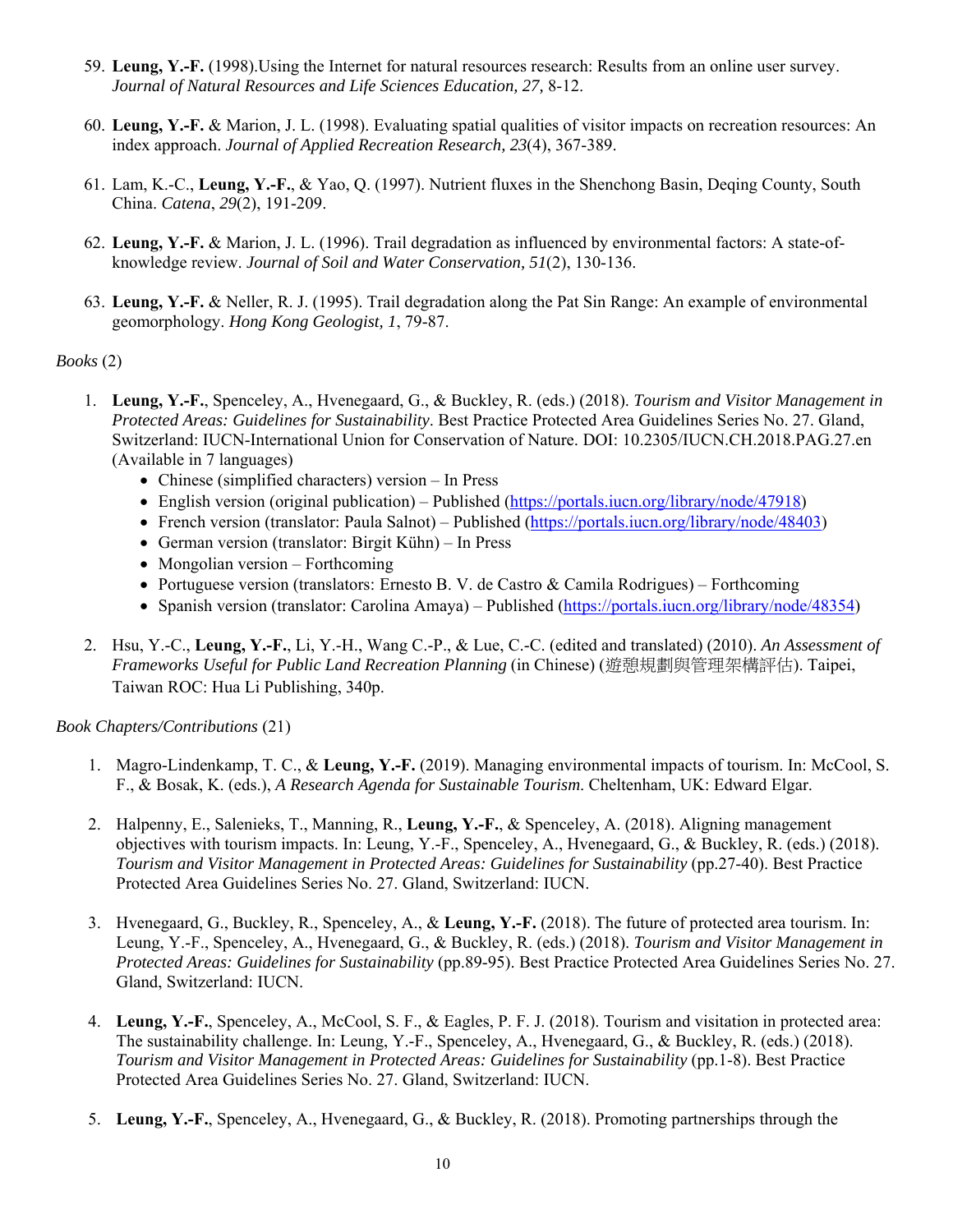59. **Leung, Y.-F.** (1998).Using the Internet for natural resources research: Results from an online user survey. *Journal of Natural Resources and Life Sciences Education, 27,* 8-12.

60. **Leung, Y.-F.** & Marion, J. L. (1998). Evaluating spatial qualities of visitor impacts on recreation resources: An index approach. *Journal of Applied Recreation Research, 23*(4), 367-389.

61. Lam, K.-C., **Leung, Y.-F.**, & Yao, Q. (1997). Nutrient fluxes in the Shenchong Basin, Deqing County, South China. *Catena*, *29*(2), 191-209.

62. **Leung, Y.-F.** & Marion, J. L. (1996). Trail degradation as influenced by environmental factors: A state-of-knowledge review. *Journal of Soil and Water Conservation, 51*(2), 130-136.

63. **Leung, Y.-F.** & Neller, R. J. (1995). Trail degradation along the Pat Sin Range: An example of environmental geomorphology. *Hong Kong Geologist, 1*, 79-87.

*Books* (2)

1. **Leung, Y.-F.**, Spenceley, A., Hvenegaard, G., & Buckley, R. (eds.) (2018). *Tourism and Visitor Management in Protected Areas: Guidelines for Sustainability*. Best Practice Protected Area Guidelines Series No. 27. Gland, Switzerland: IUCN-International Union for Conservation of Nature. DOI: 10.2305/IUCN.CH.2018.PAG.27.en (Available in 7 languages)
   - Chinese (simplified characters) version – In Press
   - English version (original publication) – Published (https://portals.iucn.org/library/node/47918)
   - French version (translator: Paula Salnot) – Published (https://portals.iucn.org/library/node/48403)
   - German version (translator: Birgit Kühn) – In Press
   - Mongolian version – Forthcoming
   - Portuguese version (translators: Ernesto B. V. de Castro & Camila Rodrigues) – Forthcoming
   - Spanish version (translator: Carolina Amaya) – Published (https://portals.iucn.org/library/node/48354)

2. Hsu, Y.-C., **Leung, Y.-F.**, Li, Y.-H., Wang C.-P., & Lue, C.-C. (edited and translated) (2010). *An Assessment of Frameworks Useful for Public Land Recreation Planning* (in Chinese) (遊憩規劃與管理架構評估). Taipei, Taiwan ROC: Hua Li Publishing, 340p.

*Book Chapters/Contributions* (21)

1. Magro-Lindenkamp, T. C., & **Leung, Y.-F.** (2019). Managing environmental impacts of tourism. In: McCool, S. F., & Bosak, K. (eds.), *A Research Agenda for Sustainable Tourism*. Cheltenham, UK: Edward Elgar.

2. Halpenny, E., Salenieks, T., Manning, R., **Leung, Y.-F.**, & Spenceley, A. (2018). Aligning management objectives with tourism impacts. In: Leung, Y.-F., Spenceley, A., Hvenegaard, G., & Buckley, R. (eds.) (2018). *Tourism and Visitor Management in Protected Areas: Guidelines for Sustainability* (pp.27-40). Best Practice Protected Area Guidelines Series No. 27. Gland, Switzerland: IUCN.

3. Hvenegaard, G., Buckley, R., Spenceley, A., & **Leung, Y.-F.** (2018). The future of protected area tourism. In: Leung, Y.-F., Spenceley, A., Hvenegaard, G., & Buckley, R. (eds.) (2018). *Tourism and Visitor Management in Protected Areas: Guidelines for Sustainability* (pp.89-95). Best Practice Protected Area Guidelines Series No. 27. Gland, Switzerland: IUCN.

4. **Leung, Y.-F.**, Spenceley, A., McCool, S. F., & Eagles, P. F. J. (2018). Tourism and visitation in protected area: The sustainability challenge. In: Leung, Y.-F., Spenceley, A., Hvenegaard, G., & Buckley, R. (eds.) (2018). *Tourism and Visitor Management in Protected Areas: Guidelines for Sustainability* (pp.1-8). Best Practice Protected Area Guidelines Series No. 27. Gland, Switzerland: IUCN.

5. **Leung, Y.-F.**, Spenceley, A., Hvenegaard, G., & Buckley, R. (2018). Promoting partnerships through the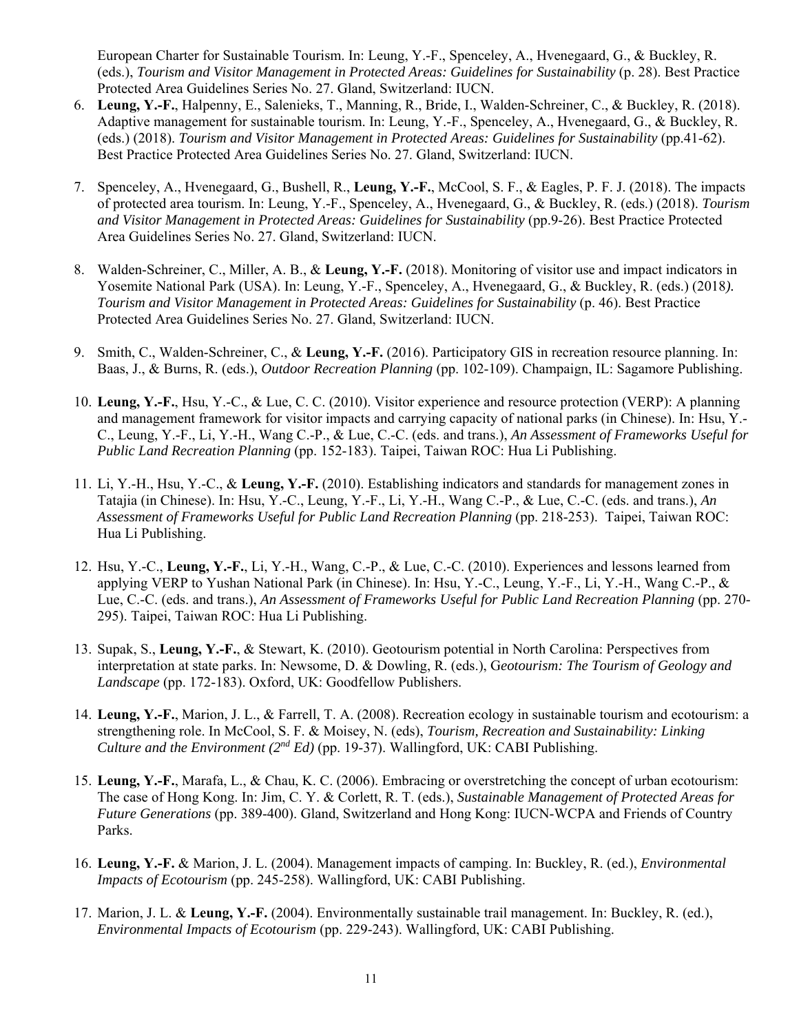European Charter for Sustainable Tourism. In: Leung, Y.-F., Spenceley, A., Hvenegaard, G., & Buckley, R. (eds.), *Tourism and Visitor Management in Protected Areas: Guidelines for Sustainability* (p. 28). Best Practice Protected Area Guidelines Series No. 27. Gland, Switzerland: IUCN.

6. **Leung, Y.-F.**, Halpenny, E., Salenieks, T., Manning, R., Bride, I., Walden-Schreiner, C., & Buckley, R. (2018). Adaptive management for sustainable tourism. In: Leung, Y.-F., Spenceley, A., Hvenegaard, G., & Buckley, R. (eds.) (2018). *Tourism and Visitor Management in Protected Areas: Guidelines for Sustainability* (pp.41-62). Best Practice Protected Area Guidelines Series No. 27. Gland, Switzerland: IUCN.

7. Spenceley, A., Hvenegaard, G., Bushell, R., **Leung, Y.-F.**, McCool, S. F., & Eagles, P. F. J. (2018). The impacts of protected area tourism. In: Leung, Y.-F., Spenceley, A., Hvenegaard, G., & Buckley, R. (eds.) (2018). *Tourism and Visitor Management in Protected Areas: Guidelines for Sustainability* (pp.9-26). Best Practice Protected Area Guidelines Series No. 27. Gland, Switzerland: IUCN.

8. Walden-Schreiner, C., Miller, A. B., & **Leung, Y.-F.** (2018). Monitoring of visitor use and impact indicators in Yosemite National Park (USA). In: Leung, Y.-F., Spenceley, A., Hvenegaard, G., & Buckley, R. (eds.) (2018*). Tourism and Visitor Management in Protected Areas: Guidelines for Sustainability* (p. 46). Best Practice Protected Area Guidelines Series No. 27. Gland, Switzerland: IUCN.

9. Smith, C., Walden-Schreiner, C., & **Leung, Y.-F.** (2016). Participatory GIS in recreation resource planning. In: Baas, J., & Burns, R. (eds.), *Outdoor Recreation Planning* (pp. 102-109). Champaign, IL: Sagamore Publishing.

10. **Leung, Y.-F.**, Hsu, Y.-C., & Lue, C. C. (2010). Visitor experience and resource protection (VERP): A planning and management framework for visitor impacts and carrying capacity of national parks (in Chinese). In: Hsu, Y.-C., Leung, Y.-F., Li, Y.-H., Wang C.-P., & Lue, C.-C. (eds. and trans.), *An Assessment of Frameworks Useful for Public Land Recreation Planning* (pp. 152-183). Taipei, Taiwan ROC: Hua Li Publishing.

11. Li, Y.-H., Hsu, Y.-C., & **Leung, Y.-F.** (2010). Establishing indicators and standards for management zones in Tatajia (in Chinese). In: Hsu, Y.-C., Leung, Y.-F., Li, Y.-H., Wang C.-P., & Lue, C.-C. (eds. and trans.), *An Assessment of Frameworks Useful for Public Land Recreation Planning* (pp. 218-253). Taipei, Taiwan ROC: Hua Li Publishing.

12. Hsu, Y.-C., **Leung, Y.-F.**, Li, Y.-H., Wang, C.-P., & Lue, C.-C. (2010). Experiences and lessons learned from applying VERP to Yushan National Park (in Chinese). In: Hsu, Y.-C., Leung, Y.-F., Li, Y.-H., Wang C.-P., & Lue, C.-C. (eds. and trans.), *An Assessment of Frameworks Useful for Public Land Recreation Planning* (pp. 270-295). Taipei, Taiwan ROC: Hua Li Publishing.

13. Supak, S., **Leung, Y.-F.**, & Stewart, K. (2010). Geotourism potential in North Carolina: Perspectives from interpretation at state parks. In: Newsome, D. & Dowling, R. (eds.), G*eotourism: The Tourism of Geology and Landscape* (pp. 172-183). Oxford, UK: Goodfellow Publishers.

14. **Leung, Y.-F.**, Marion, J. L., & Farrell, T. A. (2008). Recreation ecology in sustainable tourism and ecotourism: a strengthening role. In McCool, S. F. & Moisey, N. (eds), *Tourism, Recreation and Sustainability: Linking Culture and the Environment (2nd Ed)* (pp. 19-37). Wallingford, UK: CABI Publishing.

15. **Leung, Y.-F.**, Marafa, L., & Chau, K. C. (2006). Embracing or overstretching the concept of urban ecotourism: The case of Hong Kong. In: Jim, C. Y. & Corlett, R. T. (eds.), *Sustainable Management of Protected Areas for Future Generations* (pp. 389-400). Gland, Switzerland and Hong Kong: IUCN-WCPA and Friends of Country Parks.

16. **Leung, Y.-F.** & Marion, J. L. (2004). Management impacts of camping. In: Buckley, R. (ed.), *Environmental Impacts of Ecotourism* (pp. 245-258). Wallingford, UK: CABI Publishing.

17. Marion, J. L. & **Leung, Y.-F.** (2004). Environmentally sustainable trail management. In: Buckley, R. (ed.), *Environmental Impacts of Ecotourism* (pp. 229-243). Wallingford, UK: CABI Publishing.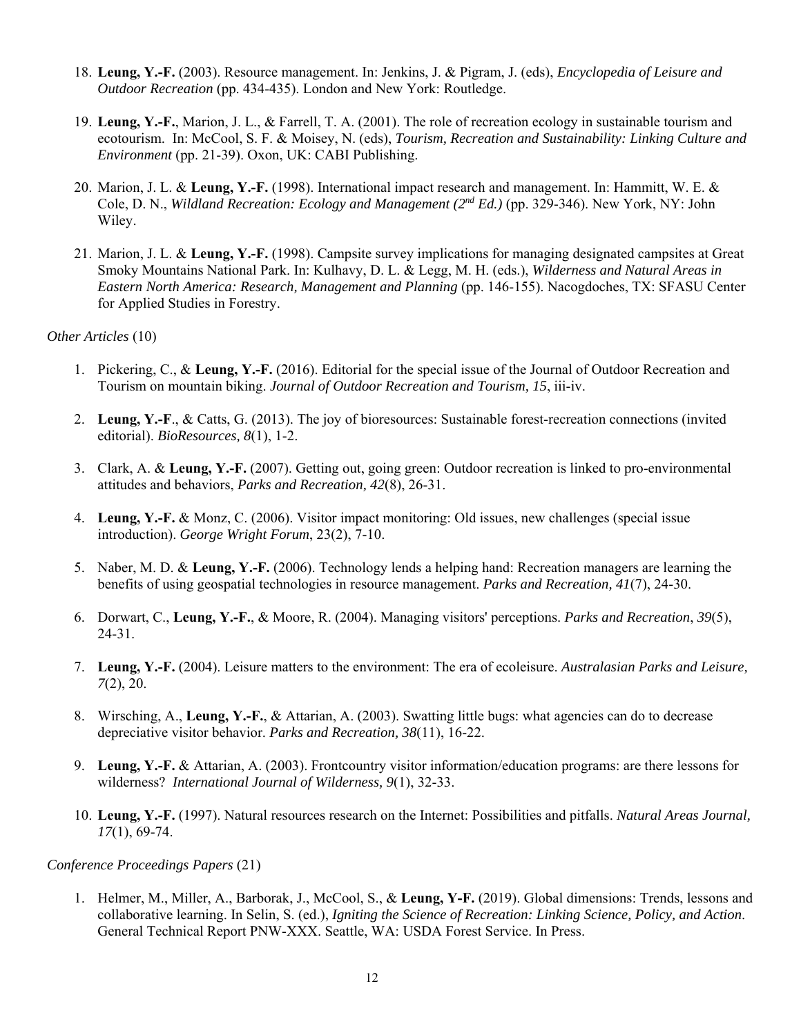18. **Leung, Y.-F.** (2003). Resource management. In: Jenkins, J. & Pigram, J. (eds), *Encyclopedia of Leisure and Outdoor Recreation* (pp. 434-435). London and New York: Routledge.

19. **Leung, Y.-F.**, Marion, J. L., & Farrell, T. A. (2001). The role of recreation ecology in sustainable tourism and ecotourism. In: McCool, S. F. & Moisey, N. (eds), *Tourism, Recreation and Sustainability: Linking Culture and Environment* (pp. 21-39). Oxon, UK: CABI Publishing.

20. Marion, J. L. & **Leung, Y.-F.** (1998). International impact research and management. In: Hammitt, W. E. & Cole, D. N., *Wildland Recreation: Ecology and Management (2nd Ed.)* (pp. 329-346). New York, NY: John Wiley.

21. Marion, J. L. & **Leung, Y.-F.** (1998). Campsite survey implications for managing designated campsites at Great Smoky Mountains National Park. In: Kulhavy, D. L. & Legg, M. H. (eds.), *Wilderness and Natural Areas in Eastern North America: Research, Management and Planning* (pp. 146-155). Nacogdoches, TX: SFASU Center for Applied Studies in Forestry.

*Other Articles* (10)

1. Pickering, C., & **Leung, Y.-F.** (2016). Editorial for the special issue of the Journal of Outdoor Recreation and Tourism on mountain biking. *Journal of Outdoor Recreation and Tourism, 15*, iii-iv.

2. **Leung, Y.-F**., & Catts, G. (2013). The joy of bioresources: Sustainable forest-recreation connections (invited editorial). *BioResources, 8*(1), 1-2.

3. Clark, A. & **Leung, Y.-F.** (2007). Getting out, going green: Outdoor recreation is linked to pro-environmental attitudes and behaviors, *Parks and Recreation, 42*(8), 26-31.

4. **Leung, Y.-F.** & Monz, C. (2006). Visitor impact monitoring: Old issues, new challenges (special issue introduction). *George Wright Forum*, 23(2), 7-10.

5. Naber, M. D. & **Leung, Y.-F.** (2006). Technology lends a helping hand: Recreation managers are learning the benefits of using geospatial technologies in resource management. *Parks and Recreation, 41*(7), 24-30.

6. Dorwart, C., **Leung, Y.-F.**, & Moore, R. (2004). Managing visitors' perceptions. *Parks and Recreation*, *39*(5), 24-31.

7. **Leung, Y.-F.** (2004). Leisure matters to the environment: The era of ecoleisure. *Australasian Parks and Leisure, 7*(2), 20.

8. Wirsching, A., **Leung, Y.-F.**, & Attarian, A. (2003). Swatting little bugs: what agencies can do to decrease depreciative visitor behavior. *Parks and Recreation, 38*(11), 16-22.

9. **Leung, Y.-F.** & Attarian, A. (2003). Frontcountry visitor information/education programs: are there lessons for wilderness? *International Journal of Wilderness, 9*(1), 32-33.

10. **Leung, Y.-F.** (1997). Natural resources research on the Internet: Possibilities and pitfalls. *Natural Areas Journal, 17*(1), 69-74.

*Conference Proceedings Papers* (21)

1. Helmer, M., Miller, A., Barborak, J., McCool, S., & **Leung, Y-F.** (2019). Global dimensions: Trends, lessons and collaborative learning. In Selin, S. (ed.), *Igniting the Science of Recreation: Linking Science, Policy, and Action*. General Technical Report PNW-XXX. Seattle, WA: USDA Forest Service. In Press.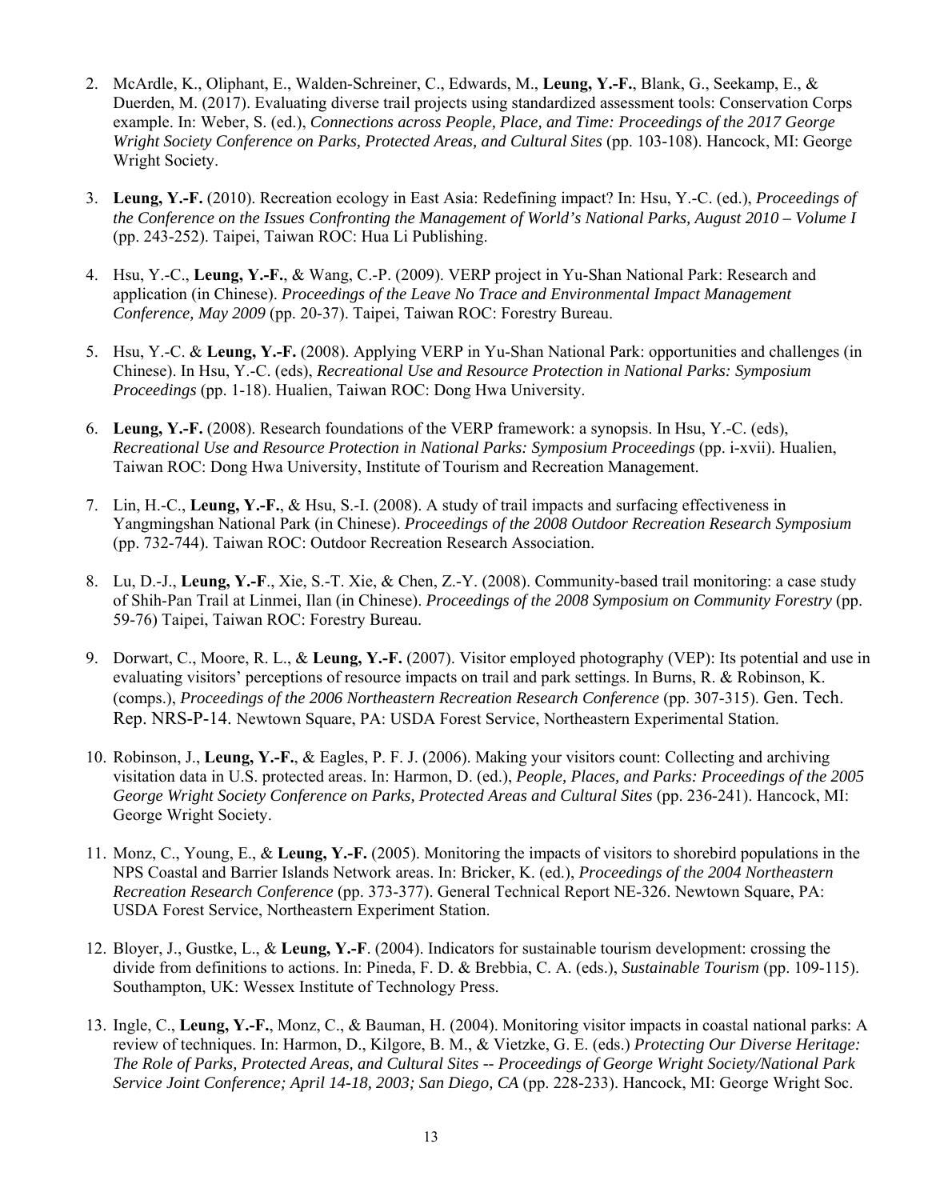2. McArdle, K., Oliphant, E., Walden-Schreiner, C., Edwards, M., **Leung, Y.-F.**, Blank, G., Seekamp, E., & Duerden, M. (2017). Evaluating diverse trail projects using standardized assessment tools: Conservation Corps example. In: Weber, S. (ed.), *Connections across People, Place, and Time: Proceedings of the 2017 George Wright Society Conference on Parks, Protected Areas, and Cultural Sites* (pp. 103-108). Hancock, MI: George Wright Society.

3. **Leung, Y.-F.** (2010). Recreation ecology in East Asia: Redefining impact? In: Hsu, Y.-C. (ed.), *Proceedings of the Conference on the Issues Confronting the Management of World's National Parks, August 2010 – Volume I* (pp. 243-252). Taipei, Taiwan ROC: Hua Li Publishing.

4. Hsu, Y.-C., **Leung, Y.-F.**, & Wang, C.-P. (2009). VERP project in Yu-Shan National Park: Research and application (in Chinese). *Proceedings of the Leave No Trace and Environmental Impact Management Conference, May 2009* (pp. 20-37). Taipei, Taiwan ROC: Forestry Bureau.

5. Hsu, Y.-C. & **Leung, Y.-F.** (2008). Applying VERP in Yu-Shan National Park: opportunities and challenges (in Chinese). In Hsu, Y.-C. (eds), *Recreational Use and Resource Protection in National Parks: Symposium Proceedings* (pp. 1-18). Hualien, Taiwan ROC: Dong Hwa University.

6. **Leung, Y.-F.** (2008). Research foundations of the VERP framework: a synopsis. In Hsu, Y.-C. (eds), *Recreational Use and Resource Protection in National Parks: Symposium Proceedings* (pp. i-xvii). Hualien, Taiwan ROC: Dong Hwa University, Institute of Tourism and Recreation Management.

7. Lin, H.-C., **Leung, Y.-F.**, & Hsu, S.-I. (2008). A study of trail impacts and surfacing effectiveness in Yangmingshan National Park (in Chinese). *Proceedings of the 2008 Outdoor Recreation Research Symposium* (pp. 732-744). Taiwan ROC: Outdoor Recreation Research Association.

8. Lu, D.-J., **Leung, Y.-F**., Xie, S.-T. Xie, & Chen, Z.-Y. (2008). Community-based trail monitoring: a case study of Shih-Pan Trail at Linmei, Ilan (in Chinese). *Proceedings of the 2008 Symposium on Community Forestry* (pp. 59-76) Taipei, Taiwan ROC: Forestry Bureau.

9. Dorwart, C., Moore, R. L., & **Leung, Y.-F.** (2007). Visitor employed photography (VEP): Its potential and use in evaluating visitors' perceptions of resource impacts on trail and park settings. In Burns, R. & Robinson, K. (comps.), *Proceedings of the 2006 Northeastern Recreation Research Conference* (pp. 307-315). Gen. Tech. Rep. NRS-P-14. Newtown Square, PA: USDA Forest Service, Northeastern Experimental Station.

10. Robinson, J., **Leung, Y.-F.**, & Eagles, P. F. J. (2006). Making your visitors count: Collecting and archiving visitation data in U.S. protected areas. In: Harmon, D. (ed.), *People, Places, and Parks: Proceedings of the 2005 George Wright Society Conference on Parks, Protected Areas and Cultural Sites* (pp. 236-241). Hancock, MI: George Wright Society.

11. Monz, C., Young, E., & **Leung, Y.-F.** (2005). Monitoring the impacts of visitors to shorebird populations in the NPS Coastal and Barrier Islands Network areas. In: Bricker, K. (ed.), *Proceedings of the 2004 Northeastern Recreation Research Conference* (pp. 373-377). General Technical Report NE-326. Newtown Square, PA: USDA Forest Service, Northeastern Experiment Station.

12. Bloyer, J., Gustke, L., & **Leung, Y.-F**. (2004). Indicators for sustainable tourism development: crossing the divide from definitions to actions. In: Pineda, F. D. & Brebbia, C. A. (eds.), *Sustainable Tourism* (pp. 109-115). Southampton, UK: Wessex Institute of Technology Press.

13. Ingle, C., **Leung, Y.-F.**, Monz, C., & Bauman, H. (2004). Monitoring visitor impacts in coastal national parks: A review of techniques. In: Harmon, D., Kilgore, B. M., & Vietzke, G. E. (eds.) *Protecting Our Diverse Heritage: The Role of Parks, Protected Areas, and Cultural Sites -- Proceedings of George Wright Society/National Park Service Joint Conference; April 14-18, 2003; San Diego, CA* (pp. 228-233). Hancock, MI: George Wright Soc.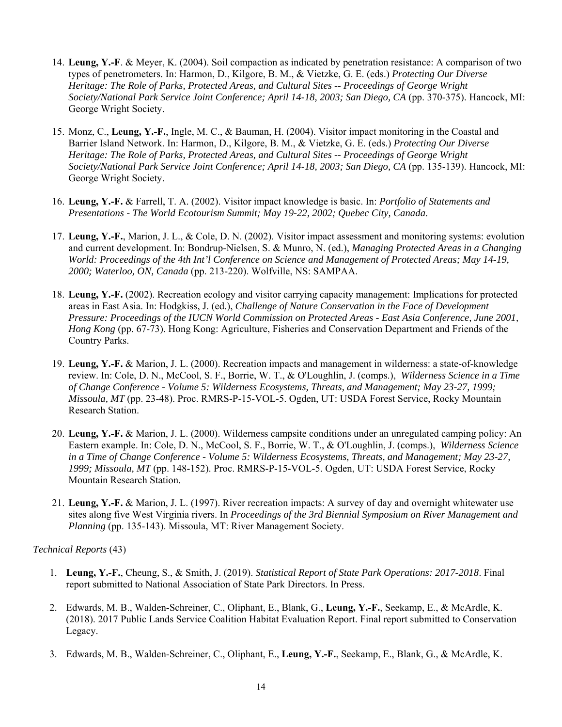14. **Leung, Y.-F**. & Meyer, K. (2004). Soil compaction as indicated by penetration resistance: A comparison of two types of penetrometers. In: Harmon, D., Kilgore, B. M., & Vietzke, G. E. (eds.) *Protecting Our Diverse Heritage: The Role of Parks, Protected Areas, and Cultural Sites -- Proceedings of George Wright Society/National Park Service Joint Conference; April 14-18, 2003; San Diego, CA* (pp. 370-375). Hancock, MI: George Wright Society.

15. Monz, C., **Leung, Y.-F.**, Ingle, M. C., & Bauman, H. (2004). Visitor impact monitoring in the Coastal and Barrier Island Network. In: Harmon, D., Kilgore, B. M., & Vietzke, G. E. (eds.) *Protecting Our Diverse Heritage: The Role of Parks, Protected Areas, and Cultural Sites -- Proceedings of George Wright Society/National Park Service Joint Conference; April 14-18, 2003; San Diego, CA* (pp. 135-139). Hancock, MI: George Wright Society.

16. **Leung, Y.-F.** & Farrell, T. A. (2002). Visitor impact knowledge is basic. In: *Portfolio of Statements and Presentations - The World Ecotourism Summit; May 19-22, 2002; Quebec City, Canada*.

17. **Leung, Y.-F.**, Marion, J. L., & Cole, D. N. (2002). Visitor impact assessment and monitoring systems: evolution and current development. In: Bondrup-Nielsen, S. & Munro, N. (ed.), *Managing Protected Areas in a Changing World: Proceedings of the 4th Int'l Conference on Science and Management of Protected Areas; May 14-19, 2000; Waterloo, ON, Canada* (pp. 213-220). Wolfville, NS: SAMPAA.

18. **Leung, Y.-F.** (2002). Recreation ecology and visitor carrying capacity management: Implications for protected areas in East Asia. In: Hodgkiss, J. (ed.), *Challenge of Nature Conservation in the Face of Development Pressure: Proceedings of the IUCN World Commission on Protected Areas - East Asia Conference, June 2001, Hong Kong* (pp. 67-73). Hong Kong: Agriculture, Fisheries and Conservation Department and Friends of the Country Parks.

19. **Leung, Y.-F.** & Marion, J. L. (2000). Recreation impacts and management in wilderness: a state-of-knowledge review. In: Cole, D. N., McCool, S. F., Borrie, W. T., & O'Loughlin, J. (comps.), *Wilderness Science in a Time of Change Conference - Volume 5: Wilderness Ecosystems, Threats, and Management; May 23-27, 1999; Missoula, MT* (pp. 23-48). Proc. RMRS-P-15-VOL-5. Ogden, UT: USDA Forest Service, Rocky Mountain Research Station.

20. **Leung, Y.-F.** & Marion, J. L. (2000). Wilderness campsite conditions under an unregulated camping policy: An Eastern example. In: Cole, D. N., McCool, S. F., Borrie, W. T., & O'Loughlin, J. (comps.), *Wilderness Science in a Time of Change Conference - Volume 5: Wilderness Ecosystems, Threats, and Management; May 23-27, 1999; Missoula, MT* (pp. 148-152). Proc. RMRS-P-15-VOL-5. Ogden, UT: USDA Forest Service, Rocky Mountain Research Station.

21. **Leung, Y.-F.** & Marion, J. L. (1997). River recreation impacts: A survey of day and overnight whitewater use sites along five West Virginia rivers. In *Proceedings of the 3rd Biennial Symposium on River Management and Planning* (pp. 135-143). Missoula, MT: River Management Society.

*Technical Reports* (43)

1. **Leung, Y.-F.**, Cheung, S., & Smith, J. (2019). *Statistical Report of State Park Operations: 2017-2018*. Final report submitted to National Association of State Park Directors. In Press.

2. Edwards, M. B., Walden-Schreiner, C., Oliphant, E., Blank, G., **Leung, Y.-F.**, Seekamp, E., & McArdle, K. (2018). 2017 Public Lands Service Coalition Habitat Evaluation Report. Final report submitted to Conservation Legacy.

3. Edwards, M. B., Walden-Schreiner, C., Oliphant, E., **Leung, Y.-F.**, Seekamp, E., Blank, G., & McArdle, K.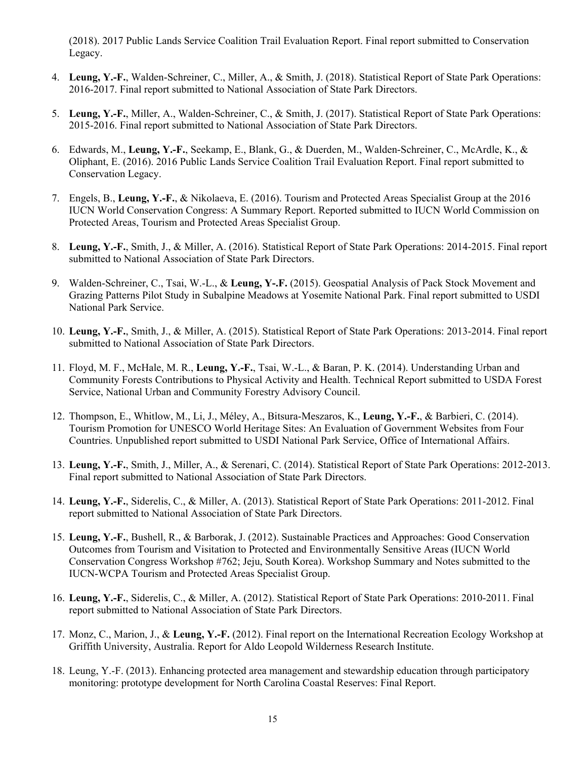(2018). 2017 Public Lands Service Coalition Trail Evaluation Report. Final report submitted to Conservation Legacy.

4. **Leung, Y.-F.**, Walden-Schreiner, C., Miller, A., & Smith, J. (2018). Statistical Report of State Park Operations: 2016-2017. Final report submitted to National Association of State Park Directors.

5. **Leung, Y.-F.**, Miller, A., Walden-Schreiner, C., & Smith, J. (2017). Statistical Report of State Park Operations: 2015-2016. Final report submitted to National Association of State Park Directors.

6. Edwards, M., **Leung, Y.-F.**, Seekamp, E., Blank, G., & Duerden, M., Walden-Schreiner, C., McArdle, K., & Oliphant, E. (2016). 2016 Public Lands Service Coalition Trail Evaluation Report. Final report submitted to Conservation Legacy.

7. Engels, B., **Leung, Y.-F.**, & Nikolaeva, E. (2016). Tourism and Protected Areas Specialist Group at the 2016 IUCN World Conservation Congress: A Summary Report. Reported submitted to IUCN World Commission on Protected Areas, Tourism and Protected Areas Specialist Group.

8. **Leung, Y.-F.**, Smith, J., & Miller, A. (2016). Statistical Report of State Park Operations: 2014-2015. Final report submitted to National Association of State Park Directors.

9. Walden-Schreiner, C., Tsai, W.-L., & **Leung, Y-.F.** (2015). Geospatial Analysis of Pack Stock Movement and Grazing Patterns Pilot Study in Subalpine Meadows at Yosemite National Park. Final report submitted to USDI National Park Service.

10. **Leung, Y.-F.**, Smith, J., & Miller, A. (2015). Statistical Report of State Park Operations: 2013-2014. Final report submitted to National Association of State Park Directors.

11. Floyd, M. F., McHale, M. R., **Leung, Y.-F.**, Tsai, W.-L., & Baran, P. K. (2014). Understanding Urban and Community Forests Contributions to Physical Activity and Health. Technical Report submitted to USDA Forest Service, National Urban and Community Forestry Advisory Council.

12. Thompson, E., Whitlow, M., Li, J., Méley, A., Bitsura-Meszaros, K., **Leung, Y.-F.**, & Barbieri, C. (2014). Tourism Promotion for UNESCO World Heritage Sites: An Evaluation of Government Websites from Four Countries. Unpublished report submitted to USDI National Park Service, Office of International Affairs.

13. **Leung, Y.-F.**, Smith, J., Miller, A., & Serenari, C. (2014). Statistical Report of State Park Operations: 2012-2013. Final report submitted to National Association of State Park Directors.

14. **Leung, Y.-F.**, Siderelis, C., & Miller, A. (2013). Statistical Report of State Park Operations: 2011-2012. Final report submitted to National Association of State Park Directors.

15. **Leung, Y.-F.**, Bushell, R., & Barborak, J. (2012). Sustainable Practices and Approaches: Good Conservation Outcomes from Tourism and Visitation to Protected and Environmentally Sensitive Areas (IUCN World Conservation Congress Workshop #762; Jeju, South Korea). Workshop Summary and Notes submitted to the IUCN-WCPA Tourism and Protected Areas Specialist Group.

16. **Leung, Y.-F.**, Siderelis, C., & Miller, A. (2012). Statistical Report of State Park Operations: 2010-2011. Final report submitted to National Association of State Park Directors.

17. Monz, C., Marion, J., & **Leung, Y.-F.** (2012). Final report on the International Recreation Ecology Workshop at Griffith University, Australia. Report for Aldo Leopold Wilderness Research Institute.

18. Leung, Y.-F. (2013). Enhancing protected area management and stewardship education through participatory monitoring: prototype development for North Carolina Coastal Reserves: Final Report.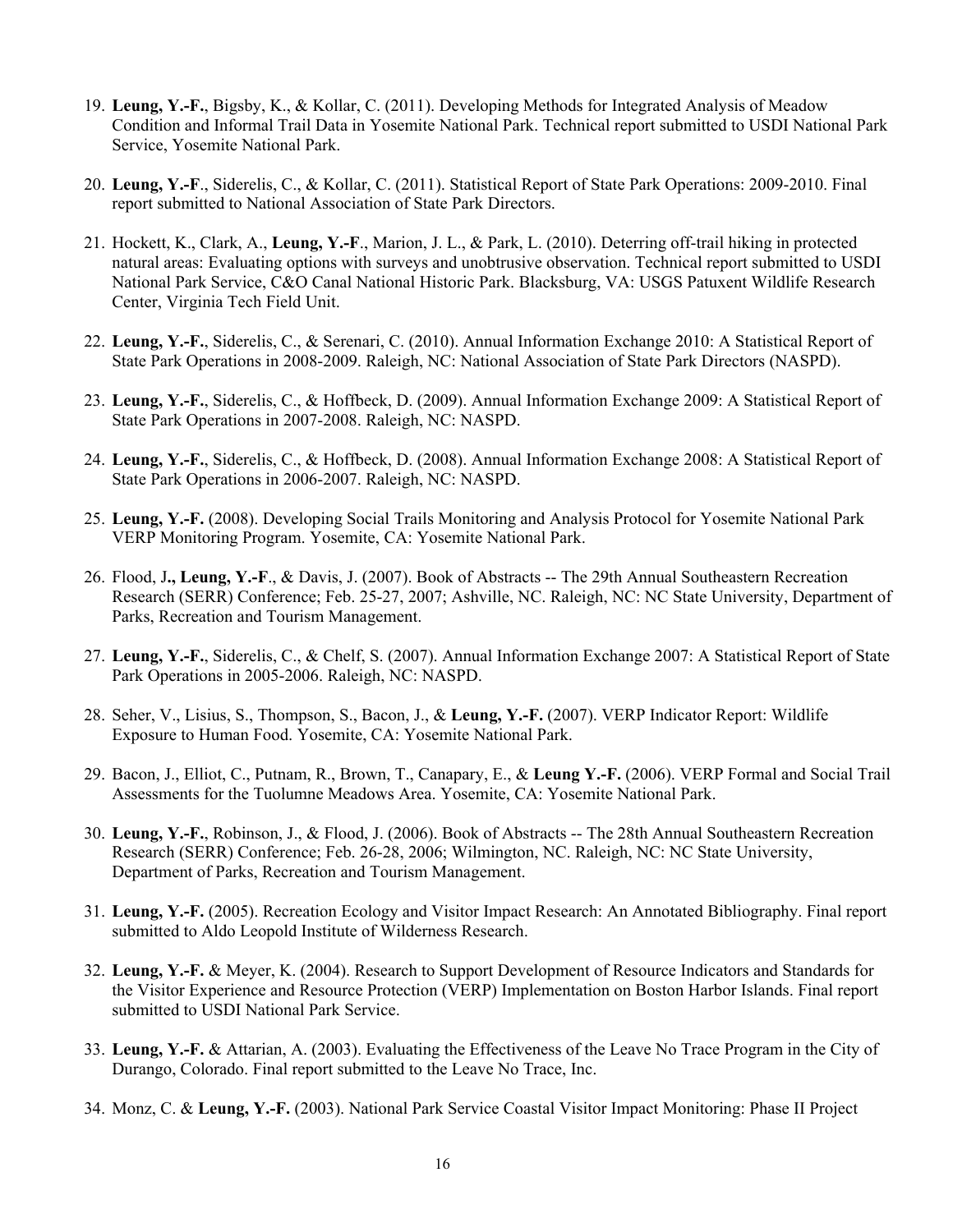19. **Leung, Y.-F.**, Bigsby, K., & Kollar, C. (2011). Developing Methods for Integrated Analysis of Meadow Condition and Informal Trail Data in Yosemite National Park. Technical report submitted to USDI National Park Service, Yosemite National Park.

20. **Leung, Y.-F**., Siderelis, C., & Kollar, C. (2011). Statistical Report of State Park Operations: 2009-2010. Final report submitted to National Association of State Park Directors.

21. Hockett, K., Clark, A., **Leung, Y.-F**., Marion, J. L., & Park, L. (2010). Deterring off-trail hiking in protected natural areas: Evaluating options with surveys and unobtrusive observation. Technical report submitted to USDI National Park Service, C&O Canal National Historic Park. Blacksburg, VA: USGS Patuxent Wildlife Research Center, Virginia Tech Field Unit.

22. **Leung, Y.-F.**, Siderelis, C., & Serenari, C. (2010). Annual Information Exchange 2010: A Statistical Report of State Park Operations in 2008-2009. Raleigh, NC: National Association of State Park Directors (NASPD).

23. **Leung, Y.-F.**, Siderelis, C., & Hoffbeck, D. (2009). Annual Information Exchange 2009: A Statistical Report of State Park Operations in 2007-2008. Raleigh, NC: NASPD.

24. **Leung, Y.-F.**, Siderelis, C., & Hoffbeck, D. (2008). Annual Information Exchange 2008: A Statistical Report of State Park Operations in 2006-2007. Raleigh, NC: NASPD.

25. **Leung, Y.-F.** (2008). Developing Social Trails Monitoring and Analysis Protocol for Yosemite National Park VERP Monitoring Program. Yosemite, CA: Yosemite National Park.

26. Flood, J**., Leung, Y.-F**., & Davis, J. (2007). Book of Abstracts -- The 29th Annual Southeastern Recreation Research (SERR) Conference; Feb. 25-27, 2007; Ashville, NC. Raleigh, NC: NC State University, Department of Parks, Recreation and Tourism Management.

27. **Leung, Y.-F.**, Siderelis, C., & Chelf, S. (2007). Annual Information Exchange 2007: A Statistical Report of State Park Operations in 2005-2006. Raleigh, NC: NASPD.

28. Seher, V., Lisius, S., Thompson, S., Bacon, J., & **Leung, Y.-F.** (2007). VERP Indicator Report: Wildlife Exposure to Human Food. Yosemite, CA: Yosemite National Park.

29. Bacon, J., Elliot, C., Putnam, R., Brown, T., Canapary, E., & **Leung Y.-F.** (2006). VERP Formal and Social Trail Assessments for the Tuolumne Meadows Area. Yosemite, CA: Yosemite National Park.

30. **Leung, Y.-F.**, Robinson, J., & Flood, J. (2006). Book of Abstracts -- The 28th Annual Southeastern Recreation Research (SERR) Conference; Feb. 26-28, 2006; Wilmington, NC. Raleigh, NC: NC State University, Department of Parks, Recreation and Tourism Management.

31. **Leung, Y.-F.** (2005). Recreation Ecology and Visitor Impact Research: An Annotated Bibliography. Final report submitted to Aldo Leopold Institute of Wilderness Research.

32. **Leung, Y.-F.** & Meyer, K. (2004). Research to Support Development of Resource Indicators and Standards for the Visitor Experience and Resource Protection (VERP) Implementation on Boston Harbor Islands. Final report submitted to USDI National Park Service.

33. **Leung, Y.-F.** & Attarian, A. (2003). Evaluating the Effectiveness of the Leave No Trace Program in the City of Durango, Colorado. Final report submitted to the Leave No Trace, Inc.

34. Monz, C. & **Leung, Y.-F.** (2003). National Park Service Coastal Visitor Impact Monitoring: Phase II Project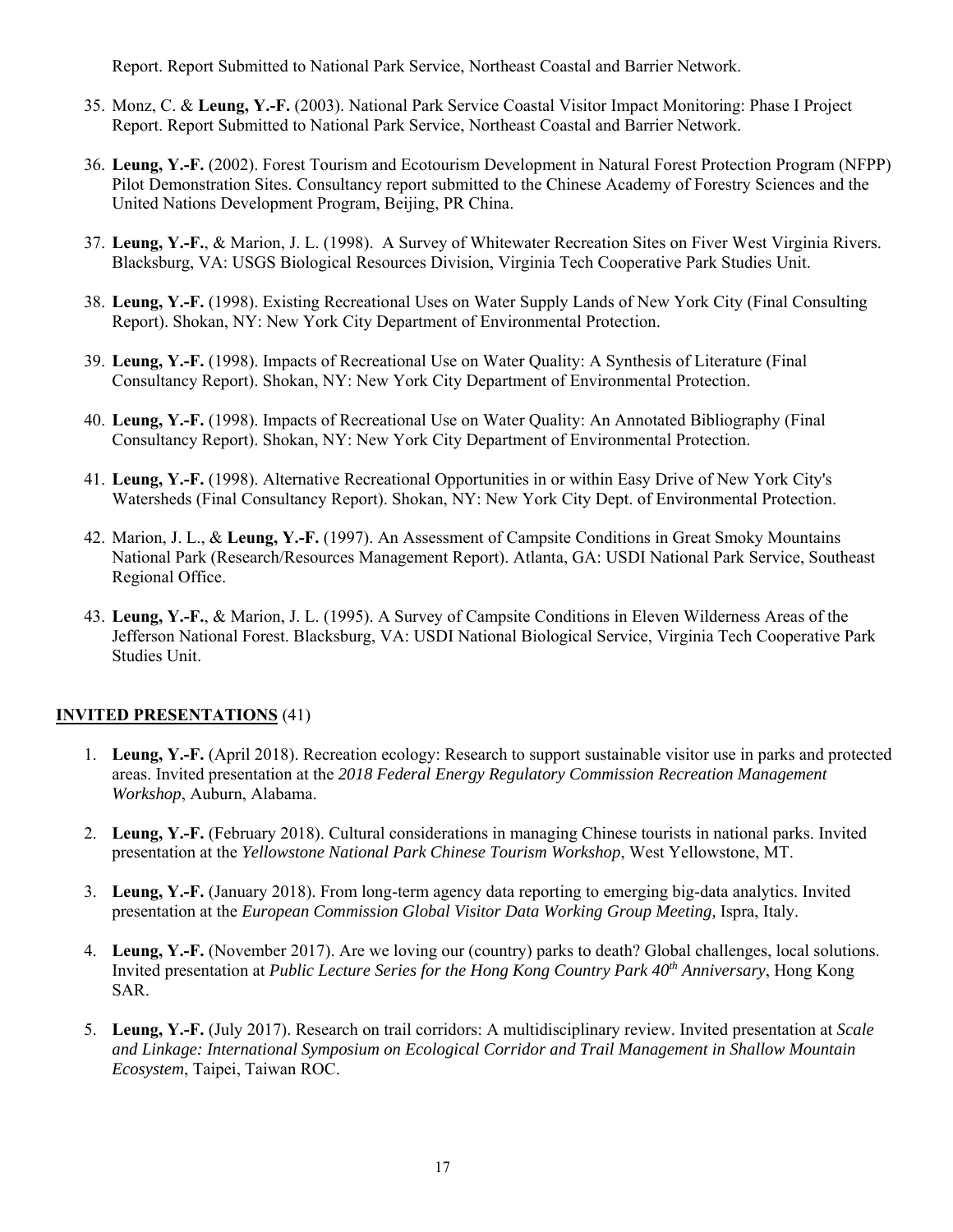Report. Report Submitted to National Park Service, Northeast Coastal and Barrier Network.

35. Monz, C. & **Leung, Y.-F.** (2003). National Park Service Coastal Visitor Impact Monitoring: Phase I Project Report. Report Submitted to National Park Service, Northeast Coastal and Barrier Network.

36. **Leung, Y.-F.** (2002). Forest Tourism and Ecotourism Development in Natural Forest Protection Program (NFPP) Pilot Demonstration Sites. Consultancy report submitted to the Chinese Academy of Forestry Sciences and the United Nations Development Program, Beijing, PR China.

37. **Leung, Y.-F.**, & Marion, J. L. (1998). A Survey of Whitewater Recreation Sites on Fiver West Virginia Rivers. Blacksburg, VA: USGS Biological Resources Division, Virginia Tech Cooperative Park Studies Unit.

38. **Leung, Y.-F.** (1998). Existing Recreational Uses on Water Supply Lands of New York City (Final Consulting Report). Shokan, NY: New York City Department of Environmental Protection.

39. **Leung, Y.-F.** (1998). Impacts of Recreational Use on Water Quality: A Synthesis of Literature (Final Consultancy Report). Shokan, NY: New York City Department of Environmental Protection.

40. **Leung, Y.-F.** (1998). Impacts of Recreational Use on Water Quality: An Annotated Bibliography (Final Consultancy Report). Shokan, NY: New York City Department of Environmental Protection.

41. **Leung, Y.-F.** (1998). Alternative Recreational Opportunities in or within Easy Drive of New York City's Watersheds (Final Consultancy Report). Shokan, NY: New York City Dept. of Environmental Protection.

42. Marion, J. L., & **Leung, Y.-F.** (1997). An Assessment of Campsite Conditions in Great Smoky Mountains National Park (Research/Resources Management Report). Atlanta, GA: USDI National Park Service, Southeast Regional Office.

43. **Leung, Y.-F.**, & Marion, J. L. (1995). A Survey of Campsite Conditions in Eleven Wilderness Areas of the Jefferson National Forest. Blacksburg, VA: USDI National Biological Service, Virginia Tech Cooperative Park Studies Unit.

## **INVITED PRESENTATIONS** (41)

1. **Leung, Y.-F.** (April 2018). Recreation ecology: Research to support sustainable visitor use in parks and protected areas. Invited presentation at the *2018 Federal Energy Regulatory Commission Recreation Management Workshop*, Auburn, Alabama.

2. **Leung, Y.-F.** (February 2018). Cultural considerations in managing Chinese tourists in national parks. Invited presentation at the *Yellowstone National Park Chinese Tourism Workshop*, West Yellowstone, MT.

3. **Leung, Y.-F.** (January 2018). From long-term agency data reporting to emerging big-data analytics. Invited presentation at the *European Commission Global Visitor Data Working Group Meeting,* Ispra, Italy.

4. **Leung, Y.-F.** (November 2017). Are we loving our (country) parks to death? Global challenges, local solutions. Invited presentation at *Public Lecture Series for the Hong Kong Country Park 40th Anniversary*, Hong Kong SAR.

5. **Leung, Y.-F.** (July 2017). Research on trail corridors: A multidisciplinary review. Invited presentation at *Scale and Linkage: International Symposium on Ecological Corridor and Trail Management in Shallow Mountain Ecosystem*, Taipei, Taiwan ROC.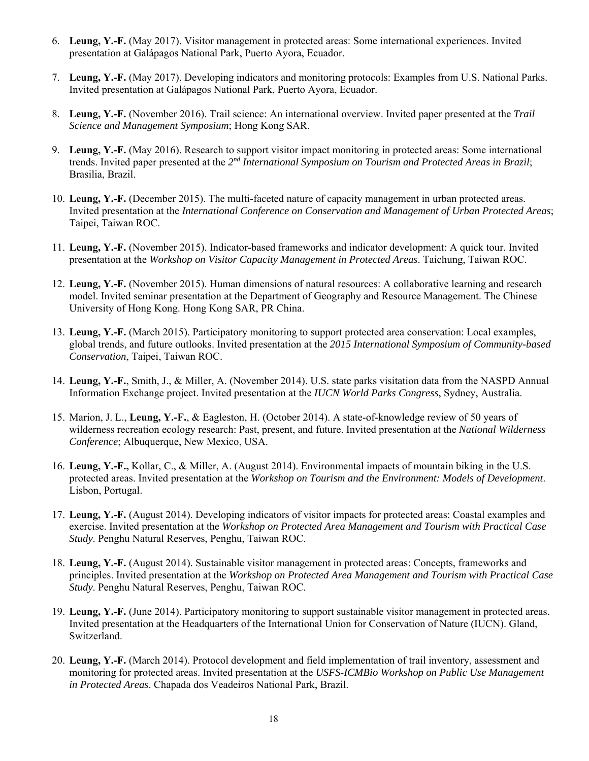6. **Leung, Y.-F.** (May 2017). Visitor management in protected areas: Some international experiences. Invited presentation at Galápagos National Park, Puerto Ayora, Ecuador.

7. **Leung, Y.-F.** (May 2017). Developing indicators and monitoring protocols: Examples from U.S. National Parks. Invited presentation at Galápagos National Park, Puerto Ayora, Ecuador.

8. **Leung, Y.-F.** (November 2016). Trail science: An international overview. Invited paper presented at the *Trail Science and Management Symposium*; Hong Kong SAR.

9. **Leung, Y.-F.** (May 2016). Research to support visitor impact monitoring in protected areas: Some international trends. Invited paper presented at the *2nd International Symposium on Tourism and Protected Areas in Brazil*; Brasilia, Brazil.

10. **Leung, Y.-F.** (December 2015). The multi-faceted nature of capacity management in urban protected areas. Invited presentation at the *International Conference on Conservation and Management of Urban Protected Areas*; Taipei, Taiwan ROC.

11. **Leung, Y.-F.** (November 2015). Indicator-based frameworks and indicator development: A quick tour. Invited presentation at the *Workshop on Visitor Capacity Management in Protected Areas*. Taichung, Taiwan ROC.

12. **Leung, Y.-F.** (November 2015). Human dimensions of natural resources: A collaborative learning and research model. Invited seminar presentation at the Department of Geography and Resource Management. The Chinese University of Hong Kong. Hong Kong SAR, PR China.

13. **Leung, Y.-F.** (March 2015). Participatory monitoring to support protected area conservation: Local examples, global trends, and future outlooks. Invited presentation at the *2015 International Symposium of Community-based Conservation*, Taipei, Taiwan ROC.

14. **Leung, Y.-F.**, Smith, J., & Miller, A. (November 2014). U.S. state parks visitation data from the NASPD Annual Information Exchange project. Invited presentation at the *IUCN World Parks Congress*, Sydney, Australia.

15. Marion, J. L., **Leung, Y.-F.**, & Eagleston, H. (October 2014). A state-of-knowledge review of 50 years of wilderness recreation ecology research: Past, present, and future. Invited presentation at the *National Wilderness Conference*; Albuquerque, New Mexico, USA.

16. **Leung, Y.-F.,** Kollar, C., & Miller, A. (August 2014). Environmental impacts of mountain biking in the U.S. protected areas. Invited presentation at the *Workshop on Tourism and the Environment: Models of Development*. Lisbon, Portugal.

17. **Leung, Y.-F.** (August 2014). Developing indicators of visitor impacts for protected areas: Coastal examples and exercise. Invited presentation at the *Workshop on Protected Area Management and Tourism with Practical Case Study*. Penghu Natural Reserves, Penghu, Taiwan ROC.

18. **Leung, Y.-F.** (August 2014). Sustainable visitor management in protected areas: Concepts, frameworks and principles. Invited presentation at the *Workshop on Protected Area Management and Tourism with Practical Case Study*. Penghu Natural Reserves, Penghu, Taiwan ROC.

19. **Leung, Y.-F.** (June 2014). Participatory monitoring to support sustainable visitor management in protected areas. Invited presentation at the Headquarters of the International Union for Conservation of Nature (IUCN). Gland, Switzerland.

20. **Leung, Y.-F.** (March 2014). Protocol development and field implementation of trail inventory, assessment and monitoring for protected areas. Invited presentation at the *USFS-ICMBio Workshop on Public Use Management in Protected Areas*. Chapada dos Veadeiros National Park, Brazil.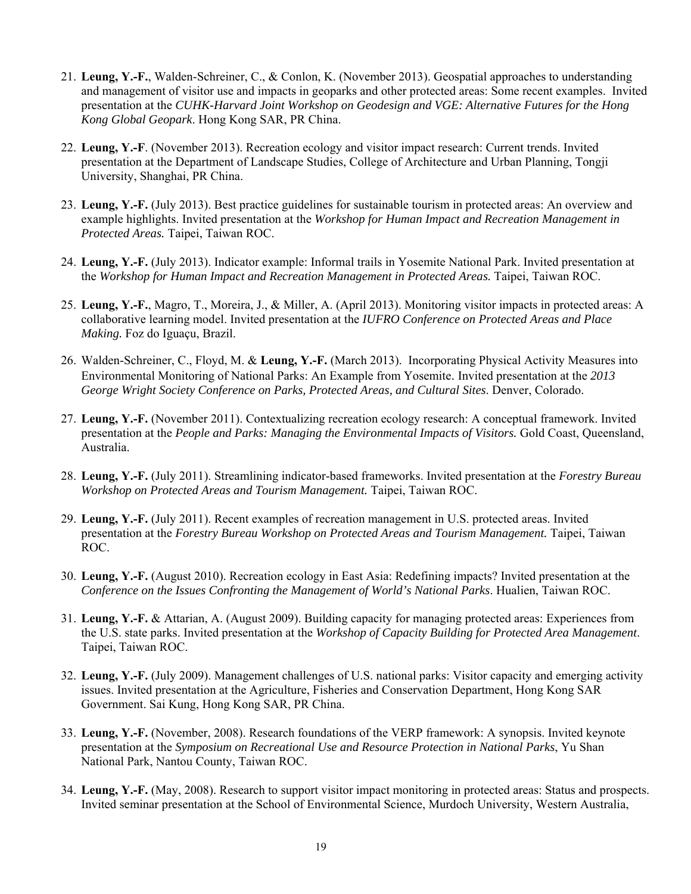21. **Leung, Y.-F.**, Walden-Schreiner, C., & Conlon, K. (November 2013). Geospatial approaches to understanding and management of visitor use and impacts in geoparks and other protected areas: Some recent examples. Invited presentation at the *CUHK-Harvard Joint Workshop on Geodesign and VGE: Alternative Futures for the Hong Kong Global Geopark*. Hong Kong SAR, PR China.

22. **Leung, Y.-F**. (November 2013). Recreation ecology and visitor impact research: Current trends. Invited presentation at the Department of Landscape Studies, College of Architecture and Urban Planning, Tongji University, Shanghai, PR China.

23. **Leung, Y.-F.** (July 2013). Best practice guidelines for sustainable tourism in protected areas: An overview and example highlights. Invited presentation at the *Workshop for Human Impact and Recreation Management in Protected Areas.* Taipei, Taiwan ROC.

24. **Leung, Y.-F.** (July 2013). Indicator example: Informal trails in Yosemite National Park. Invited presentation at the *Workshop for Human Impact and Recreation Management in Protected Areas.* Taipei, Taiwan ROC.

25. **Leung, Y.-F.**, Magro, T., Moreira, J., & Miller, A. (April 2013). Monitoring visitor impacts in protected areas: A collaborative learning model. Invited presentation at the *IUFRO Conference on Protected Areas and Place Making.* Foz do Iguaçu, Brazil.

26. Walden-Schreiner, C., Floyd, M. & **Leung, Y.-F.** (March 2013). Incorporating Physical Activity Measures into Environmental Monitoring of National Parks: An Example from Yosemite. Invited presentation at the *2013 George Wright Society Conference on Parks, Protected Areas, and Cultural Sites*. Denver, Colorado.

27. **Leung, Y.-F.** (November 2011). Contextualizing recreation ecology research: A conceptual framework. Invited presentation at the *People and Parks: Managing the Environmental Impacts of Visitors.* Gold Coast, Queensland, Australia.

28. **Leung, Y.-F.** (July 2011). Streamlining indicator-based frameworks. Invited presentation at the *Forestry Bureau Workshop on Protected Areas and Tourism Management.* Taipei, Taiwan ROC.

29. **Leung, Y.-F.** (July 2011). Recent examples of recreation management in U.S. protected areas. Invited presentation at the *Forestry Bureau Workshop on Protected Areas and Tourism Management.* Taipei, Taiwan ROC.

30. **Leung, Y.-F.** (August 2010). Recreation ecology in East Asia: Redefining impacts? Invited presentation at the *Conference on the Issues Confronting the Management of World's National Parks*. Hualien, Taiwan ROC.

31. **Leung, Y.-F.** & Attarian, A. (August 2009). Building capacity for managing protected areas: Experiences from the U.S. state parks. Invited presentation at the *Workshop of Capacity Building for Protected Area Management*. Taipei, Taiwan ROC.

32. **Leung, Y.-F.** (July 2009). Management challenges of U.S. national parks: Visitor capacity and emerging activity issues. Invited presentation at the Agriculture, Fisheries and Conservation Department, Hong Kong SAR Government. Sai Kung, Hong Kong SAR, PR China.

33. **Leung, Y.-F.** (November, 2008). Research foundations of the VERP framework: A synopsis. Invited keynote presentation at the *Symposium on Recreational Use and Resource Protection in National Parks*, Yu Shan National Park, Nantou County, Taiwan ROC.

34. **Leung, Y.-F.** (May, 2008). Research to support visitor impact monitoring in protected areas: Status and prospects. Invited seminar presentation at the School of Environmental Science, Murdoch University, Western Australia,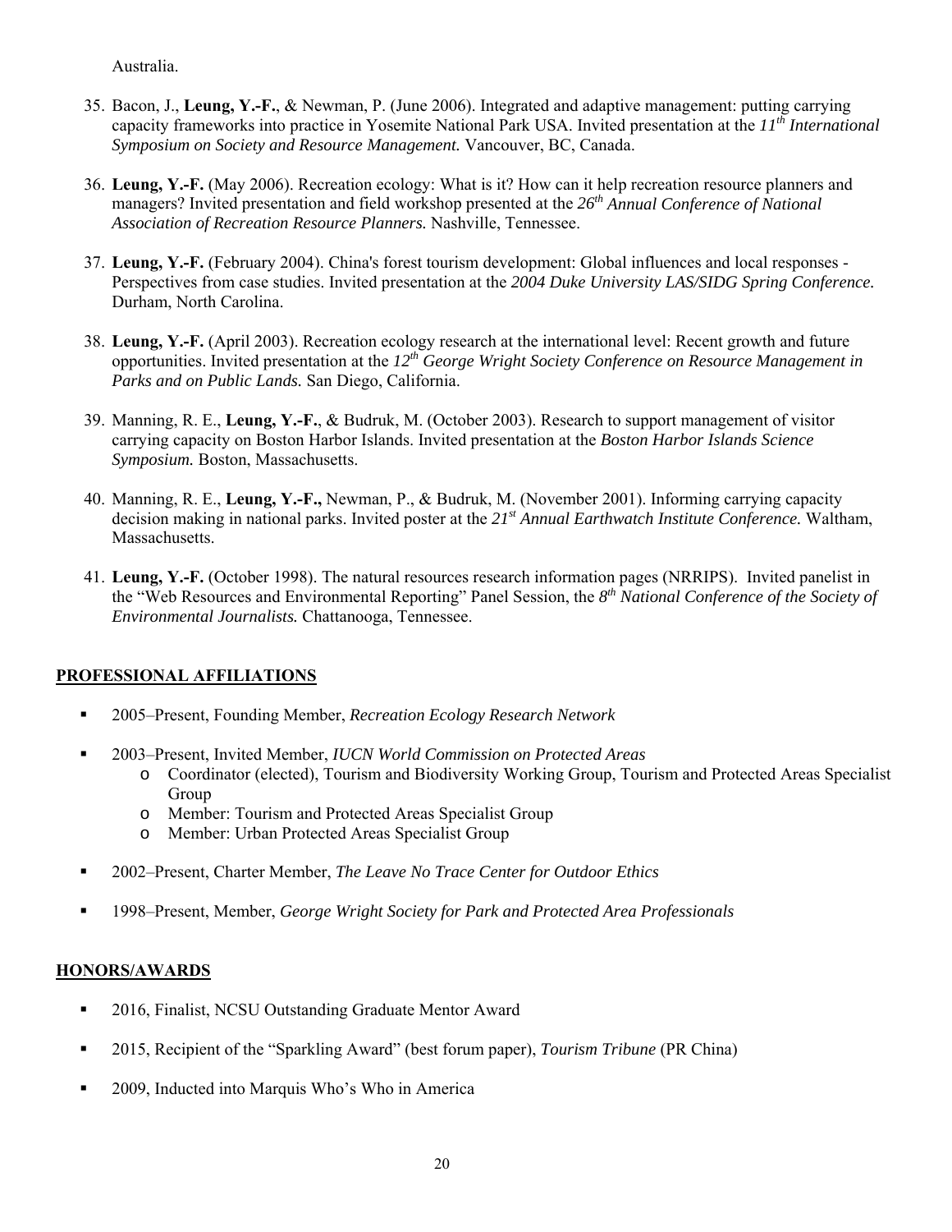Australia.

35. Bacon, J., **Leung, Y.-F.**, & Newman, P. (June 2006). Integrated and adaptive management: putting carrying capacity frameworks into practice in Yosemite National Park USA. Invited presentation at the *11th International Symposium on Society and Resource Management.* Vancouver, BC, Canada.

36. **Leung, Y.-F.** (May 2006). Recreation ecology: What is it? How can it help recreation resource planners and managers? Invited presentation and field workshop presented at the *26th Annual Conference of National Association of Recreation Resource Planners.* Nashville, Tennessee.

37. **Leung, Y.-F.** (February 2004). China's forest tourism development: Global influences and local responses - Perspectives from case studies. Invited presentation at the *2004 Duke University LAS/SIDG Spring Conference.* Durham, North Carolina.

38. **Leung, Y.-F.** (April 2003). Recreation ecology research at the international level: Recent growth and future opportunities. Invited presentation at the *12th George Wright Society Conference on Resource Management in Parks and on Public Lands.* San Diego, California.

39. Manning, R. E., **Leung, Y.-F.**, & Budruk, M. (October 2003). Research to support management of visitor carrying capacity on Boston Harbor Islands. Invited presentation at the *Boston Harbor Islands Science Symposium.* Boston, Massachusetts.

40. Manning, R. E., **Leung, Y.-F.,** Newman, P., & Budruk, M. (November 2001). Informing carrying capacity decision making in national parks. Invited poster at the *21st Annual Earthwatch Institute Conference.* Waltham, Massachusetts.

41. **Leung, Y.-F.** (October 1998). The natural resources research information pages (NRRIPS). Invited panelist in the "Web Resources and Environmental Reporting" Panel Session, the *8th National Conference of the Society of Environmental Journalists.* Chattanooga, Tennessee.

## PROFESSIONAL AFFILIATIONS

- 2005–Present, Founding Member, *Recreation Ecology Research Network*
- 2003–Present, Invited Member, *IUCN World Commission on Protected Areas*
  - Coordinator (elected), Tourism and Biodiversity Working Group, Tourism and Protected Areas Specialist Group
  - Member: Tourism and Protected Areas Specialist Group
  - Member: Urban Protected Areas Specialist Group
- 2002–Present, Charter Member, *The Leave No Trace Center for Outdoor Ethics*
- 1998–Present, Member, *George Wright Society for Park and Protected Area Professionals*

## HONORS/AWARDS

- 2016, Finalist, NCSU Outstanding Graduate Mentor Award
- 2015, Recipient of the "Sparkling Award" (best forum paper), *Tourism Tribune* (PR China)
- 2009, Inducted into Marquis Who's Who in America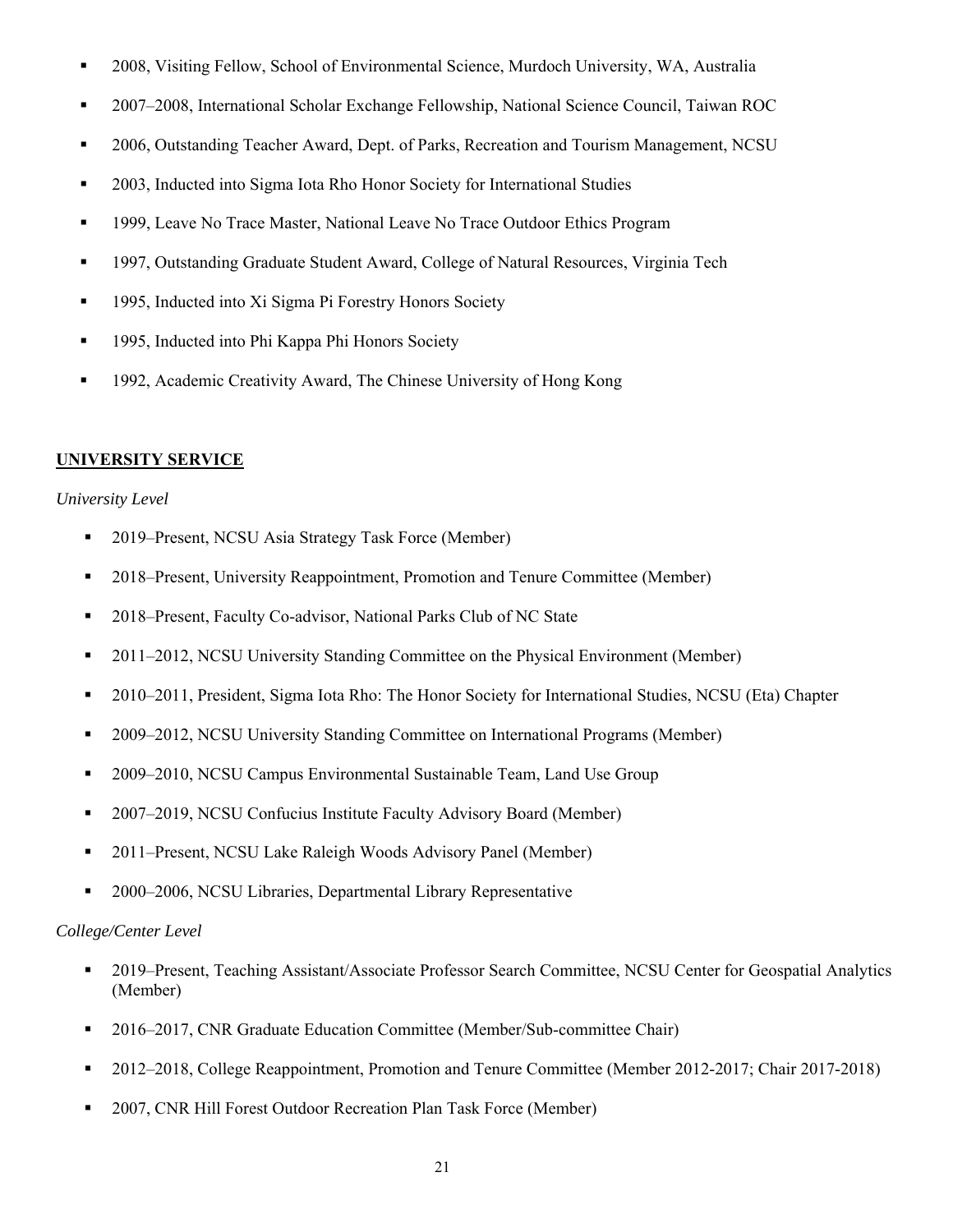- 2008, Visiting Fellow, School of Environmental Science, Murdoch University, WA, Australia
- 2007–2008, International Scholar Exchange Fellowship, National Science Council, Taiwan ROC
- 2006, Outstanding Teacher Award, Dept. of Parks, Recreation and Tourism Management, NCSU
- 2003, Inducted into Sigma Iota Rho Honor Society for International Studies
- 1999, Leave No Trace Master, National Leave No Trace Outdoor Ethics Program
- 1997, Outstanding Graduate Student Award, College of Natural Resources, Virginia Tech
- 1995, Inducted into Xi Sigma Pi Forestry Honors Society
- 1995, Inducted into Phi Kappa Phi Honors Society
- 1992, Academic Creativity Award, The Chinese University of Hong Kong

## UNIVERSITY SERVICE

*University Level*

- 2019–Present, NCSU Asia Strategy Task Force (Member)
- 2018–Present, University Reappointment, Promotion and Tenure Committee (Member)
- 2018–Present, Faculty Co-advisor, National Parks Club of NC State
- 2011–2012, NCSU University Standing Committee on the Physical Environment (Member)
- 2010–2011, President, Sigma Iota Rho: The Honor Society for International Studies, NCSU (Eta) Chapter
- 2009–2012, NCSU University Standing Committee on International Programs (Member)
- 2009–2010, NCSU Campus Environmental Sustainable Team, Land Use Group
- 2007–2019, NCSU Confucius Institute Faculty Advisory Board (Member)
- 2011–Present, NCSU Lake Raleigh Woods Advisory Panel (Member)
- 2000–2006, NCSU Libraries, Departmental Library Representative

*College/Center Level*

- 2019–Present, Teaching Assistant/Associate Professor Search Committee, NCSU Center for Geospatial Analytics (Member)
- 2016–2017, CNR Graduate Education Committee (Member/Sub-committee Chair)
- 2012–2018, College Reappointment, Promotion and Tenure Committee (Member 2012-2017; Chair 2017-2018)
- 2007, CNR Hill Forest Outdoor Recreation Plan Task Force (Member)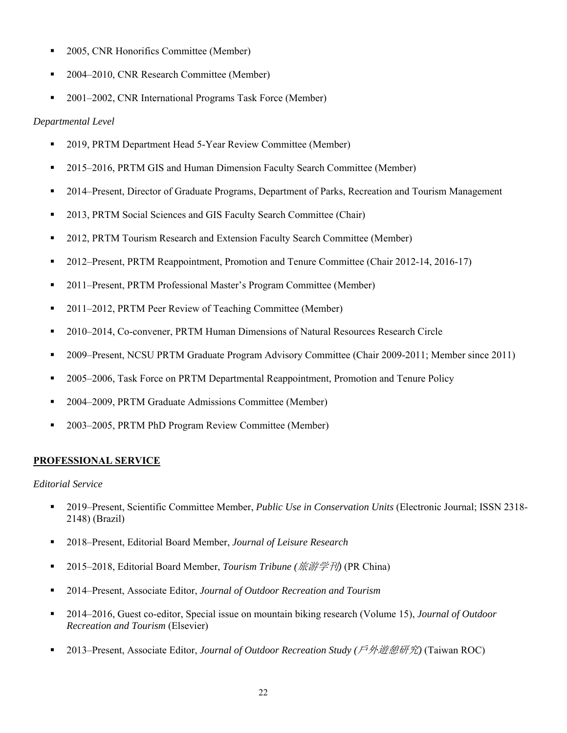- 2005, CNR Honorifics Committee (Member)
- 2004–2010, CNR Research Committee (Member)
- 2001–2002, CNR International Programs Task Force (Member)

*Departmental Level*

- 2019, PRTM Department Head 5-Year Review Committee (Member)
- 2015–2016, PRTM GIS and Human Dimension Faculty Search Committee (Member)
- 2014–Present, Director of Graduate Programs, Department of Parks, Recreation and Tourism Management
- 2013, PRTM Social Sciences and GIS Faculty Search Committee (Chair)
- 2012, PRTM Tourism Research and Extension Faculty Search Committee (Member)
- 2012–Present, PRTM Reappointment, Promotion and Tenure Committee (Chair 2012-14, 2016-17)
- 2011–Present, PRTM Professional Master's Program Committee (Member)
- 2011–2012, PRTM Peer Review of Teaching Committee (Member)
- 2010–2014, Co-convener, PRTM Human Dimensions of Natural Resources Research Circle
- 2009–Present, NCSU PRTM Graduate Program Advisory Committee (Chair 2009-2011; Member since 2011)
- 2005–2006, Task Force on PRTM Departmental Reappointment, Promotion and Tenure Policy
- 2004–2009, PRTM Graduate Admissions Committee (Member)
- 2003–2005, PRTM PhD Program Review Committee (Member)

## PROFESSIONAL SERVICE

*Editorial Service*

- 2019–Present, Scientific Committee Member, *Public Use in Conservation Units* (Electronic Journal; ISSN 2318-2148) (Brazil)
- 2018–Present, Editorial Board Member, *Journal of Leisure Research*
- 2015–2018, Editorial Board Member, *Tourism Tribune (旅游学刊)* (PR China)
- 2014–Present, Associate Editor, *Journal of Outdoor Recreation and Tourism*
- 2014–2016, Guest co-editor, Special issue on mountain biking research (Volume 15), *Journal of Outdoor Recreation and Tourism* (Elsevier)
- 2013–Present, Associate Editor, *Journal of Outdoor Recreation Study (戶外遊憩研究)* (Taiwan ROC)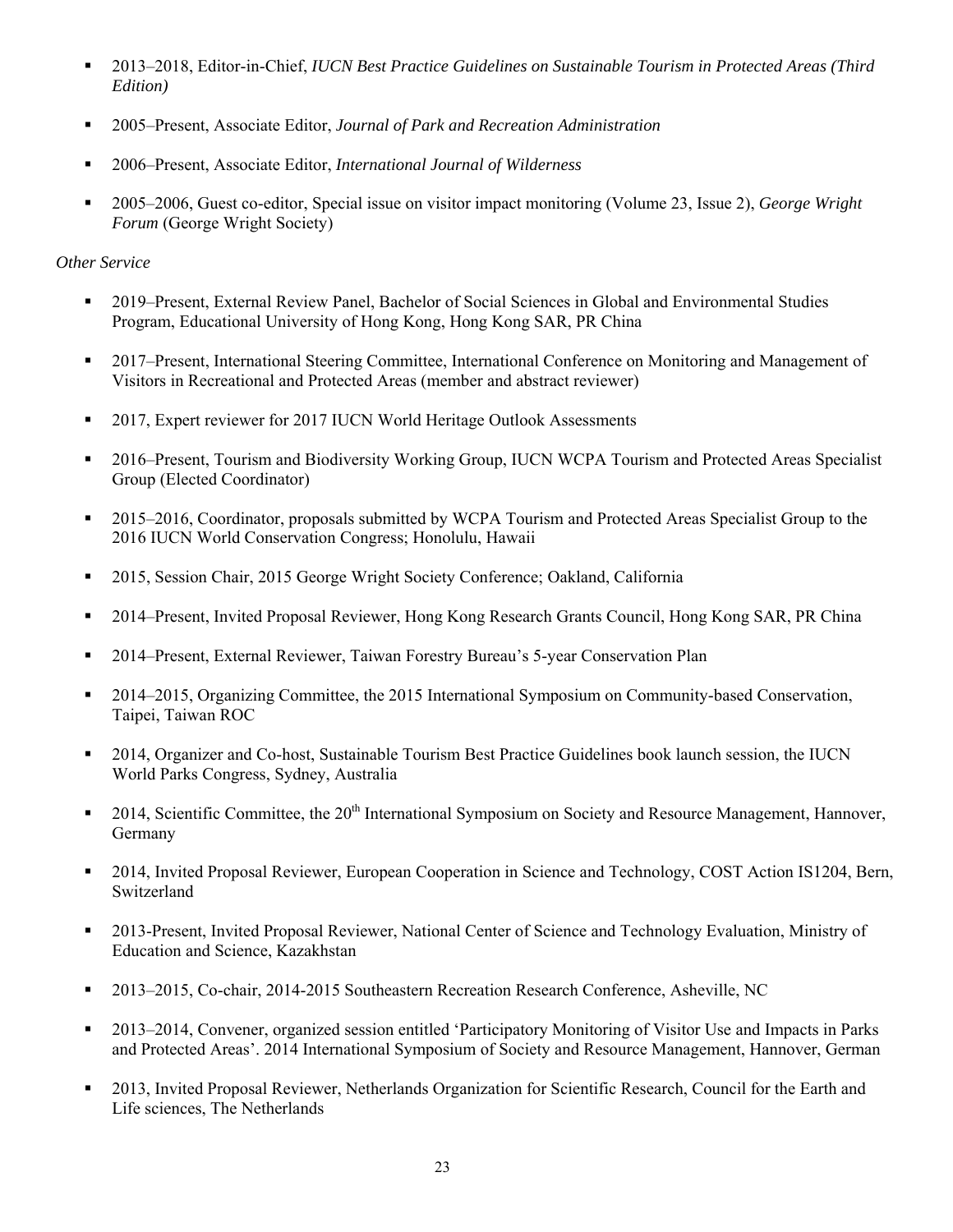- 2013–2018, Editor-in-Chief, *IUCN Best Practice Guidelines on Sustainable Tourism in Protected Areas (Third Edition)*
- 2005–Present, Associate Editor, *Journal of Park and Recreation Administration*
- 2006–Present, Associate Editor, *International Journal of Wilderness*
- 2005–2006, Guest co-editor, Special issue on visitor impact monitoring (Volume 23, Issue 2), *George Wright Forum* (George Wright Society)

*Other Service*

- 2019–Present, External Review Panel, Bachelor of Social Sciences in Global and Environmental Studies Program, Educational University of Hong Kong, Hong Kong SAR, PR China
- 2017–Present, International Steering Committee, International Conference on Monitoring and Management of Visitors in Recreational and Protected Areas (member and abstract reviewer)
- 2017, Expert reviewer for 2017 IUCN World Heritage Outlook Assessments
- 2016–Present, Tourism and Biodiversity Working Group, IUCN WCPA Tourism and Protected Areas Specialist Group (Elected Coordinator)
- 2015–2016, Coordinator, proposals submitted by WCPA Tourism and Protected Areas Specialist Group to the 2016 IUCN World Conservation Congress; Honolulu, Hawaii
- 2015, Session Chair, 2015 George Wright Society Conference; Oakland, California
- 2014–Present, Invited Proposal Reviewer, Hong Kong Research Grants Council, Hong Kong SAR, PR China
- 2014–Present, External Reviewer, Taiwan Forestry Bureau's 5-year Conservation Plan
- 2014–2015, Organizing Committee, the 2015 International Symposium on Community-based Conservation, Taipei, Taiwan ROC
- 2014, Organizer and Co-host, Sustainable Tourism Best Practice Guidelines book launch session, the IUCN World Parks Congress, Sydney, Australia
- 2014, Scientific Committee, the 20th International Symposium on Society and Resource Management, Hannover, Germany
- 2014, Invited Proposal Reviewer, European Cooperation in Science and Technology, COST Action IS1204, Bern, Switzerland
- 2013-Present, Invited Proposal Reviewer, National Center of Science and Technology Evaluation, Ministry of Education and Science, Kazakhstan
- 2013–2015, Co-chair, 2014-2015 Southeastern Recreation Research Conference, Asheville, NC
- 2013–2014, Convener, organized session entitled 'Participatory Monitoring of Visitor Use and Impacts in Parks and Protected Areas'. 2014 International Symposium of Society and Resource Management, Hannover, German
- 2013, Invited Proposal Reviewer, Netherlands Organization for Scientific Research, Council for the Earth and Life sciences, The Netherlands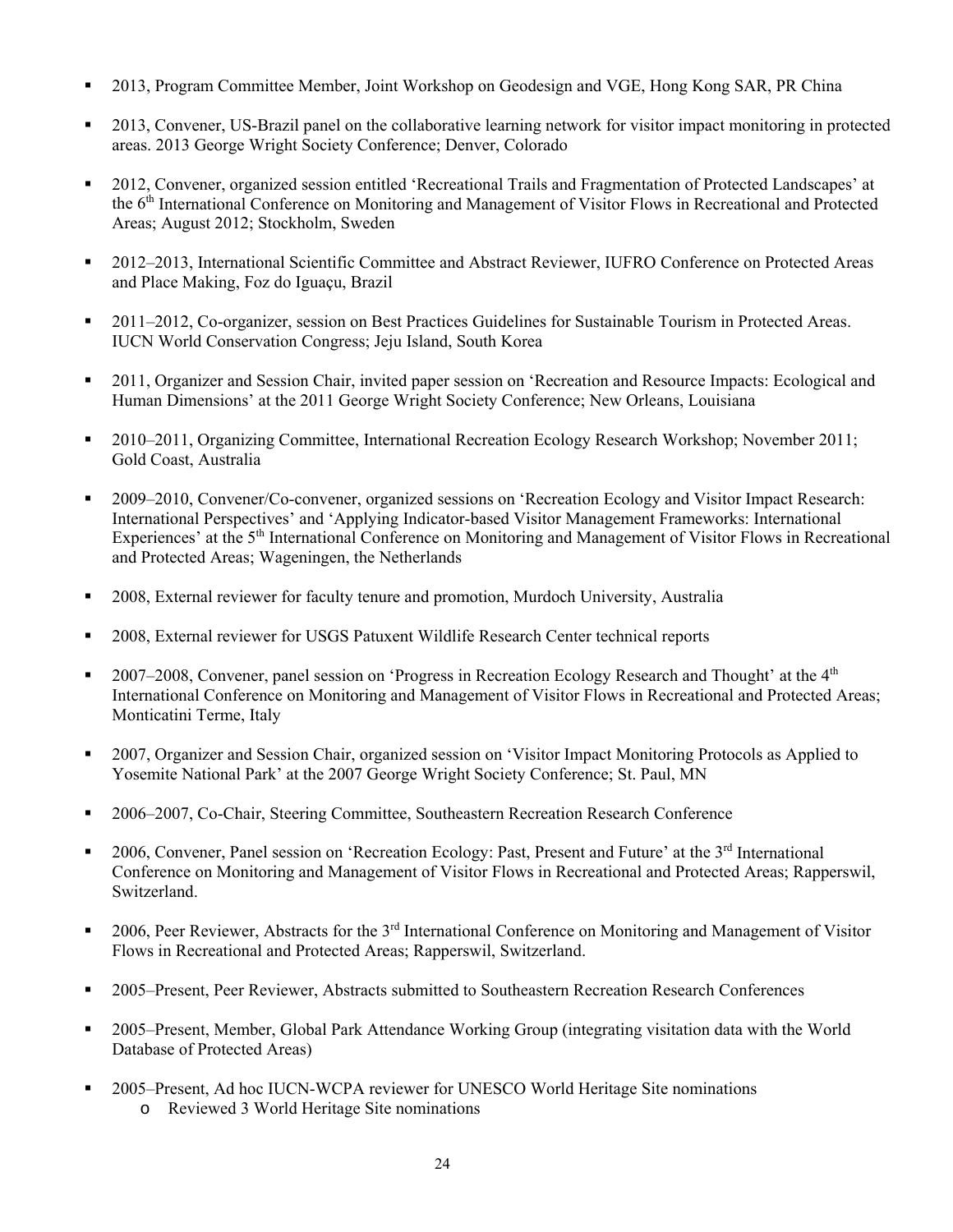- 2013, Program Committee Member, Joint Workshop on Geodesign and VGE, Hong Kong SAR, PR China
- 2013, Convener, US-Brazil panel on the collaborative learning network for visitor impact monitoring in protected areas. 2013 George Wright Society Conference; Denver, Colorado
- 2012, Convener, organized session entitled 'Recreational Trails and Fragmentation of Protected Landscapes' at the 6th International Conference on Monitoring and Management of Visitor Flows in Recreational and Protected Areas; August 2012; Stockholm, Sweden
- 2012–2013, International Scientific Committee and Abstract Reviewer, IUFRO Conference on Protected Areas and Place Making, Foz do Iguaçu, Brazil
- 2011–2012, Co-organizer, session on Best Practices Guidelines for Sustainable Tourism in Protected Areas. IUCN World Conservation Congress; Jeju Island, South Korea
- 2011, Organizer and Session Chair, invited paper session on 'Recreation and Resource Impacts: Ecological and Human Dimensions' at the 2011 George Wright Society Conference; New Orleans, Louisiana
- 2010–2011, Organizing Committee, International Recreation Ecology Research Workshop; November 2011; Gold Coast, Australia
- 2009–2010, Convener/Co-convener, organized sessions on 'Recreation Ecology and Visitor Impact Research: International Perspectives' and 'Applying Indicator-based Visitor Management Frameworks: International Experiences' at the 5th International Conference on Monitoring and Management of Visitor Flows in Recreational and Protected Areas; Wageningen, the Netherlands
- 2008, External reviewer for faculty tenure and promotion, Murdoch University, Australia
- 2008, External reviewer for USGS Patuxent Wildlife Research Center technical reports
- 2007–2008, Convener, panel session on 'Progress in Recreation Ecology Research and Thought' at the 4th International Conference on Monitoring and Management of Visitor Flows in Recreational and Protected Areas; Monticatini Terme, Italy
- 2007, Organizer and Session Chair, organized session on 'Visitor Impact Monitoring Protocols as Applied to Yosemite National Park' at the 2007 George Wright Society Conference; St. Paul, MN
- 2006–2007, Co-Chair, Steering Committee, Southeastern Recreation Research Conference
- 2006, Convener, Panel session on 'Recreation Ecology: Past, Present and Future' at the 3rd International Conference on Monitoring and Management of Visitor Flows in Recreational and Protected Areas; Rapperswil, Switzerland.
- 2006, Peer Reviewer, Abstracts for the 3rd International Conference on Monitoring and Management of Visitor Flows in Recreational and Protected Areas; Rapperswil, Switzerland.
- 2005–Present, Peer Reviewer, Abstracts submitted to Southeastern Recreation Research Conferences
- 2005–Present, Member, Global Park Attendance Working Group (integrating visitation data with the World Database of Protected Areas)
- 2005–Present, Ad hoc IUCN-WCPA reviewer for UNESCO World Heritage Site nominations
    - Reviewed 3 World Heritage Site nominations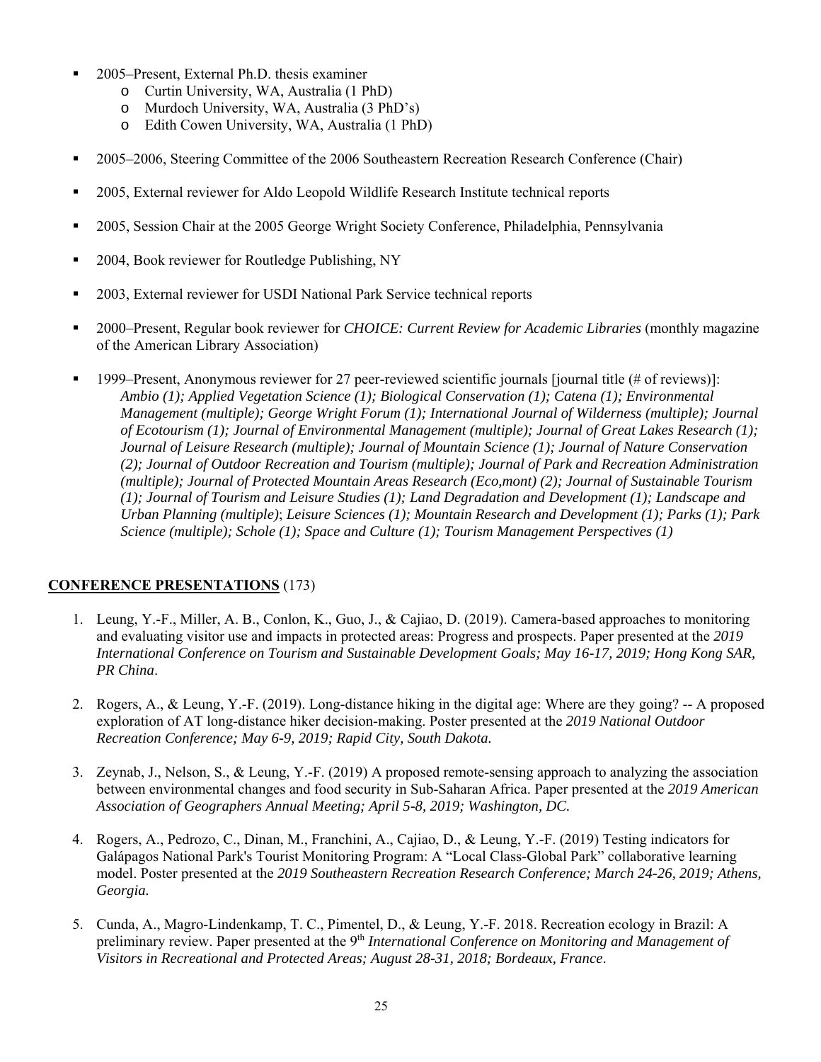- 2005–Present, External Ph.D. thesis examiner
    - Curtin University, WA, Australia (1 PhD)
    - Murdoch University, WA, Australia (3 PhD's)
    - Edith Cowen University, WA, Australia (1 PhD)

- 2005–2006, Steering Committee of the 2006 Southeastern Recreation Research Conference (Chair)

- 2005, External reviewer for Aldo Leopold Wildlife Research Institute technical reports

- 2005, Session Chair at the 2005 George Wright Society Conference, Philadelphia, Pennsylvania

- 2004, Book reviewer for Routledge Publishing, NY

- 2003, External reviewer for USDI National Park Service technical reports

- 2000–Present, Regular book reviewer for *CHOICE: Current Review for Academic Libraries* (monthly magazine of the American Library Association)

- 1999–Present, Anonymous reviewer for 27 peer-reviewed scientific journals [journal title (# of reviews)]: *Ambio (1); Applied Vegetation Science (1); Biological Conservation (1); Catena (1); Environmental Management (multiple); George Wright Forum (1); International Journal of Wilderness (multiple); Journal of Ecotourism (1); Journal of Environmental Management (multiple); Journal of Great Lakes Research (1); Journal of Leisure Research (multiple); Journal of Mountain Science (1); Journal of Nature Conservation (2); Journal of Outdoor Recreation and Tourism (multiple); Journal of Park and Recreation Administration (multiple); Journal of Protected Mountain Areas Research (Eco,mont) (2); Journal of Sustainable Tourism (1); Journal of Tourism and Leisure Studies (1); Land Degradation and Development (1); Landscape and Urban Planning (multiple)*; *Leisure Sciences (1); Mountain Research and Development (1); Parks (1); Park Science (multiple); Schole (1); Space and Culture (1); Tourism Management Perspectives (1)*

## **CONFERENCE PRESENTATIONS** (173)

1. Leung, Y.-F., Miller, A. B., Conlon, K., Guo, J., & Cajiao, D. (2019). Camera-based approaches to monitoring and evaluating visitor use and impacts in protected areas: Progress and prospects. Paper presented at the *2019 International Conference on Tourism and Sustainable Development Goals; May 16-17, 2019; Hong Kong SAR, PR China*.

2. Rogers, A., & Leung, Y.-F. (2019). Long-distance hiking in the digital age: Where are they going? -- A proposed exploration of AT long-distance hiker decision-making. Poster presented at the *2019 National Outdoor Recreation Conference; May 6-9, 2019; Rapid City, South Dakota.*

3. Zeynab, J., Nelson, S., & Leung, Y.-F. (2019) A proposed remote-sensing approach to analyzing the association between environmental changes and food security in Sub-Saharan Africa. Paper presented at the *2019 American Association of Geographers Annual Meeting; April 5-8, 2019; Washington, DC.*

4. Rogers, A., Pedrozo, C., Dinan, M., Franchini, A., Cajiao, D., & Leung, Y.-F. (2019) Testing indicators for Galápagos National Park's Tourist Monitoring Program: A "Local Class-Global Park" collaborative learning model. Poster presented at the *2019 Southeastern Recreation Research Conference; March 24-26, 2019; Athens, Georgia.*

5. Cunda, A., Magro-Lindenkamp, T. C., Pimentel, D., & Leung, Y.-F. 2018. Recreation ecology in Brazil: A preliminary review. Paper presented at the 9th *International Conference on Monitoring and Management of Visitors in Recreational and Protected Areas; August 28-31, 2018; Bordeaux, France*.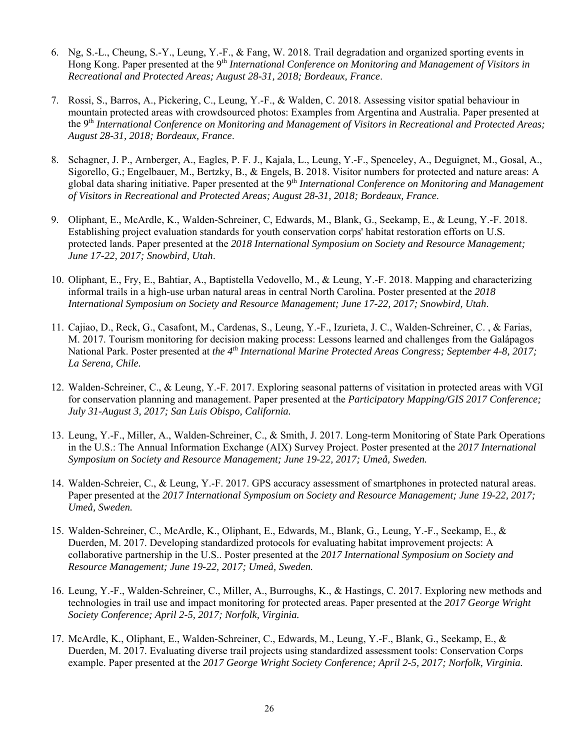6. Ng, S.-L., Cheung, S.-Y., Leung, Y.-F., & Fang, W. 2018. Trail degradation and organized sporting events in Hong Kong. Paper presented at the 9th *International Conference on Monitoring and Management of Visitors in Recreational and Protected Areas; August 28-31, 2018; Bordeaux, France*.

7. Rossi, S., Barros, A., Pickering, C., Leung, Y.-F., & Walden, C. 2018. Assessing visitor spatial behaviour in mountain protected areas with crowdsourced photos: Examples from Argentina and Australia. Paper presented at the 9th *International Conference on Monitoring and Management of Visitors in Recreational and Protected Areas; August 28-31, 2018; Bordeaux, France*.

8. Schagner, J. P., Arnberger, A., Eagles, P. F. J., Kajala, L., Leung, Y.-F., Spenceley, A., Deguignet, M., Gosal, A., Sigorello, G.; Engelbauer, M., Bertzky, B., & Engels, B. 2018. Visitor numbers for protected and nature areas: A global data sharing initiative. Paper presented at the 9th *International Conference on Monitoring and Management of Visitors in Recreational and Protected Areas; August 28-31, 2018; Bordeaux, France*.

9. Oliphant, E., McArdle, K., Walden-Schreiner, C, Edwards, M., Blank, G., Seekamp, E., & Leung, Y.-F. 2018. Establishing project evaluation standards for youth conservation corps' habitat restoration efforts on U.S. protected lands. Paper presented at the *2018 International Symposium on Society and Resource Management; June 17-22, 2017; Snowbird, Utah*.

10. Oliphant, E., Fry, E., Bahtiar, A., Baptistella Vedovello, M., & Leung, Y.-F. 2018. Mapping and characterizing informal trails in a high-use urban natural areas in central North Carolina. Poster presented at the *2018 International Symposium on Society and Resource Management; June 17-22, 2017; Snowbird, Utah*.

11. Cajiao, D., Reck, G., Casafont, M., Cardenas, S., Leung, Y.-F., Izurieta, J. C., Walden-Schreiner, C. , & Farias, M. 2017. Tourism monitoring for decision making process: Lessons learned and challenges from the Galápagos National Park. Poster presented at *the 4th International Marine Protected Areas Congress; September 4-8, 2017; La Serena, Chile.*

12. Walden-Schreiner, C., & Leung, Y.-F. 2017. Exploring seasonal patterns of visitation in protected areas with VGI for conservation planning and management. Paper presented at the *Participatory Mapping/GIS 2017 Conference; July 31-August 3, 2017; San Luis Obispo, California.*

13. Leung, Y.-F., Miller, A., Walden-Schreiner, C., & Smith, J. 2017. Long-term Monitoring of State Park Operations in the U.S.: The Annual Information Exchange (AIX) Survey Project. Poster presented at the *2017 International Symposium on Society and Resource Management; June 19-22, 2017; Umeå, Sweden.*

14. Walden-Schreier, C., & Leung, Y.-F. 2017. GPS accuracy assessment of smartphones in protected natural areas. Paper presented at the *2017 International Symposium on Society and Resource Management; June 19-22, 2017; Umeå, Sweden.*

15. Walden-Schreiner, C., McArdle, K., Oliphant, E., Edwards, M., Blank, G., Leung, Y.-F., Seekamp, E., & Duerden, M. 2017. Developing standardized protocols for evaluating habitat improvement projects: A collaborative partnership in the U.S.. Poster presented at the *2017 International Symposium on Society and Resource Management; June 19-22, 2017; Umeå, Sweden.*

16. Leung, Y.-F., Walden-Schreiner, C., Miller, A., Burroughs, K., & Hastings, C. 2017. Exploring new methods and technologies in trail use and impact monitoring for protected areas. Paper presented at the *2017 George Wright Society Conference; April 2-5, 2017; Norfolk, Virginia.*

17. McArdle, K., Oliphant, E., Walden-Schreiner, C., Edwards, M., Leung, Y.-F., Blank, G., Seekamp, E., & Duerden, M. 2017. Evaluating diverse trail projects using standardized assessment tools: Conservation Corps example. Paper presented at the *2017 George Wright Society Conference; April 2-5, 2017; Norfolk, Virginia.*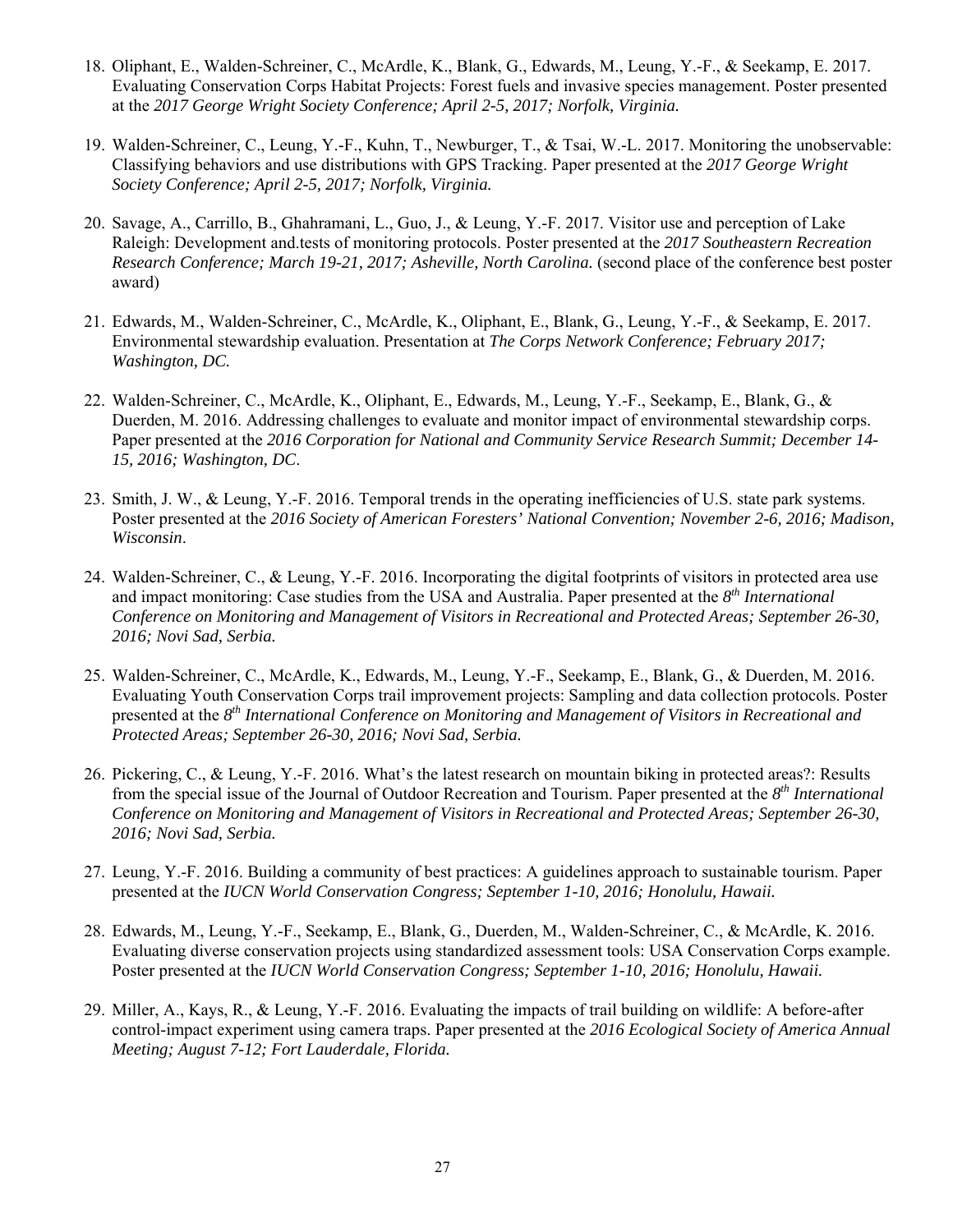18. Oliphant, E., Walden-Schreiner, C., McArdle, K., Blank, G., Edwards, M., Leung, Y.-F., & Seekamp, E. 2017. Evaluating Conservation Corps Habitat Projects: Forest fuels and invasive species management. Poster presented at the *2017 George Wright Society Conference; April 2-5, 2017; Norfolk, Virginia.*

19. Walden-Schreiner, C., Leung, Y.-F., Kuhn, T., Newburger, T., & Tsai, W.-L. 2017. Monitoring the unobservable: Classifying behaviors and use distributions with GPS Tracking. Paper presented at the *2017 George Wright Society Conference; April 2-5, 2017; Norfolk, Virginia.*

20. Savage, A., Carrillo, B., Ghahramani, L., Guo, J., & Leung, Y.-F. 2017. Visitor use and perception of Lake Raleigh: Development and.tests of monitoring protocols. Poster presented at the *2017 Southeastern Recreation Research Conference; March 19-21, 2017; Asheville, North Carolina.* (second place of the conference best poster award)

21. Edwards, M., Walden-Schreiner, C., McArdle, K., Oliphant, E., Blank, G., Leung, Y.-F., & Seekamp, E. 2017. Environmental stewardship evaluation. Presentation at *The Corps Network Conference; February 2017; Washington, DC.*

22. Walden-Schreiner, C., McArdle, K., Oliphant, E., Edwards, M., Leung, Y.-F., Seekamp, E., Blank, G., & Duerden, M. 2016. Addressing challenges to evaluate and monitor impact of environmental stewardship corps. Paper presented at the *2016 Corporation for National and Community Service Research Summit; December 14-15, 2016; Washington, DC*.

23. Smith, J. W., & Leung, Y.-F. 2016. Temporal trends in the operating inefficiencies of U.S. state park systems. Poster presented at the *2016 Society of American Foresters' National Convention; November 2-6, 2016; Madison, Wisconsin*.

24. Walden-Schreiner, C., & Leung, Y.-F. 2016. Incorporating the digital footprints of visitors in protected area use and impact monitoring: Case studies from the USA and Australia. Paper presented at the *8th International Conference on Monitoring and Management of Visitors in Recreational and Protected Areas; September 26-30, 2016; Novi Sad, Serbia.*

25. Walden-Schreiner, C., McArdle, K., Edwards, M., Leung, Y.-F., Seekamp, E., Blank, G., & Duerden, M. 2016. Evaluating Youth Conservation Corps trail improvement projects: Sampling and data collection protocols. Poster presented at the *8th International Conference on Monitoring and Management of Visitors in Recreational and Protected Areas; September 26-30, 2016; Novi Sad, Serbia.*

26. Pickering, C., & Leung, Y.-F. 2016. What's the latest research on mountain biking in protected areas?: Results from the special issue of the Journal of Outdoor Recreation and Tourism. Paper presented at the *8th International Conference on Monitoring and Management of Visitors in Recreational and Protected Areas; September 26-30, 2016; Novi Sad, Serbia.*

27. Leung, Y.-F. 2016. Building a community of best practices: A guidelines approach to sustainable tourism. Paper presented at the *IUCN World Conservation Congress; September 1-10, 2016; Honolulu, Hawaii.*

28. Edwards, M., Leung, Y.-F., Seekamp, E., Blank, G., Duerden, M., Walden-Schreiner, C., & McArdle, K. 2016. Evaluating diverse conservation projects using standardized assessment tools: USA Conservation Corps example. Poster presented at the *IUCN World Conservation Congress; September 1-10, 2016; Honolulu, Hawaii.*

29. Miller, A., Kays, R., & Leung, Y.-F. 2016. Evaluating the impacts of trail building on wildlife: A before-after control-impact experiment using camera traps. Paper presented at the *2016 Ecological Society of America Annual Meeting; August 7-12; Fort Lauderdale, Florida.*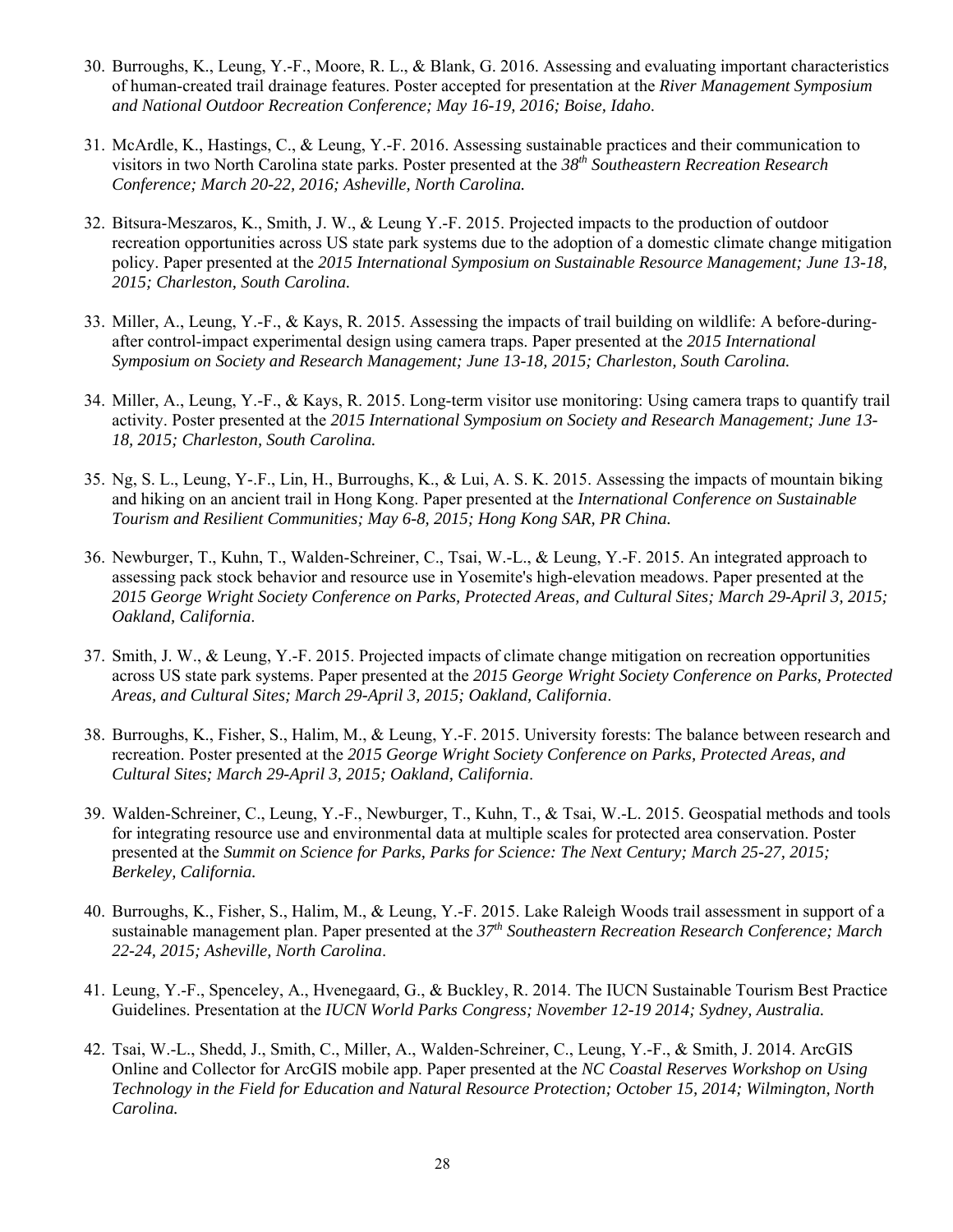30. Burroughs, K., Leung, Y.-F., Moore, R. L., & Blank, G. 2016. Assessing and evaluating important characteristics of human-created trail drainage features. Poster accepted for presentation at the *River Management Symposium and National Outdoor Recreation Conference; May 16-19, 2016; Boise, Idaho*.

31. McArdle, K., Hastings, C., & Leung, Y.-F. 2016. Assessing sustainable practices and their communication to visitors in two North Carolina state parks. Poster presented at the *38th Southeastern Recreation Research Conference; March 20-22, 2016; Asheville, North Carolina.*

32. Bitsura-Meszaros, K., Smith, J. W., & Leung Y.-F. 2015. Projected impacts to the production of outdoor recreation opportunities across US state park systems due to the adoption of a domestic climate change mitigation policy. Paper presented at the *2015 International Symposium on Sustainable Resource Management; June 13-18, 2015; Charleston, South Carolina.*

33. Miller, A., Leung, Y.-F., & Kays, R. 2015. Assessing the impacts of trail building on wildlife: A before-during-after control-impact experimental design using camera traps. Paper presented at the *2015 International Symposium on Society and Research Management; June 13-18, 2015; Charleston, South Carolina.*

34. Miller, A., Leung, Y.-F., & Kays, R. 2015. Long-term visitor use monitoring: Using camera traps to quantify trail activity. Poster presented at the *2015 International Symposium on Society and Research Management; June 13-18, 2015; Charleston, South Carolina.*

35. Ng, S. L., Leung, Y-.F., Lin, H., Burroughs, K., & Lui, A. S. K. 2015. Assessing the impacts of mountain biking and hiking on an ancient trail in Hong Kong. Paper presented at the *International Conference on Sustainable Tourism and Resilient Communities; May 6-8, 2015; Hong Kong SAR, PR China.*

36. Newburger, T., Kuhn, T., Walden-Schreiner, C., Tsai, W.-L., & Leung, Y.-F. 2015. An integrated approach to assessing pack stock behavior and resource use in Yosemite's high-elevation meadows. Paper presented at the *2015 George Wright Society Conference on Parks, Protected Areas, and Cultural Sites; March 29-April 3, 2015; Oakland, California*.

37. Smith, J. W., & Leung, Y.-F. 2015. Projected impacts of climate change mitigation on recreation opportunities across US state park systems. Paper presented at the *2015 George Wright Society Conference on Parks, Protected Areas, and Cultural Sites; March 29-April 3, 2015; Oakland, California*.

38. Burroughs, K., Fisher, S., Halim, M., & Leung, Y.-F. 2015. University forests: The balance between research and recreation. Poster presented at the *2015 George Wright Society Conference on Parks, Protected Areas, and Cultural Sites; March 29-April 3, 2015; Oakland, California*.

39. Walden-Schreiner, C., Leung, Y.-F., Newburger, T., Kuhn, T., & Tsai, W.-L. 2015. Geospatial methods and tools for integrating resource use and environmental data at multiple scales for protected area conservation. Poster presented at the *Summit on Science for Parks, Parks for Science: The Next Century; March 25-27, 2015; Berkeley, California.*

40. Burroughs, K., Fisher, S., Halim, M., & Leung, Y.-F. 2015. Lake Raleigh Woods trail assessment in support of a sustainable management plan. Paper presented at the *37th Southeastern Recreation Research Conference; March 22-24, 2015; Asheville, North Carolina*.

41. Leung, Y.-F., Spenceley, A., Hvenegaard, G., & Buckley, R. 2014. The IUCN Sustainable Tourism Best Practice Guidelines. Presentation at the *IUCN World Parks Congress; November 12-19 2014; Sydney, Australia.*

42. Tsai, W.-L., Shedd, J., Smith, C., Miller, A., Walden-Schreiner, C., Leung, Y.-F., & Smith, J. 2014. ArcGIS Online and Collector for ArcGIS mobile app. Paper presented at the *NC Coastal Reserves Workshop on Using Technology in the Field for Education and Natural Resource Protection; October 15, 2014; Wilmington, North Carolina.*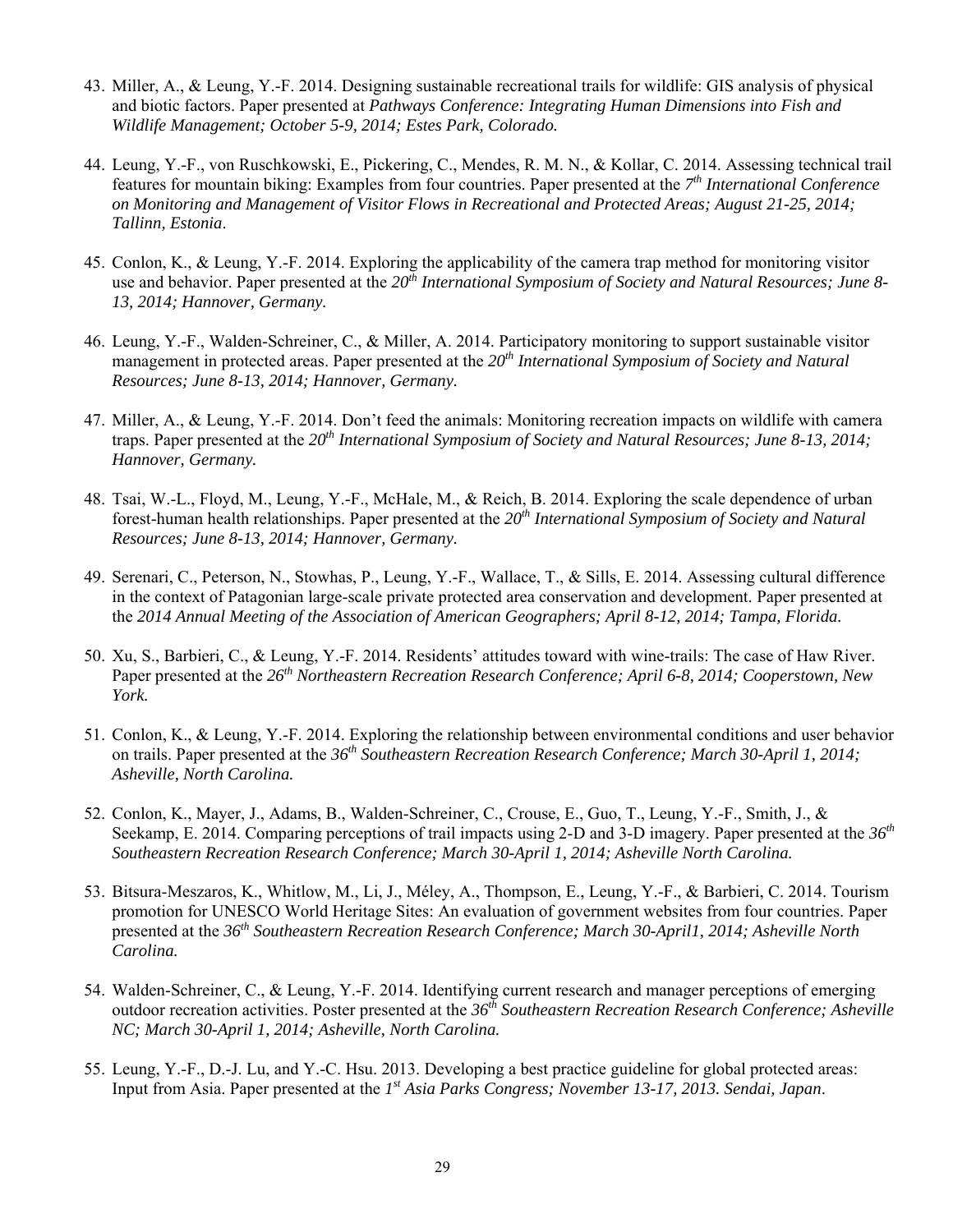43. Miller, A., & Leung, Y.-F. 2014. Designing sustainable recreational trails for wildlife: GIS analysis of physical and biotic factors. Paper presented at *Pathways Conference: Integrating Human Dimensions into Fish and Wildlife Management; October 5-9, 2014; Estes Park, Colorado.*

44. Leung, Y.-F., von Ruschkowski, E., Pickering, C., Mendes, R. M. N., & Kollar, C. 2014. Assessing technical trail features for mountain biking: Examples from four countries. Paper presented at the *7th International Conference on Monitoring and Management of Visitor Flows in Recreational and Protected Areas; August 21-25, 2014; Tallinn, Estonia*.

45. Conlon, K., & Leung, Y.-F. 2014. Exploring the applicability of the camera trap method for monitoring visitor use and behavior. Paper presented at the *20th International Symposium of Society and Natural Resources; June 8-13, 2014; Hannover, Germany.*

46. Leung, Y.-F., Walden-Schreiner, C., & Miller, A. 2014. Participatory monitoring to support sustainable visitor management in protected areas. Paper presented at the *20th International Symposium of Society and Natural Resources; June 8-13, 2014; Hannover, Germany.*

47. Miller, A., & Leung, Y.-F. 2014. Don't feed the animals: Monitoring recreation impacts on wildlife with camera traps. Paper presented at the *20th International Symposium of Society and Natural Resources; June 8-13, 2014; Hannover, Germany.*

48. Tsai, W.-L., Floyd, M., Leung, Y.-F., McHale, M., & Reich, B. 2014. Exploring the scale dependence of urban forest-human health relationships. Paper presented at the *20th International Symposium of Society and Natural Resources; June 8-13, 2014; Hannover, Germany.*

49. Serenari, C., Peterson, N., Stowhas, P., Leung, Y.-F., Wallace, T., & Sills, E. 2014. Assessing cultural difference in the context of Patagonian large-scale private protected area conservation and development. Paper presented at the *2014 Annual Meeting of the Association of American Geographers; April 8-12, 2014; Tampa, Florida.*

50. Xu, S., Barbieri, C., & Leung, Y.-F. 2014. Residents' attitudes toward with wine-trails: The case of Haw River. Paper presented at the *26th Northeastern Recreation Research Conference; April 6-8, 2014; Cooperstown, New York.*

51. Conlon, K., & Leung, Y.-F. 2014. Exploring the relationship between environmental conditions and user behavior on trails. Paper presented at the *36th Southeastern Recreation Research Conference; March 30-April 1, 2014; Asheville, North Carolina.*

52. Conlon, K., Mayer, J., Adams, B., Walden-Schreiner, C., Crouse, E., Guo, T., Leung, Y.-F., Smith, J., & Seekamp, E. 2014. Comparing perceptions of trail impacts using 2-D and 3-D imagery. Paper presented at the *36th Southeastern Recreation Research Conference; March 30-April 1, 2014; Asheville North Carolina.*

53. Bitsura-Meszaros, K., Whitlow, M., Li, J., Méley, A., Thompson, E., Leung, Y.-F., & Barbieri, C. 2014. Tourism promotion for UNESCO World Heritage Sites: An evaluation of government websites from four countries. Paper presented at the *36th Southeastern Recreation Research Conference; March 30-April1, 2014; Asheville North Carolina.*

54. Walden-Schreiner, C., & Leung, Y.-F. 2014. Identifying current research and manager perceptions of emerging outdoor recreation activities. Poster presented at the *36th Southeastern Recreation Research Conference; Asheville NC; March 30-April 1, 2014; Asheville, North Carolina.*

55. Leung, Y.-F., D.-J. Lu, and Y.-C. Hsu. 2013. Developing a best practice guideline for global protected areas: Input from Asia. Paper presented at the *1st Asia Parks Congress; November 13-17, 2013. Sendai, Japan*.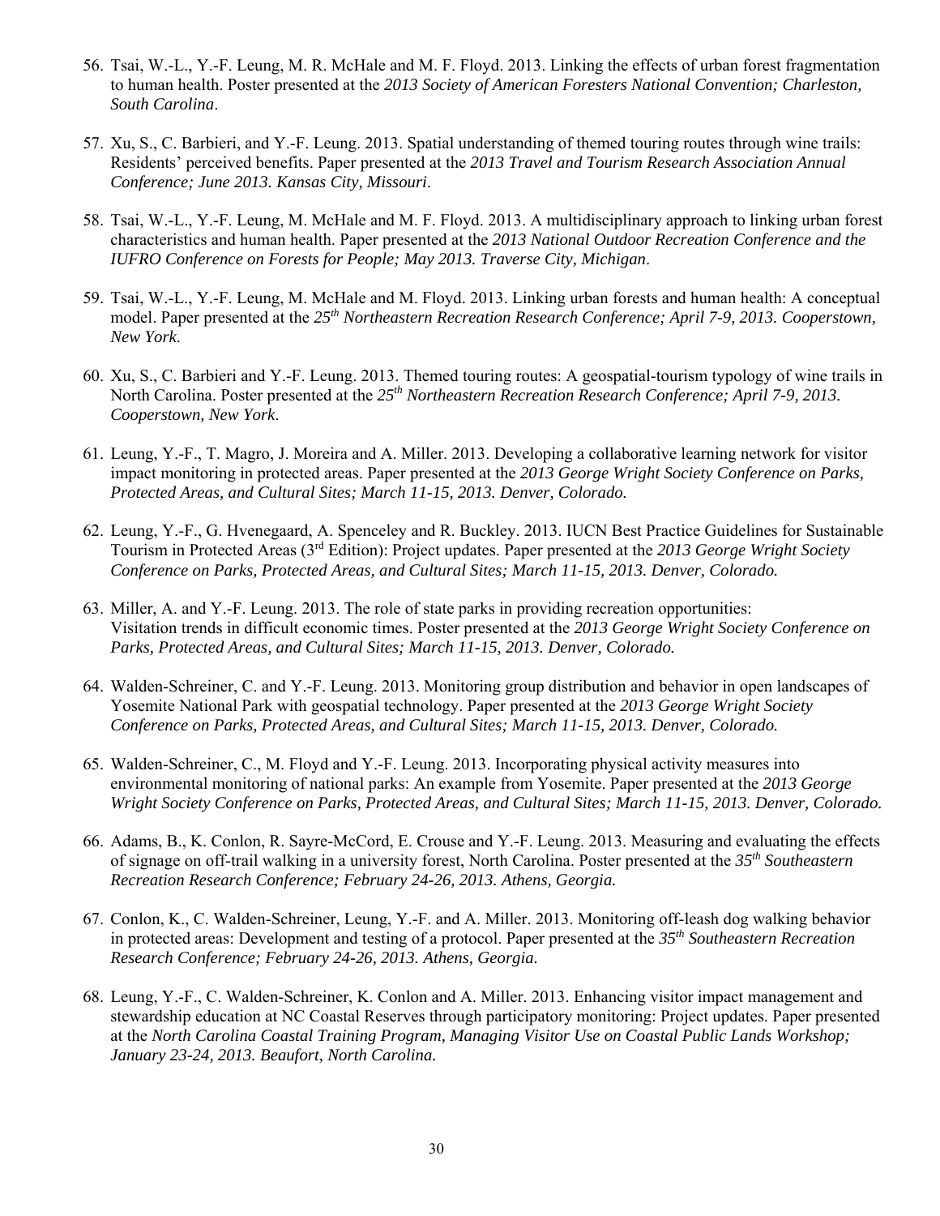56. Tsai, W.-L., Y.-F. Leung, M. R. McHale and M. F. Floyd. 2013. Linking the effects of urban forest fragmentation to human health. Poster presented at the *2013 Society of American Foresters National Convention; Charleston, South Carolina*.

57. Xu, S., C. Barbieri, and Y.-F. Leung. 2013. Spatial understanding of themed touring routes through wine trails: Residents' perceived benefits. Paper presented at the *2013 Travel and Tourism Research Association Annual Conference; June 2013. Kansas City, Missouri*.

58. Tsai, W.-L., Y.-F. Leung, M. McHale and M. F. Floyd. 2013. A multidisciplinary approach to linking urban forest characteristics and human health. Paper presented at the *2013 National Outdoor Recreation Conference and the IUFRO Conference on Forests for People; May 2013. Traverse City, Michigan*.

59. Tsai, W.-L., Y.-F. Leung, M. McHale and M. Floyd. 2013. Linking urban forests and human health: A conceptual model. Paper presented at the *25th Northeastern Recreation Research Conference; April 7-9, 2013. Cooperstown, New York*.

60. Xu, S., C. Barbieri and Y.-F. Leung. 2013. Themed touring routes: A geospatial-tourism typology of wine trails in North Carolina. Poster presented at the *25th Northeastern Recreation Research Conference; April 7-9, 2013. Cooperstown, New York*.

61. Leung, Y.-F., T. Magro, J. Moreira and A. Miller. 2013. Developing a collaborative learning network for visitor impact monitoring in protected areas. Paper presented at the *2013 George Wright Society Conference on Parks, Protected Areas, and Cultural Sites; March 11-15, 2013. Denver, Colorado.*

62. Leung, Y.-F., G. Hvenegaard, A. Spenceley and R. Buckley. 2013. IUCN Best Practice Guidelines for Sustainable Tourism in Protected Areas (3rd Edition): Project updates. Paper presented at the *2013 George Wright Society Conference on Parks, Protected Areas, and Cultural Sites; March 11-15, 2013. Denver, Colorado.*

63. Miller, A. and Y.-F. Leung. 2013. The role of state parks in providing recreation opportunities: Visitation trends in difficult economic times. Poster presented at the *2013 George Wright Society Conference on Parks, Protected Areas, and Cultural Sites; March 11-15, 2013. Denver, Colorado.*

64. Walden-Schreiner, C. and Y.-F. Leung. 2013. Monitoring group distribution and behavior in open landscapes of Yosemite National Park with geospatial technology. Paper presented at the *2013 George Wright Society Conference on Parks, Protected Areas, and Cultural Sites; March 11-15, 2013. Denver, Colorado.*

65. Walden-Schreiner, C., M. Floyd and Y.-F. Leung. 2013. Incorporating physical activity measures into environmental monitoring of national parks: An example from Yosemite. Paper presented at the *2013 George Wright Society Conference on Parks, Protected Areas, and Cultural Sites; March 11-15, 2013. Denver, Colorado.*

66. Adams, B., K. Conlon, R. Sayre-McCord, E. Crouse and Y.-F. Leung. 2013. Measuring and evaluating the effects of signage on off-trail walking in a university forest, North Carolina. Poster presented at the *35th Southeastern Recreation Research Conference; February 24-26, 2013. Athens, Georgia.*

67. Conlon, K., C. Walden-Schreiner, Leung, Y.-F. and A. Miller. 2013. Monitoring off-leash dog walking behavior in protected areas: Development and testing of a protocol. Paper presented at the *35th Southeastern Recreation Research Conference; February 24-26, 2013. Athens, Georgia.*

68. Leung, Y.-F., C. Walden-Schreiner, K. Conlon and A. Miller. 2013. Enhancing visitor impact management and stewardship education at NC Coastal Reserves through participatory monitoring: Project updates. Paper presented at the *North Carolina Coastal Training Program, Managing Visitor Use on Coastal Public Lands Workshop; January 23-24, 2013. Beaufort, North Carolina.*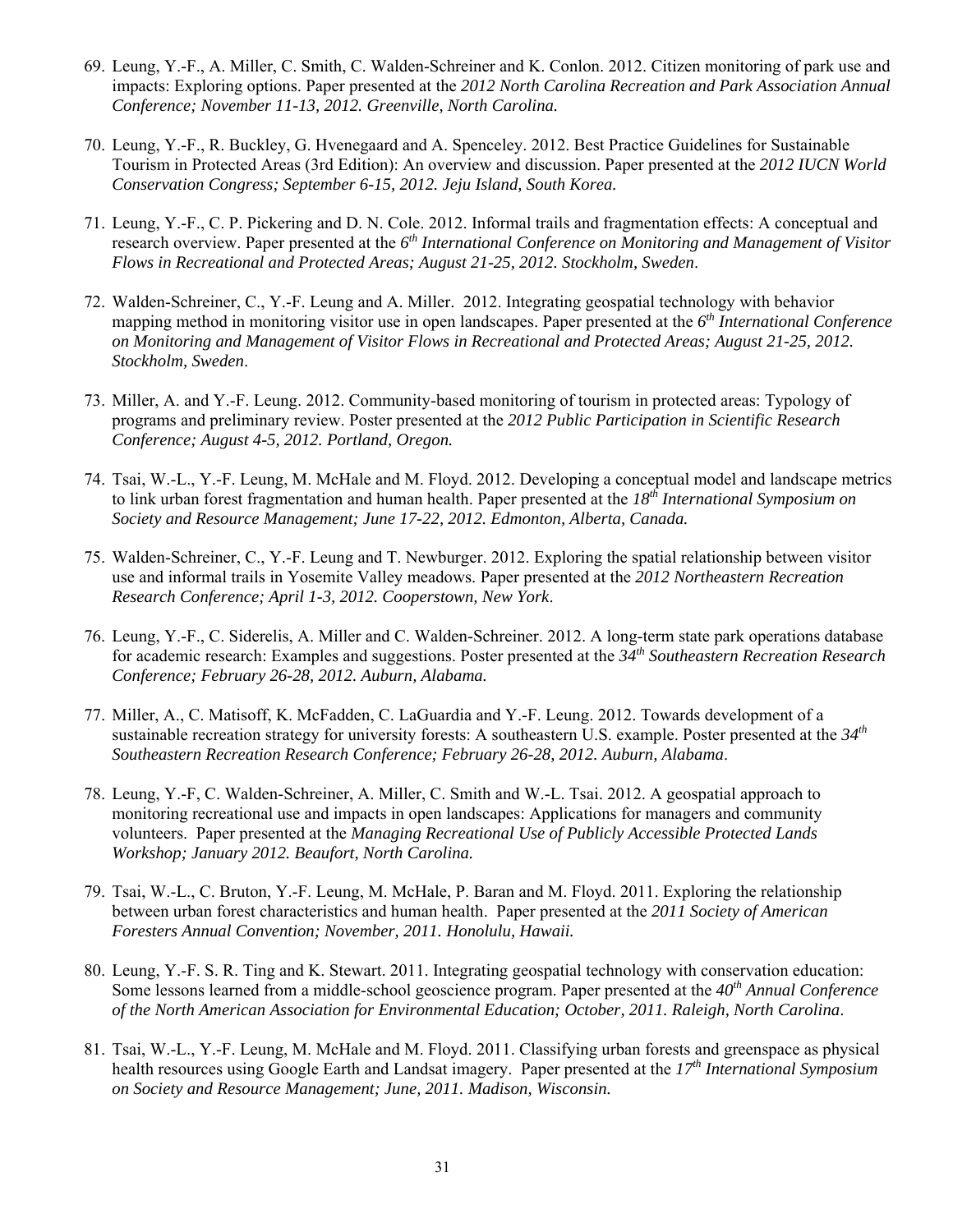69. Leung, Y.-F., A. Miller, C. Smith, C. Walden-Schreiner and K. Conlon. 2012. Citizen monitoring of park use and impacts: Exploring options. Paper presented at the *2012 North Carolina Recreation and Park Association Annual Conference; November 11-13, 2012. Greenville, North Carolina.*

70. Leung, Y.-F., R. Buckley, G. Hvenegaard and A. Spenceley. 2012. Best Practice Guidelines for Sustainable Tourism in Protected Areas (3rd Edition): An overview and discussion. Paper presented at the *2012 IUCN World Conservation Congress; September 6-15, 2012. Jeju Island, South Korea.*

71. Leung, Y.-F., C. P. Pickering and D. N. Cole. 2012. Informal trails and fragmentation effects: A conceptual and research overview. Paper presented at the *6th International Conference on Monitoring and Management of Visitor Flows in Recreational and Protected Areas; August 21-25, 2012. Stockholm, Sweden*.

72. Walden-Schreiner, C., Y.-F. Leung and A. Miller. 2012. Integrating geospatial technology with behavior mapping method in monitoring visitor use in open landscapes. Paper presented at the *6th International Conference on Monitoring and Management of Visitor Flows in Recreational and Protected Areas; August 21-25, 2012. Stockholm, Sweden*.

73. Miller, A. and Y.-F. Leung. 2012. Community-based monitoring of tourism in protected areas: Typology of programs and preliminary review. Poster presented at the *2012 Public Participation in Scientific Research Conference; August 4-5, 2012. Portland, Oregon.*

74. Tsai, W.-L., Y.-F. Leung, M. McHale and M. Floyd. 2012. Developing a conceptual model and landscape metrics to link urban forest fragmentation and human health. Paper presented at the *18th International Symposium on Society and Resource Management; June 17-22, 2012. Edmonton, Alberta, Canada.*

75. Walden-Schreiner, C., Y.-F. Leung and T. Newburger. 2012. Exploring the spatial relationship between visitor use and informal trails in Yosemite Valley meadows. Paper presented at the *2012 Northeastern Recreation Research Conference; April 1-3, 2012. Cooperstown, New York*.

76. Leung, Y.-F., C. Siderelis, A. Miller and C. Walden-Schreiner. 2012. A long-term state park operations database for academic research: Examples and suggestions. Poster presented at the *34th Southeastern Recreation Research Conference; February 26-28, 2012. Auburn, Alabama.*

77. Miller, A., C. Matisoff, K. McFadden, C. LaGuardia and Y.-F. Leung. 2012. Towards development of a sustainable recreation strategy for university forests: A southeastern U.S. example. Poster presented at the *34th Southeastern Recreation Research Conference; February 26-28, 2012. Auburn, Alabama*.

78. Leung, Y.-F, C. Walden-Schreiner, A. Miller, C. Smith and W.-L. Tsai. 2012. A geospatial approach to monitoring recreational use and impacts in open landscapes: Applications for managers and community volunteers. Paper presented at the *Managing Recreational Use of Publicly Accessible Protected Lands Workshop; January 2012. Beaufort, North Carolina.*

79. Tsai, W.-L., C. Bruton, Y.-F. Leung, M. McHale, P. Baran and M. Floyd. 2011. Exploring the relationship between urban forest characteristics and human health. Paper presented at the *2011 Society of American Foresters Annual Convention; November, 2011. Honolulu, Hawaii.*

80. Leung, Y.-F. S. R. Ting and K. Stewart. 2011. Integrating geospatial technology with conservation education: Some lessons learned from a middle-school geoscience program. Paper presented at the *40th Annual Conference of the North American Association for Environmental Education; October, 2011. Raleigh, North Carolina*.

81. Tsai, W.-L., Y.-F. Leung, M. McHale and M. Floyd. 2011. Classifying urban forests and greenspace as physical health resources using Google Earth and Landsat imagery. Paper presented at the *17th International Symposium on Society and Resource Management; June, 2011. Madison, Wisconsin.*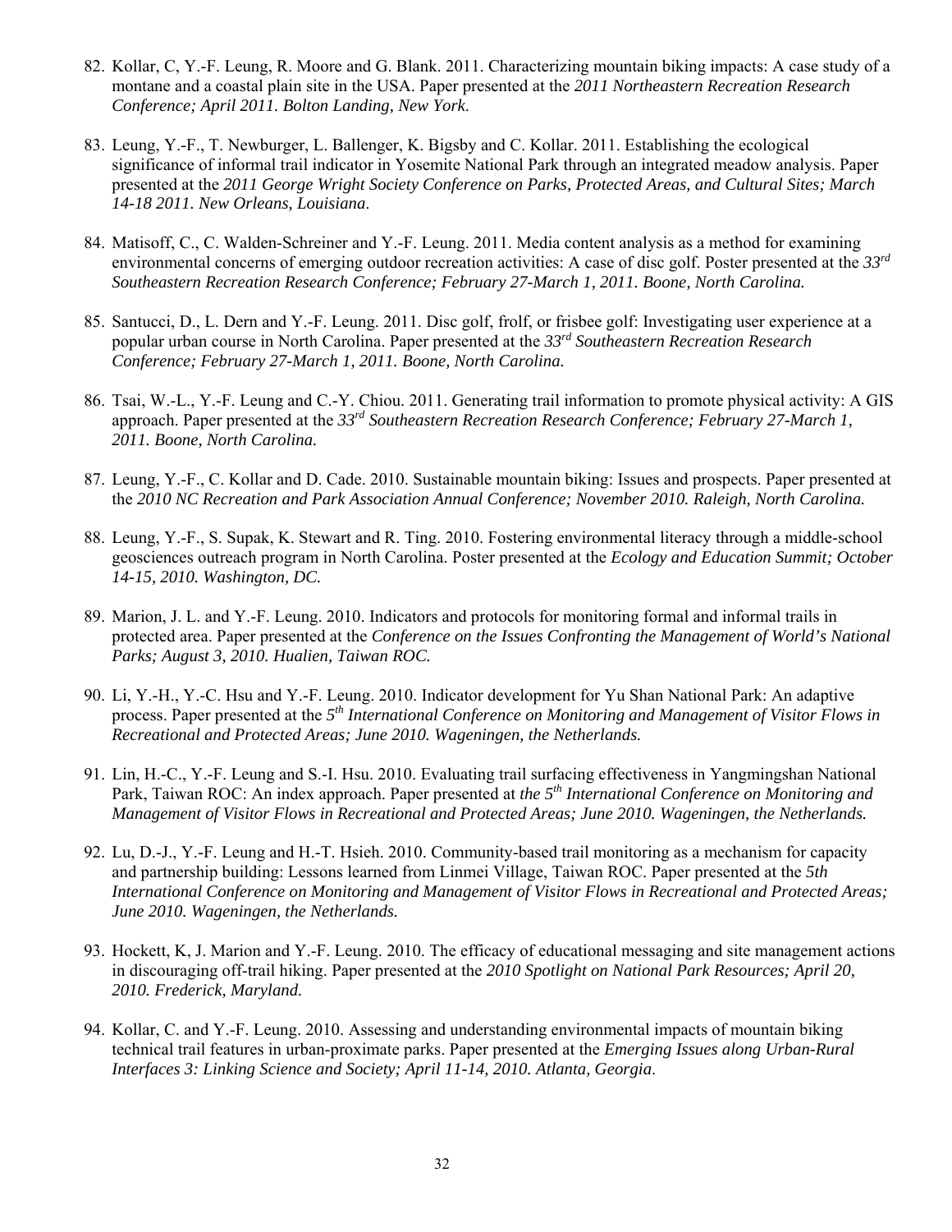82. Kollar, C, Y.-F. Leung, R. Moore and G. Blank. 2011. Characterizing mountain biking impacts: A case study of a montane and a coastal plain site in the USA. Paper presented at the *2011 Northeastern Recreation Research Conference; April 2011. Bolton Landing, New York*.

83. Leung, Y.-F., T. Newburger, L. Ballenger, K. Bigsby and C. Kollar. 2011. Establishing the ecological significance of informal trail indicator in Yosemite National Park through an integrated meadow analysis. Paper presented at the *2011 George Wright Society Conference on Parks, Protected Areas, and Cultural Sites; March 14-18 2011. New Orleans, Louisiana*.

84. Matisoff, C., C. Walden-Schreiner and Y.-F. Leung. 2011. Media content analysis as a method for examining environmental concerns of emerging outdoor recreation activities: A case of disc golf. Poster presented at the *33rd Southeastern Recreation Research Conference; February 27-March 1, 2011. Boone, North Carolina.*

85. Santucci, D., L. Dern and Y.-F. Leung. 2011. Disc golf, frolf, or frisbee golf: Investigating user experience at a popular urban course in North Carolina. Paper presented at the *33rd Southeastern Recreation Research Conference; February 27-March 1, 2011. Boone, North Carolina.*

86. Tsai, W.-L., Y.-F. Leung and C.-Y. Chiou. 2011. Generating trail information to promote physical activity: A GIS approach. Paper presented at the *33rd Southeastern Recreation Research Conference; February 27-March 1, 2011. Boone, North Carolina.*

87. Leung, Y.-F., C. Kollar and D. Cade. 2010. Sustainable mountain biking: Issues and prospects. Paper presented at the *2010 NC Recreation and Park Association Annual Conference; November 2010. Raleigh, North Carolina.*

88. Leung, Y.-F., S. Supak, K. Stewart and R. Ting. 2010. Fostering environmental literacy through a middle-school geosciences outreach program in North Carolina. Poster presented at the *Ecology and Education Summit; October 14-15, 2010. Washington, DC.*

89. Marion, J. L. and Y.-F. Leung. 2010. Indicators and protocols for monitoring formal and informal trails in protected area. Paper presented at the *Conference on the Issues Confronting the Management of World's National Parks; August 3, 2010. Hualien, Taiwan ROC.*

90. Li, Y.-H., Y.-C. Hsu and Y.-F. Leung. 2010. Indicator development for Yu Shan National Park: An adaptive process. Paper presented at the *5th International Conference on Monitoring and Management of Visitor Flows in Recreational and Protected Areas; June 2010. Wageningen, the Netherlands.*

91. Lin, H.-C., Y.-F. Leung and S.-I. Hsu. 2010. Evaluating trail surfacing effectiveness in Yangmingshan National Park, Taiwan ROC: An index approach. Paper presented at *the 5th International Conference on Monitoring and Management of Visitor Flows in Recreational and Protected Areas; June 2010. Wageningen, the Netherlands.*

92. Lu, D.-J., Y.-F. Leung and H.-T. Hsieh. 2010. Community-based trail monitoring as a mechanism for capacity and partnership building: Lessons learned from Linmei Village, Taiwan ROC. Paper presented at the *5th International Conference on Monitoring and Management of Visitor Flows in Recreational and Protected Areas; June 2010. Wageningen, the Netherlands.*

93. Hockett, K, J. Marion and Y.-F. Leung. 2010. The efficacy of educational messaging and site management actions in discouraging off-trail hiking. Paper presented at the *2010 Spotlight on National Park Resources; April 20, 2010. Frederick, Maryland.*

94. Kollar, C. and Y.-F. Leung. 2010. Assessing and understanding environmental impacts of mountain biking technical trail features in urban-proximate parks. Paper presented at the *Emerging Issues along Urban-Rural Interfaces 3: Linking Science and Society; April 11-14, 2010. Atlanta, Georgia*.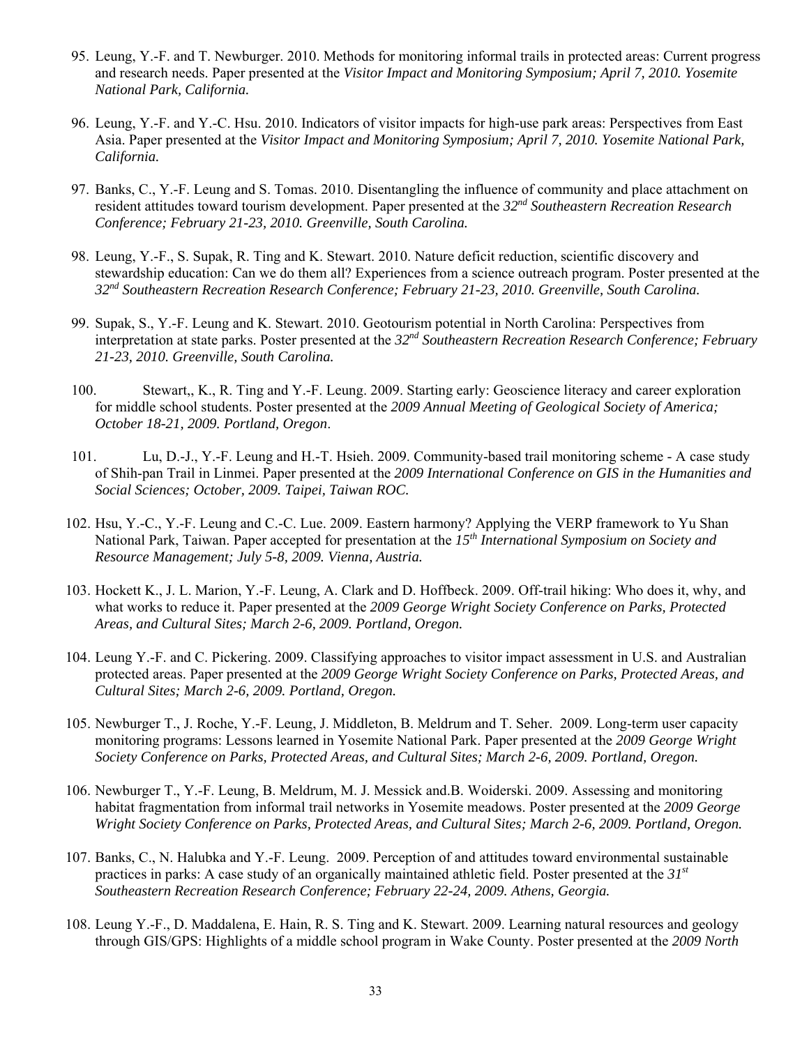95. Leung, Y.-F. and T. Newburger. 2010. Methods for monitoring informal trails in protected areas: Current progress and research needs. Paper presented at the *Visitor Impact and Monitoring Symposium; April 7, 2010. Yosemite National Park, California.*

96. Leung, Y.-F. and Y.-C. Hsu. 2010. Indicators of visitor impacts for high-use park areas: Perspectives from East Asia. Paper presented at the *Visitor Impact and Monitoring Symposium; April 7, 2010. Yosemite National Park, California.*

97. Banks, C., Y.-F. Leung and S. Tomas. 2010. Disentangling the influence of community and place attachment on resident attitudes toward tourism development. Paper presented at the *32nd Southeastern Recreation Research Conference; February 21-23, 2010. Greenville, South Carolina.*

98. Leung, Y.-F., S. Supak, R. Ting and K. Stewart. 2010. Nature deficit reduction, scientific discovery and stewardship education: Can we do them all? Experiences from a science outreach program. Poster presented at the *32nd Southeastern Recreation Research Conference; February 21-23, 2010. Greenville, South Carolina.*

99. Supak, S., Y.-F. Leung and K. Stewart. 2010. Geotourism potential in North Carolina: Perspectives from interpretation at state parks. Poster presented at the *32nd Southeastern Recreation Research Conference; February 21-23, 2010. Greenville, South Carolina.*

100. Stewart,, K., R. Ting and Y.-F. Leung. 2009. Starting early: Geoscience literacy and career exploration for middle school students. Poster presented at the *2009 Annual Meeting of Geological Society of America; October 18-21, 2009. Portland, Oregon*.

101. Lu, D.-J., Y.-F. Leung and H.-T. Hsieh. 2009. Community-based trail monitoring scheme - A case study of Shih-pan Trail in Linmei. Paper presented at the *2009 International Conference on GIS in the Humanities and Social Sciences; October, 2009. Taipei, Taiwan ROC.*

102. Hsu, Y.-C., Y.-F. Leung and C.-C. Lue. 2009. Eastern harmony? Applying the VERP framework to Yu Shan National Park, Taiwan. Paper accepted for presentation at the *15th International Symposium on Society and Resource Management; July 5-8, 2009. Vienna, Austria.*

103. Hockett K., J. L. Marion, Y.-F. Leung, A. Clark and D. Hoffbeck. 2009. Off-trail hiking: Who does it, why, and what works to reduce it. Paper presented at the *2009 George Wright Society Conference on Parks, Protected Areas, and Cultural Sites; March 2-6, 2009. Portland, Oregon.*

104. Leung Y.-F. and C. Pickering. 2009. Classifying approaches to visitor impact assessment in U.S. and Australian protected areas. Paper presented at the *2009 George Wright Society Conference on Parks, Protected Areas, and Cultural Sites; March 2-6, 2009. Portland, Oregon.*

105. Newburger T., J. Roche, Y.-F. Leung, J. Middleton, B. Meldrum and T. Seher. 2009. Long-term user capacity monitoring programs: Lessons learned in Yosemite National Park. Paper presented at the *2009 George Wright Society Conference on Parks, Protected Areas, and Cultural Sites; March 2-6, 2009. Portland, Oregon.*

106. Newburger T., Y.-F. Leung, B. Meldrum, M. J. Messick and.B. Woiderski. 2009. Assessing and monitoring habitat fragmentation from informal trail networks in Yosemite meadows. Poster presented at the *2009 George Wright Society Conference on Parks, Protected Areas, and Cultural Sites; March 2-6, 2009. Portland, Oregon.*

107. Banks, C., N. Halubka and Y.-F. Leung. 2009. Perception of and attitudes toward environmental sustainable practices in parks: A case study of an organically maintained athletic field. Poster presented at the *31st Southeastern Recreation Research Conference; February 22-24, 2009. Athens, Georgia.*

108. Leung Y.-F., D. Maddalena, E. Hain, R. S. Ting and K. Stewart. 2009. Learning natural resources and geology through GIS/GPS: Highlights of a middle school program in Wake County. Poster presented at the *2009 North*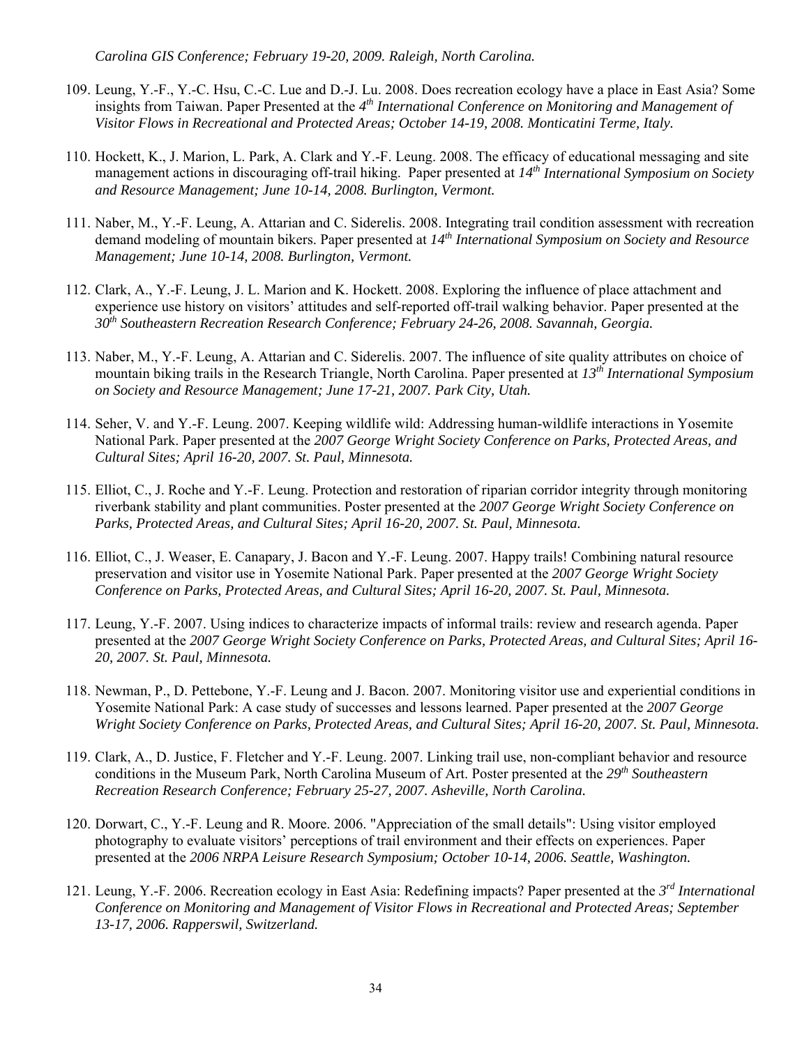*Carolina GIS Conference; February 19-20, 2009. Raleigh, North Carolina.*

109. Leung, Y.-F., Y.-C. Hsu, C.-C. Lue and D.-J. Lu. 2008. Does recreation ecology have a place in East Asia? Some insights from Taiwan. Paper Presented at the *4th International Conference on Monitoring and Management of Visitor Flows in Recreational and Protected Areas; October 14-19, 2008. Monticatini Terme, Italy.*

110. Hockett, K., J. Marion, L. Park, A. Clark and Y.-F. Leung. 2008. The efficacy of educational messaging and site management actions in discouraging off-trail hiking. Paper presented at *14th International Symposium on Society and Resource Management; June 10-14, 2008. Burlington, Vermont.*

111. Naber, M., Y.-F. Leung, A. Attarian and C. Siderelis. 2008. Integrating trail condition assessment with recreation demand modeling of mountain bikers. Paper presented at *14th International Symposium on Society and Resource Management; June 10-14, 2008. Burlington, Vermont.*

112. Clark, A., Y.-F. Leung, J. L. Marion and K. Hockett. 2008. Exploring the influence of place attachment and experience use history on visitors' attitudes and self-reported off-trail walking behavior. Paper presented at the *30th Southeastern Recreation Research Conference; February 24-26, 2008. Savannah, Georgia.*

113. Naber, M., Y.-F. Leung, A. Attarian and C. Siderelis. 2007. The influence of site quality attributes on choice of mountain biking trails in the Research Triangle, North Carolina. Paper presented at *13th International Symposium on Society and Resource Management; June 17-21, 2007. Park City, Utah.*

114. Seher, V. and Y.-F. Leung. 2007. Keeping wildlife wild: Addressing human-wildlife interactions in Yosemite National Park. Paper presented at the *2007 George Wright Society Conference on Parks, Protected Areas, and Cultural Sites; April 16-20, 2007. St. Paul, Minnesota.*

115. Elliot, C., J. Roche and Y.-F. Leung. Protection and restoration of riparian corridor integrity through monitoring riverbank stability and plant communities. Poster presented at the *2007 George Wright Society Conference on Parks, Protected Areas, and Cultural Sites; April 16-20, 2007. St. Paul, Minnesota.*

116. Elliot, C., J. Weaser, E. Canapary, J. Bacon and Y.-F. Leung. 2007. Happy trails! Combining natural resource preservation and visitor use in Yosemite National Park. Paper presented at the *2007 George Wright Society Conference on Parks, Protected Areas, and Cultural Sites; April 16-20, 2007. St. Paul, Minnesota.*

117. Leung, Y.-F. 2007. Using indices to characterize impacts of informal trails: review and research agenda. Paper presented at the *2007 George Wright Society Conference on Parks, Protected Areas, and Cultural Sites; April 16-20, 2007. St. Paul, Minnesota.*

118. Newman, P., D. Pettebone, Y.-F. Leung and J. Bacon. 2007. Monitoring visitor use and experiential conditions in Yosemite National Park: A case study of successes and lessons learned. Paper presented at the *2007 George Wright Society Conference on Parks, Protected Areas, and Cultural Sites; April 16-20, 2007. St. Paul, Minnesota.*

119. Clark, A., D. Justice, F. Fletcher and Y.-F. Leung. 2007. Linking trail use, non-compliant behavior and resource conditions in the Museum Park, North Carolina Museum of Art. Poster presented at the *29th Southeastern Recreation Research Conference; February 25-27, 2007. Asheville, North Carolina.*

120. Dorwart, C., Y.-F. Leung and R. Moore. 2006. "Appreciation of the small details": Using visitor employed photography to evaluate visitors' perceptions of trail environment and their effects on experiences. Paper presented at the *2006 NRPA Leisure Research Symposium; October 10-14, 2006. Seattle, Washington.*

121. Leung, Y.-F. 2006. Recreation ecology in East Asia: Redefining impacts? Paper presented at the *3rd International Conference on Monitoring and Management of Visitor Flows in Recreational and Protected Areas; September 13-17, 2006. Rapperswil, Switzerland.*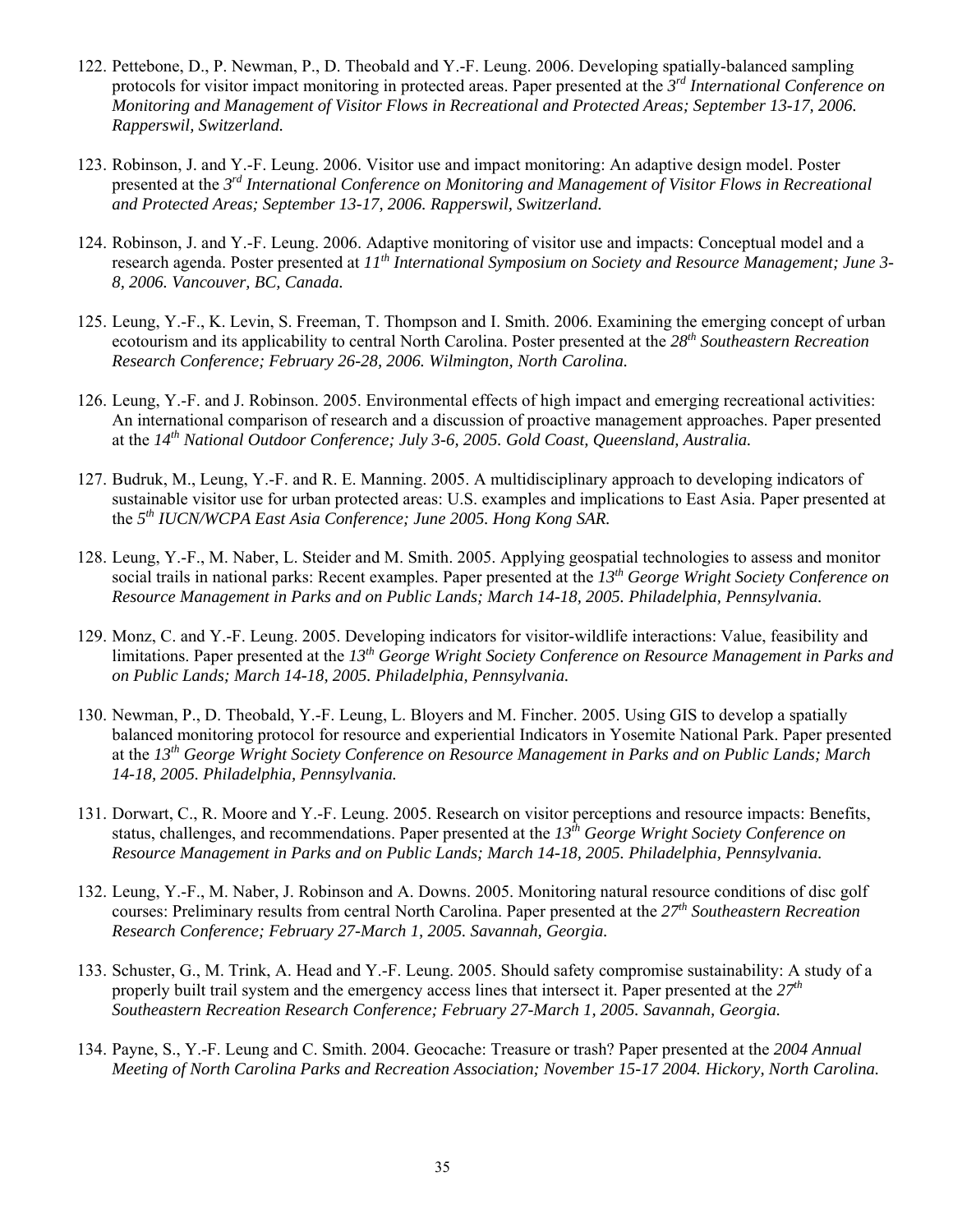122. Pettebone, D., P. Newman, P., D. Theobald and Y.-F. Leung. 2006. Developing spatially-balanced sampling protocols for visitor impact monitoring in protected areas. Paper presented at the *3rd International Conference on Monitoring and Management of Visitor Flows in Recreational and Protected Areas; September 13-17, 2006. Rapperswil, Switzerland.*

123. Robinson, J. and Y.-F. Leung. 2006. Visitor use and impact monitoring: An adaptive design model. Poster presented at the *3rd International Conference on Monitoring and Management of Visitor Flows in Recreational and Protected Areas; September 13-17, 2006. Rapperswil, Switzerland.*

124. Robinson, J. and Y.-F. Leung. 2006. Adaptive monitoring of visitor use and impacts: Conceptual model and a research agenda. Poster presented at *11th International Symposium on Society and Resource Management; June 3-8, 2006. Vancouver, BC, Canada.*

125. Leung, Y.-F., K. Levin, S. Freeman, T. Thompson and I. Smith. 2006. Examining the emerging concept of urban ecotourism and its applicability to central North Carolina. Poster presented at the *28th Southeastern Recreation Research Conference; February 26-28, 2006. Wilmington, North Carolina.*

126. Leung, Y.-F. and J. Robinson. 2005. Environmental effects of high impact and emerging recreational activities: An international comparison of research and a discussion of proactive management approaches. Paper presented at the *14th National Outdoor Conference; July 3-6, 2005. Gold Coast, Queensland, Australia.*

127. Budruk, M., Leung, Y.-F. and R. E. Manning. 2005. A multidisciplinary approach to developing indicators of sustainable visitor use for urban protected areas: U.S. examples and implications to East Asia. Paper presented at the *5th IUCN/WCPA East Asia Conference; June 2005. Hong Kong SAR.*

128. Leung, Y.-F., M. Naber, L. Steider and M. Smith. 2005. Applying geospatial technologies to assess and monitor social trails in national parks: Recent examples. Paper presented at the *13th George Wright Society Conference on Resource Management in Parks and on Public Lands; March 14-18, 2005. Philadelphia, Pennsylvania.*

129. Monz, C. and Y.-F. Leung. 2005. Developing indicators for visitor-wildlife interactions: Value, feasibility and limitations. Paper presented at the *13th George Wright Society Conference on Resource Management in Parks and on Public Lands; March 14-18, 2005. Philadelphia, Pennsylvania.*

130. Newman, P., D. Theobald, Y.-F. Leung, L. Bloyers and M. Fincher. 2005. Using GIS to develop a spatially balanced monitoring protocol for resource and experiential Indicators in Yosemite National Park. Paper presented at the *13th George Wright Society Conference on Resource Management in Parks and on Public Lands; March 14-18, 2005. Philadelphia, Pennsylvania.*

131. Dorwart, C., R. Moore and Y.-F. Leung. 2005. Research on visitor perceptions and resource impacts: Benefits, status, challenges, and recommendations. Paper presented at the *13th George Wright Society Conference on Resource Management in Parks and on Public Lands; March 14-18, 2005. Philadelphia, Pennsylvania.*

132. Leung, Y.-F., M. Naber, J. Robinson and A. Downs. 2005. Monitoring natural resource conditions of disc golf courses: Preliminary results from central North Carolina. Paper presented at the *27th Southeastern Recreation Research Conference; February 27-March 1, 2005. Savannah, Georgia.*

133. Schuster, G., M. Trink, A. Head and Y.-F. Leung. 2005. Should safety compromise sustainability: A study of a properly built trail system and the emergency access lines that intersect it. Paper presented at the *27th Southeastern Recreation Research Conference; February 27-March 1, 2005. Savannah, Georgia.*

134. Payne, S., Y.-F. Leung and C. Smith. 2004. Geocache: Treasure or trash? Paper presented at the *2004 Annual Meeting of North Carolina Parks and Recreation Association; November 15-17 2004. Hickory, North Carolina.*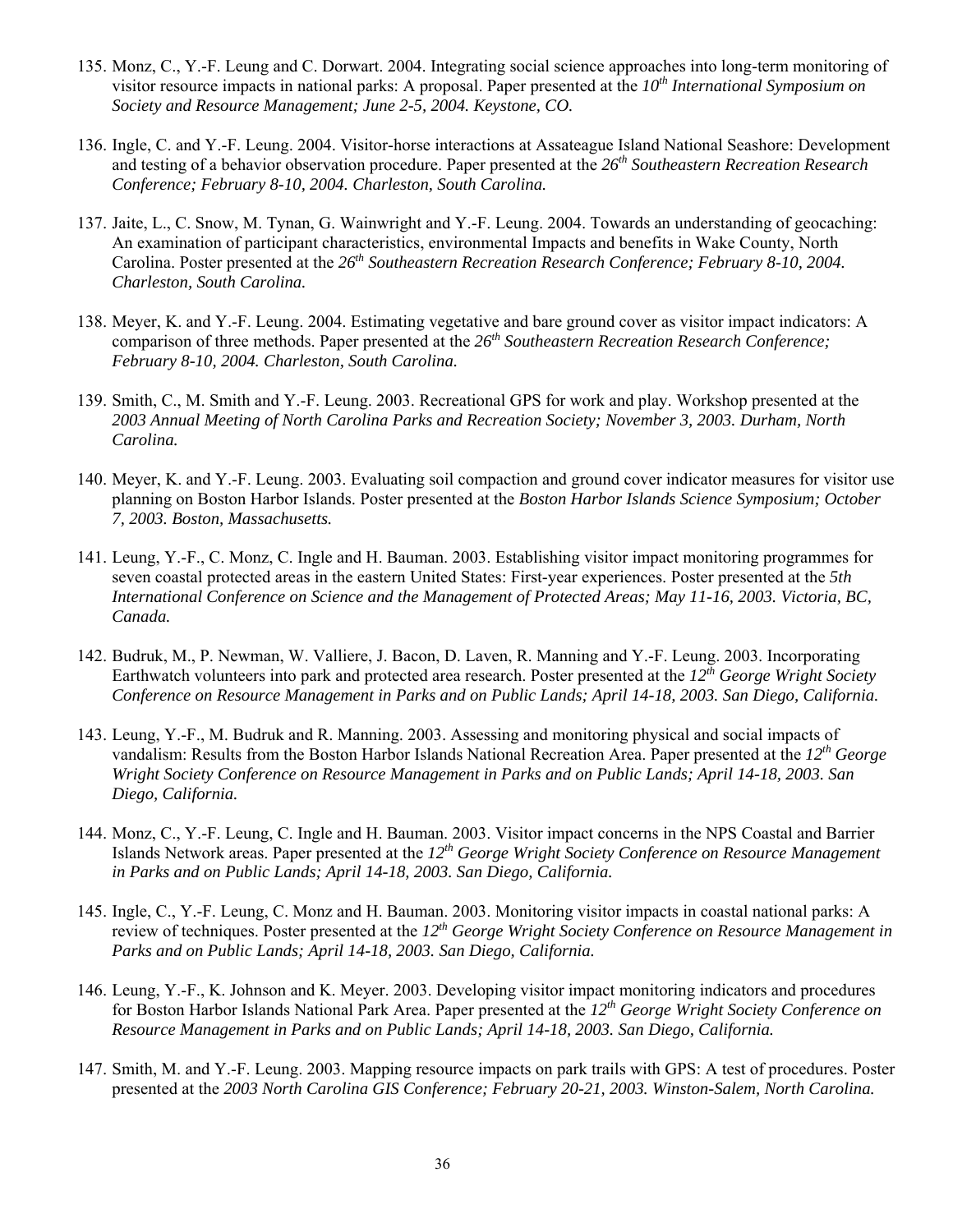135. Monz, C., Y.-F. Leung and C. Dorwart. 2004. Integrating social science approaches into long-term monitoring of visitor resource impacts in national parks: A proposal. Paper presented at the *10th International Symposium on Society and Resource Management; June 2-5, 2004. Keystone, CO.*

136. Ingle, C. and Y.-F. Leung. 2004. Visitor-horse interactions at Assateague Island National Seashore: Development and testing of a behavior observation procedure. Paper presented at the *26th Southeastern Recreation Research Conference; February 8-10, 2004. Charleston, South Carolina.*

137. Jaite, L., C. Snow, M. Tynan, G. Wainwright and Y.-F. Leung. 2004. Towards an understanding of geocaching: An examination of participant characteristics, environmental Impacts and benefits in Wake County, North Carolina. Poster presented at the *26th Southeastern Recreation Research Conference; February 8-10, 2004. Charleston, South Carolina.*

138. Meyer, K. and Y.-F. Leung. 2004. Estimating vegetative and bare ground cover as visitor impact indicators: A comparison of three methods. Paper presented at the *26th Southeastern Recreation Research Conference; February 8-10, 2004. Charleston, South Carolina.*

139. Smith, C., M. Smith and Y.-F. Leung. 2003. Recreational GPS for work and play. Workshop presented at the *2003 Annual Meeting of North Carolina Parks and Recreation Society; November 3, 2003. Durham, North Carolina.*

140. Meyer, K. and Y.-F. Leung. 2003. Evaluating soil compaction and ground cover indicator measures for visitor use planning on Boston Harbor Islands. Poster presented at the *Boston Harbor Islands Science Symposium; October 7, 2003. Boston, Massachusetts.*

141. Leung, Y.-F., C. Monz, C. Ingle and H. Bauman. 2003. Establishing visitor impact monitoring programmes for seven coastal protected areas in the eastern United States: First-year experiences. Poster presented at the *5th International Conference on Science and the Management of Protected Areas; May 11-16, 2003. Victoria, BC, Canada.*

142. Budruk, M., P. Newman, W. Valliere, J. Bacon, D. Laven, R. Manning and Y.-F. Leung. 2003. Incorporating Earthwatch volunteers into park and protected area research. Poster presented at the *12th George Wright Society Conference on Resource Management in Parks and on Public Lands; April 14-18, 2003. San Diego, California.*

143. Leung, Y.-F., M. Budruk and R. Manning. 2003. Assessing and monitoring physical and social impacts of vandalism: Results from the Boston Harbor Islands National Recreation Area. Paper presented at the *12th George Wright Society Conference on Resource Management in Parks and on Public Lands; April 14-18, 2003. San Diego, California.*

144. Monz, C., Y.-F. Leung, C. Ingle and H. Bauman. 2003. Visitor impact concerns in the NPS Coastal and Barrier Islands Network areas. Paper presented at the *12th George Wright Society Conference on Resource Management in Parks and on Public Lands; April 14-18, 2003. San Diego, California.*

145. Ingle, C., Y.-F. Leung, C. Monz and H. Bauman. 2003. Monitoring visitor impacts in coastal national parks: A review of techniques. Poster presented at the *12th George Wright Society Conference on Resource Management in Parks and on Public Lands; April 14-18, 2003. San Diego, California.*

146. Leung, Y.-F., K. Johnson and K. Meyer. 2003. Developing visitor impact monitoring indicators and procedures for Boston Harbor Islands National Park Area. Paper presented at the *12th George Wright Society Conference on Resource Management in Parks and on Public Lands; April 14-18, 2003. San Diego, California.*

147. Smith, M. and Y.-F. Leung. 2003. Mapping resource impacts on park trails with GPS: A test of procedures. Poster presented at the *2003 North Carolina GIS Conference; February 20-21, 2003. Winston-Salem, North Carolina.*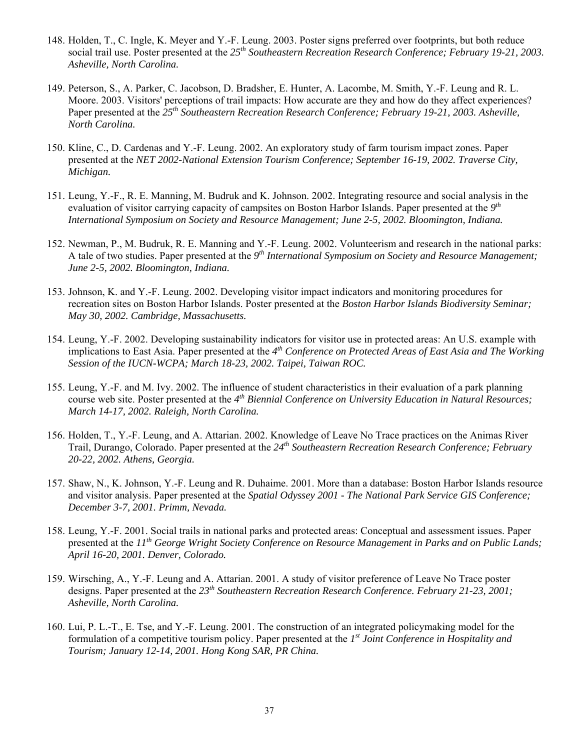148. Holden, T., C. Ingle, K. Meyer and Y.-F. Leung. 2003. Poster signs preferred over footprints, but both reduce social trail use. Poster presented at the *25th Southeastern Recreation Research Conference; February 19-21, 2003. Asheville, North Carolina.*

149. Peterson, S., A. Parker, C. Jacobson, D. Bradsher, E. Hunter, A. Lacombe, M. Smith, Y.-F. Leung and R. L. Moore. 2003. Visitors' perceptions of trail impacts: How accurate are they and how do they affect experiences? Paper presented at the *25th Southeastern Recreation Research Conference; February 19-21, 2003. Asheville, North Carolina.*

150. Kline, C., D. Cardenas and Y.-F. Leung. 2002. An exploratory study of farm tourism impact zones. Paper presented at the *NET 2002-National Extension Tourism Conference; September 16-19, 2002. Traverse City, Michigan.*

151. Leung, Y.-F., R. E. Manning, M. Budruk and K. Johnson. 2002. Integrating resource and social analysis in the evaluation of visitor carrying capacity of campsites on Boston Harbor Islands. Paper presented at the *9th International Symposium on Society and Resource Management; June 2-5, 2002. Bloomington, Indiana.*

152. Newman, P., M. Budruk, R. E. Manning and Y.-F. Leung. 2002. Volunteerism and research in the national parks: A tale of two studies. Paper presented at the *9th International Symposium on Society and Resource Management; June 2-5, 2002. Bloomington, Indiana.*

153. Johnson, K. and Y.-F. Leung. 2002. Developing visitor impact indicators and monitoring procedures for recreation sites on Boston Harbor Islands. Poster presented at the *Boston Harbor Islands Biodiversity Seminar; May 30, 2002. Cambridge, Massachusetts.*

154. Leung, Y.-F. 2002. Developing sustainability indicators for visitor use in protected areas: An U.S. example with implications to East Asia. Paper presented at the *4th Conference on Protected Areas of East Asia and The Working Session of the IUCN-WCPA; March 18-23, 2002. Taipei, Taiwan ROC.*

155. Leung, Y.-F. and M. Ivy. 2002. The influence of student characteristics in their evaluation of a park planning course web site. Poster presented at the *4th Biennial Conference on University Education in Natural Resources; March 14-17, 2002. Raleigh, North Carolina.*

156. Holden, T., Y.-F. Leung, and A. Attarian. 2002. Knowledge of Leave No Trace practices on the Animas River Trail, Durango, Colorado. Paper presented at the *24th Southeastern Recreation Research Conference; February 20-22, 2002. Athens, Georgia.*

157. Shaw, N., K. Johnson, Y.-F. Leung and R. Duhaime. 2001. More than a database: Boston Harbor Islands resource and visitor analysis. Paper presented at the *Spatial Odyssey 2001 - The National Park Service GIS Conference; December 3-7, 2001. Primm, Nevada.*

158. Leung, Y.-F. 2001. Social trails in national parks and protected areas: Conceptual and assessment issues. Paper presented at the *11th George Wright Society Conference on Resource Management in Parks and on Public Lands; April 16-20, 2001. Denver, Colorado.*

159. Wirsching, A., Y.-F. Leung and A. Attarian. 2001. A study of visitor preference of Leave No Trace poster designs. Paper presented at the *23th Southeastern Recreation Research Conference. February 21-23, 2001; Asheville, North Carolina.*

160. Lui, P. L.-T., E. Tse, and Y.-F. Leung. 2001. The construction of an integrated policymaking model for the formulation of a competitive tourism policy. Paper presented at the *1st Joint Conference in Hospitality and Tourism; January 12-14, 2001. Hong Kong SAR, PR China.*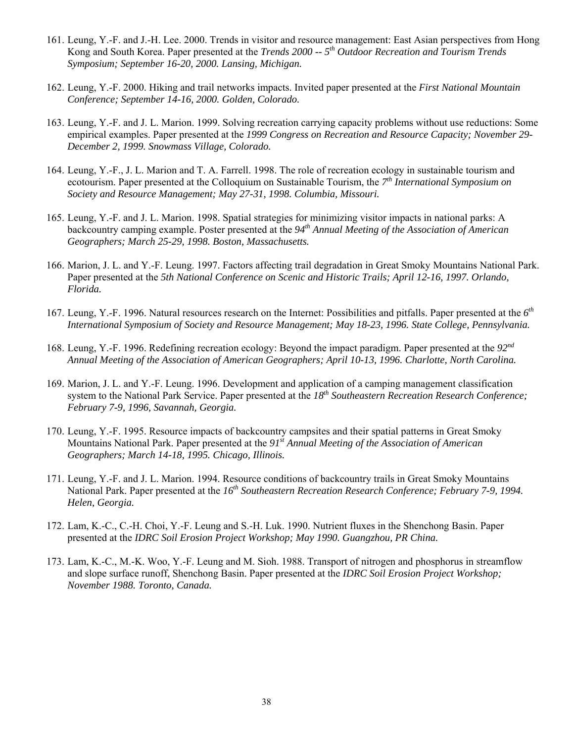161. Leung, Y.-F. and J.-H. Lee. 2000. Trends in visitor and resource management: East Asian perspectives from Hong Kong and South Korea. Paper presented at the *Trends 2000 -- 5th Outdoor Recreation and Tourism Trends Symposium; September 16-20, 2000. Lansing, Michigan.*

162. Leung, Y.-F. 2000. Hiking and trail networks impacts. Invited paper presented at the *First National Mountain Conference; September 14-16, 2000. Golden, Colorado.*

163. Leung, Y.-F. and J. L. Marion. 1999. Solving recreation carrying capacity problems without use reductions: Some empirical examples. Paper presented at the *1999 Congress on Recreation and Resource Capacity; November 29-December 2, 1999. Snowmass Village, Colorado.*

164. Leung, Y.-F., J. L. Marion and T. A. Farrell. 1998. The role of recreation ecology in sustainable tourism and ecotourism. Paper presented at the Colloquium on Sustainable Tourism, the *7th International Symposium on Society and Resource Management; May 27-31, 1998. Columbia, Missouri.*

165. Leung, Y.-F. and J. L. Marion. 1998. Spatial strategies for minimizing visitor impacts in national parks: A backcountry camping example. Poster presented at the *94th Annual Meeting of the Association of American Geographers; March 25-29, 1998. Boston, Massachusetts.*

166. Marion, J. L. and Y.-F. Leung. 1997. Factors affecting trail degradation in Great Smoky Mountains National Park. Paper presented at the *5th National Conference on Scenic and Historic Trails; April 12-16, 1997. Orlando, Florida.*

167. Leung, Y.-F. 1996. Natural resources research on the Internet: Possibilities and pitfalls. Paper presented at the *6th International Symposium of Society and Resource Management; May 18-23, 1996. State College, Pennsylvania.*

168. Leung, Y.-F. 1996. Redefining recreation ecology: Beyond the impact paradigm. Paper presented at the *92nd Annual Meeting of the Association of American Geographers; April 10-13, 1996. Charlotte, North Carolina.*

169. Marion, J. L. and Y.-F. Leung. 1996. Development and application of a camping management classification system to the National Park Service. Paper presented at the *18th Southeastern Recreation Research Conference; February 7-9, 1996, Savannah, Georgia.*

170. Leung, Y.-F. 1995. Resource impacts of backcountry campsites and their spatial patterns in Great Smoky Mountains National Park. Paper presented at the *91st Annual Meeting of the Association of American Geographers; March 14-18, 1995. Chicago, Illinois.*

171. Leung, Y.-F. and J. L. Marion. 1994. Resource conditions of backcountry trails in Great Smoky Mountains National Park. Paper presented at the *16th Southeastern Recreation Research Conference; February 7-9, 1994. Helen, Georgia.*

172. Lam, K.-C., C.-H. Choi, Y.-F. Leung and S.-H. Luk. 1990. Nutrient fluxes in the Shenchong Basin. Paper presented at the *IDRC Soil Erosion Project Workshop; May 1990. Guangzhou, PR China.*

173. Lam, K.-C., M.-K. Woo, Y.-F. Leung and M. Sioh. 1988. Transport of nitrogen and phosphorus in streamflow and slope surface runoff, Shenchong Basin. Paper presented at the *IDRC Soil Erosion Project Workshop; November 1988. Toronto, Canada.*